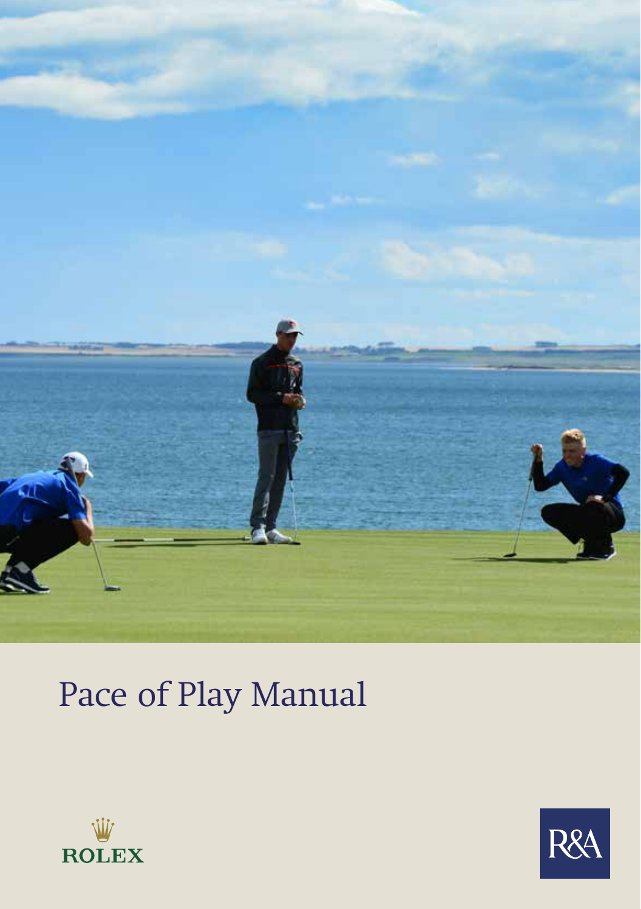# Pace of Play Manual

ROLEX

R&A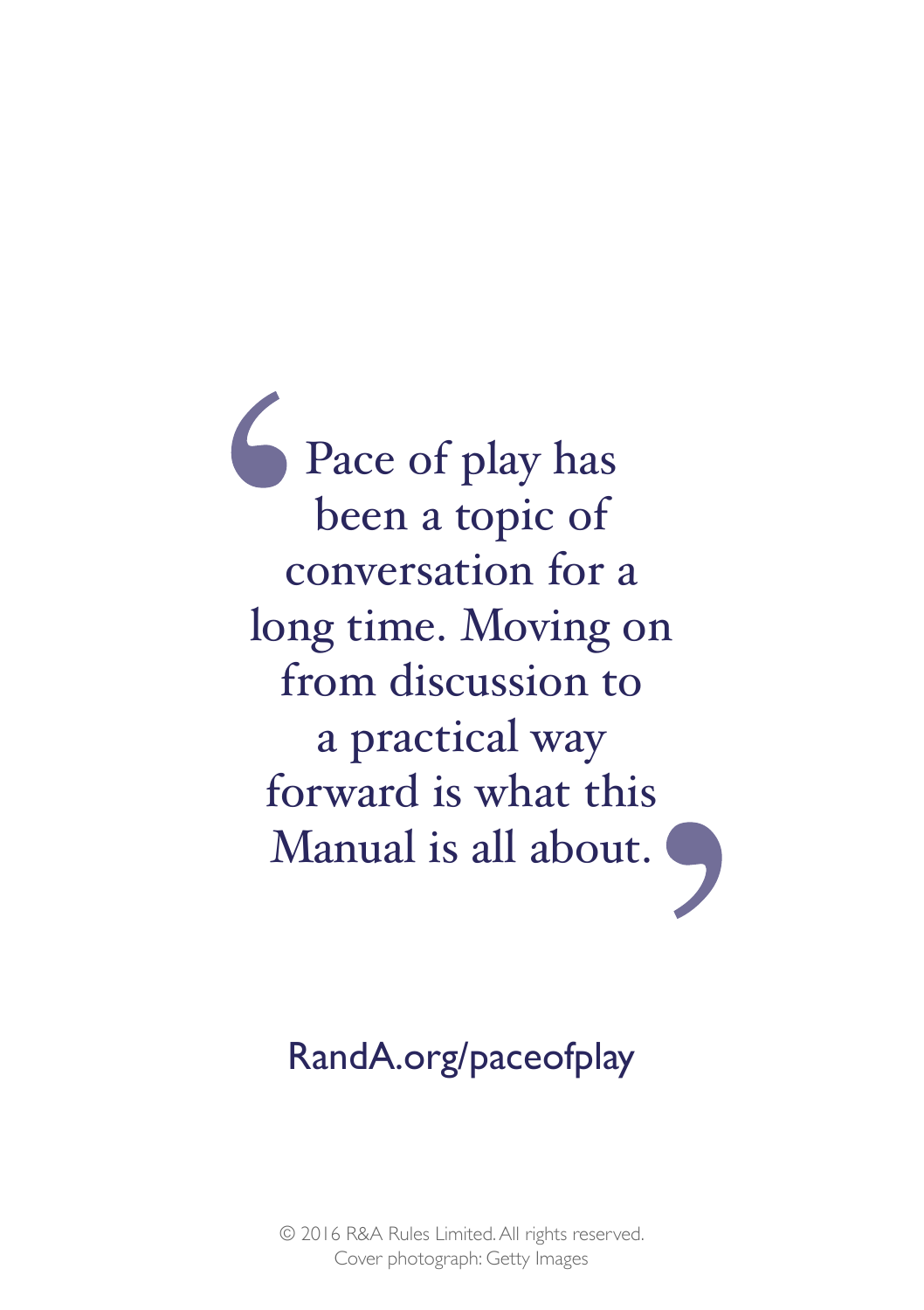> Pace of play has been a topic of conversation for a long time. Moving on from discussion to a practical way forward is what this Manual is all about.

RandA.org/paceofplay

© 2016 R&A Rules Limited. All rights reserved.
Cover photograph: Getty Images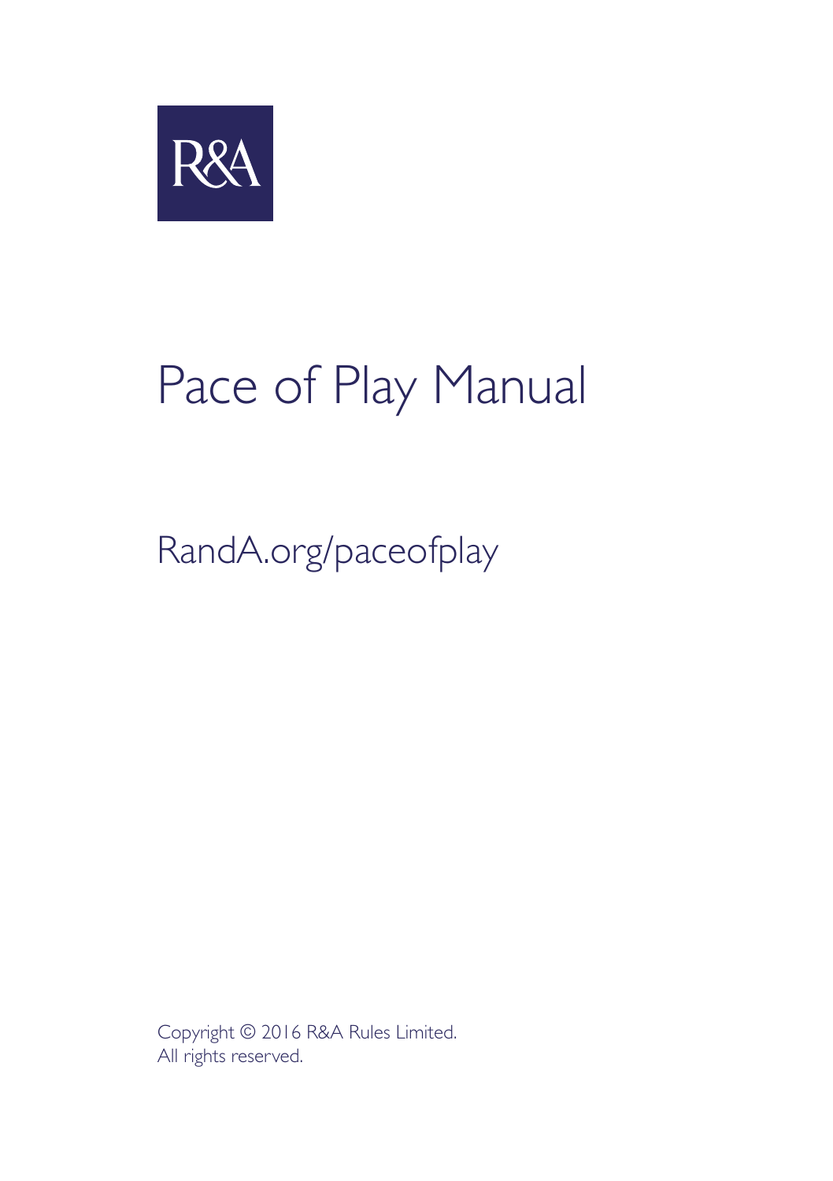R&A

# Pace of Play Manual

RandA.org/paceofplay

Copyright © 2016 R&A Rules Limited.
All rights reserved.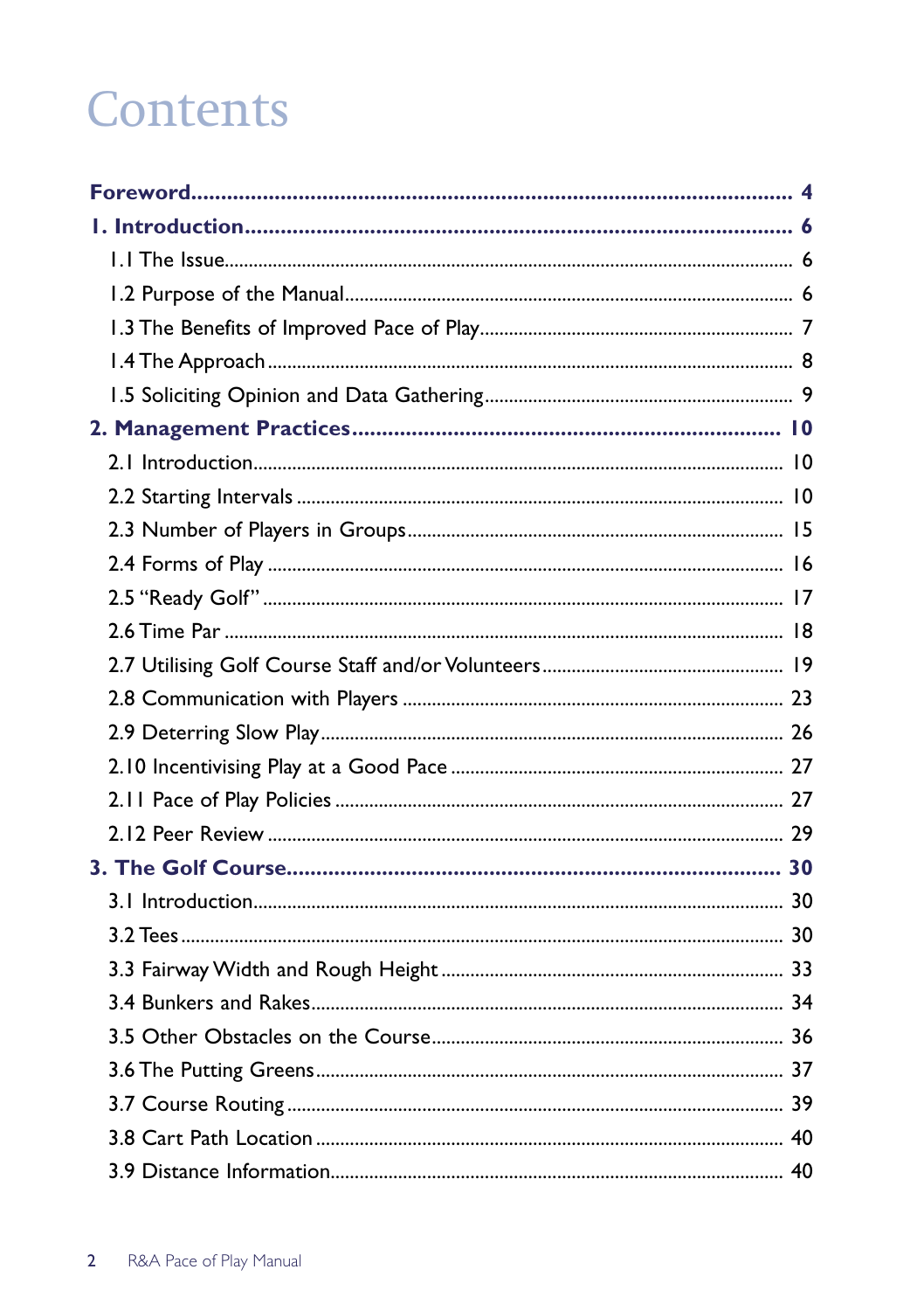# Contents

**Foreword** ........................................................................................ **4**

**1. Introduction** ..................................................................................... **6**

- 1.1 The Issue ....................................................................................... 6
- 1.2 Purpose of the Manual .................................................................. 6
- 1.3 The Benefits of Improved Pace of Play ......................................... 7
- 1.4 The Approach ............................................................................... 8
- 1.5 Soliciting Opinion and Data Gathering .......................................... 9

**2. Management Practices** ................................................................... **10**

- 2.1 Introduction ................................................................................. 10
- 2.2 Starting Intervals .......................................................................... 10
- 2.3 Number of Players in Groups ....................................................... 15
- 2.4 Forms of Play ............................................................................... 16
- 2.5 "Ready Golf" ................................................................................ 17
- 2.6 Time Par ....................................................................................... 18
- 2.7 Utilising Golf Course Staff and/or Volunteers ................................ 19
- 2.8 Communication with Players ........................................................ 23
- 2.9 Deterring Slow Play ...................................................................... 26
- 2.10 Incentivising Play at a Good Pace ............................................... 27
- 2.11 Pace of Play Policies .................................................................. 27
- 2.12 Peer Review ............................................................................... 29

**3. The Golf Course** ............................................................................. **30**

- 3.1 Introduction ................................................................................. 30
- 3.2 Tees ............................................................................................. 30
- 3.3 Fairway Width and Rough Height ................................................. 33
- 3.4 Bunkers and Rakes ....................................................................... 34
- 3.5 Other Obstacles on the Course ..................................................... 36
- 3.6 The Putting Greens ...................................................................... 37
- 3.7 Course Routing ............................................................................ 39
- 3.8 Cart Path Location ....................................................................... 40
- 3.9 Distance Information .................................................................... 40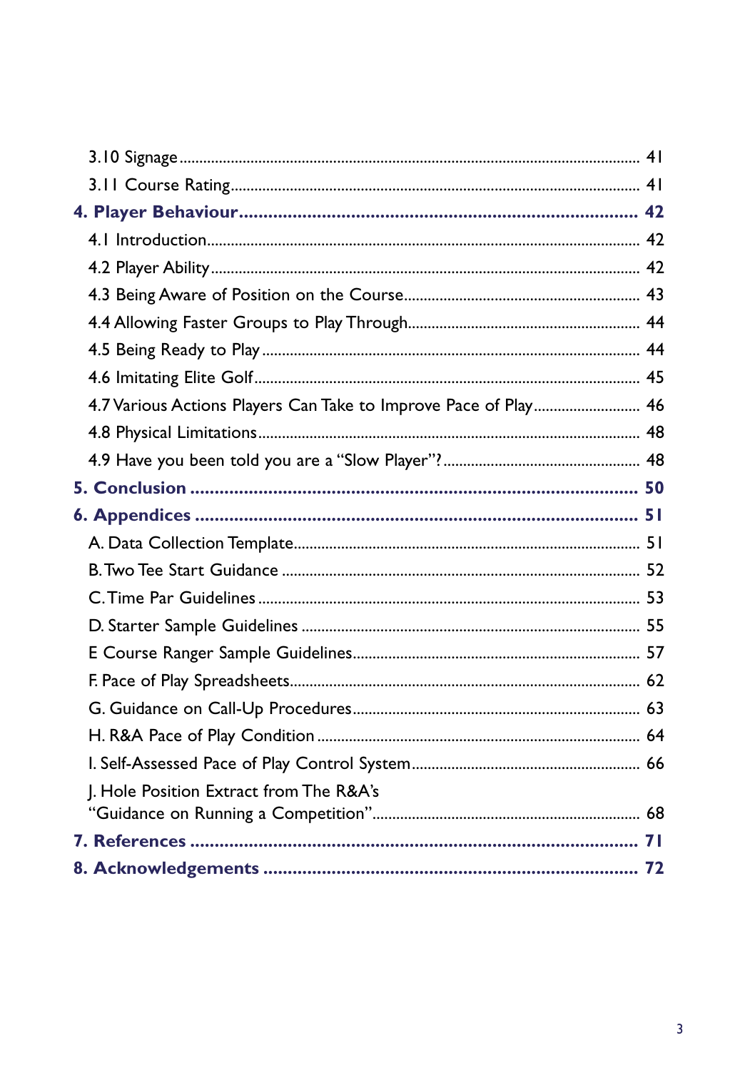3.10 Signage .......... 41
3.11 Course Rating .......... 41
**4. Player Behaviour .......... 42**
4.1 Introduction .......... 42
4.2 Player Ability .......... 42
4.3 Being Aware of Position on the Course .......... 43
4.4 Allowing Faster Groups to Play Through .......... 44
4.5 Being Ready to Play .......... 44
4.6 Imitating Elite Golf .......... 45
4.7 Various Actions Players Can Take to Improve Pace of Play .......... 46
4.8 Physical Limitations .......... 48
4.9 Have you been told you are a "Slow Player"? .......... 48
**5. Conclusion .......... 50**
**6. Appendices .......... 51**
A. Data Collection Template .......... 51
B. Two Tee Start Guidance .......... 52
C. Time Par Guidelines .......... 53
D. Starter Sample Guidelines .......... 55
E Course Ranger Sample Guidelines .......... 57
F. Pace of Play Spreadsheets .......... 62
G. Guidance on Call-Up Procedures .......... 63
H. R&A Pace of Play Condition .......... 64
I. Self-Assessed Pace of Play Control System .......... 66
J. Hole Position Extract from The R&A's "Guidance on Running a Competition" .......... 68
**7. References .......... 71**
**8. Acknowledgements .......... 72**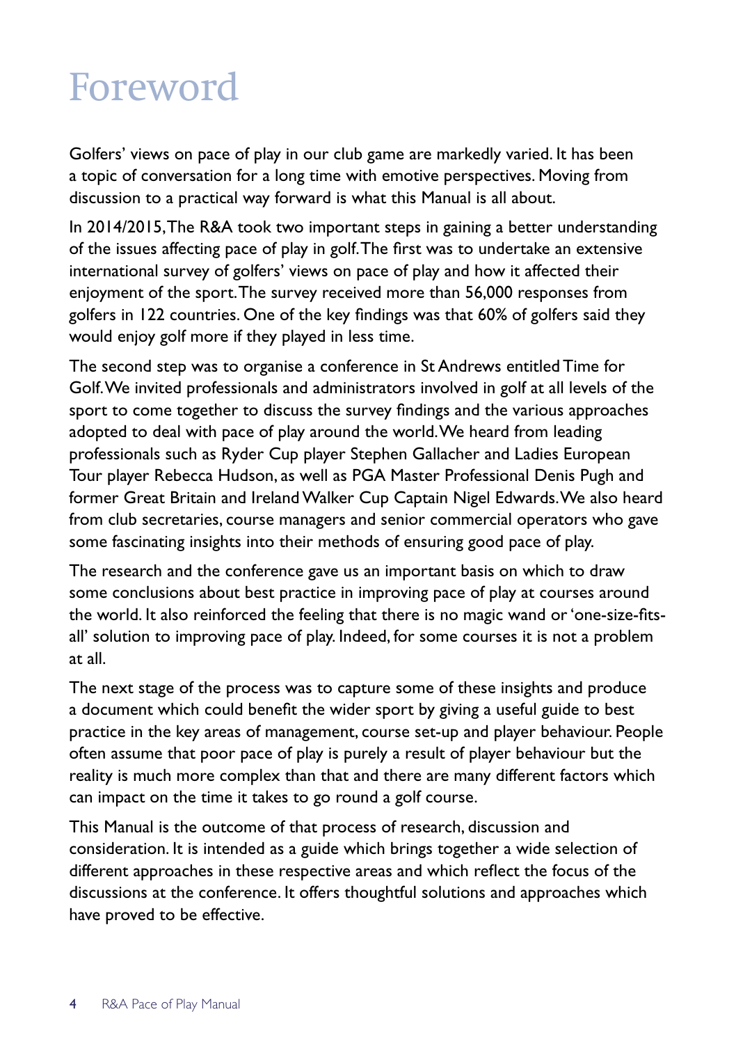# Foreword

Golfers' views on pace of play in our club game are markedly varied. It has been a topic of conversation for a long time with emotive perspectives. Moving from discussion to a practical way forward is what this Manual is all about.

In 2014/2015, The R&A took two important steps in gaining a better understanding of the issues affecting pace of play in golf. The first was to undertake an extensive international survey of golfers' views on pace of play and how it affected their enjoyment of the sport. The survey received more than 56,000 responses from golfers in 122 countries. One of the key findings was that 60% of golfers said they would enjoy golf more if they played in less time.

The second step was to organise a conference in St Andrews entitled Time for Golf. We invited professionals and administrators involved in golf at all levels of the sport to come together to discuss the survey findings and the various approaches adopted to deal with pace of play around the world. We heard from leading professionals such as Ryder Cup player Stephen Gallacher and Ladies European Tour player Rebecca Hudson, as well as PGA Master Professional Denis Pugh and former Great Britain and Ireland Walker Cup Captain Nigel Edwards. We also heard from club secretaries, course managers and senior commercial operators who gave some fascinating insights into their methods of ensuring good pace of play.

The research and the conference gave us an important basis on which to draw some conclusions about best practice in improving pace of play at courses around the world. It also reinforced the feeling that there is no magic wand or 'one-size-fits-all' solution to improving pace of play. Indeed, for some courses it is not a problem at all.

The next stage of the process was to capture some of these insights and produce a document which could benefit the wider sport by giving a useful guide to best practice in the key areas of management, course set-up and player behaviour. People often assume that poor pace of play is purely a result of player behaviour but the reality is much more complex than that and there are many different factors which can impact on the time it takes to go round a golf course.

This Manual is the outcome of that process of research, discussion and consideration. It is intended as a guide which brings together a wide selection of different approaches in these respective areas and which reflect the focus of the discussions at the conference. It offers thoughtful solutions and approaches which have proved to be effective.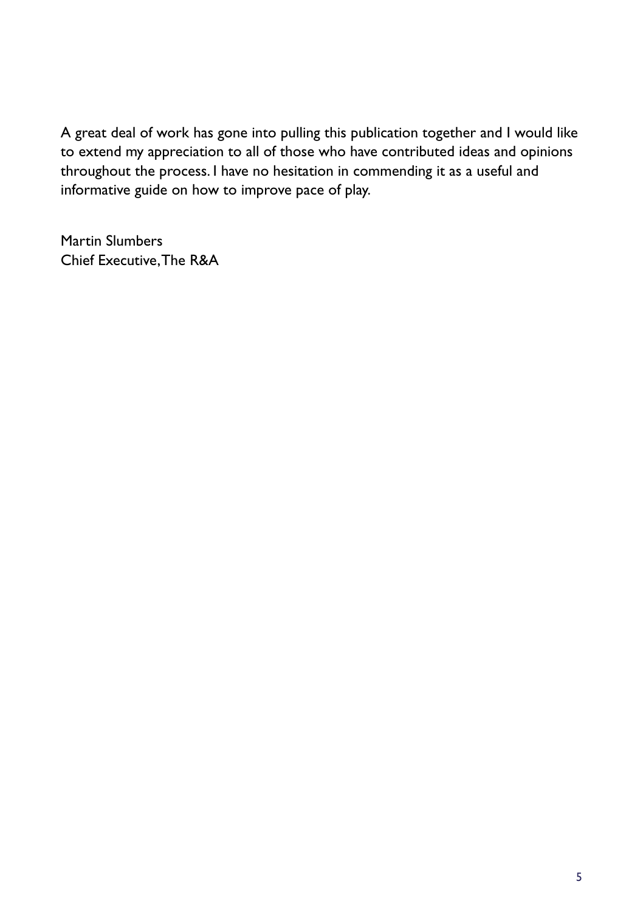A great deal of work has gone into pulling this publication together and I would like to extend my appreciation to all of those who have contributed ideas and opinions throughout the process. I have no hesitation in commending it as a useful and informative guide on how to improve pace of play.

Martin Slumbers  
Chief Executive, The R&A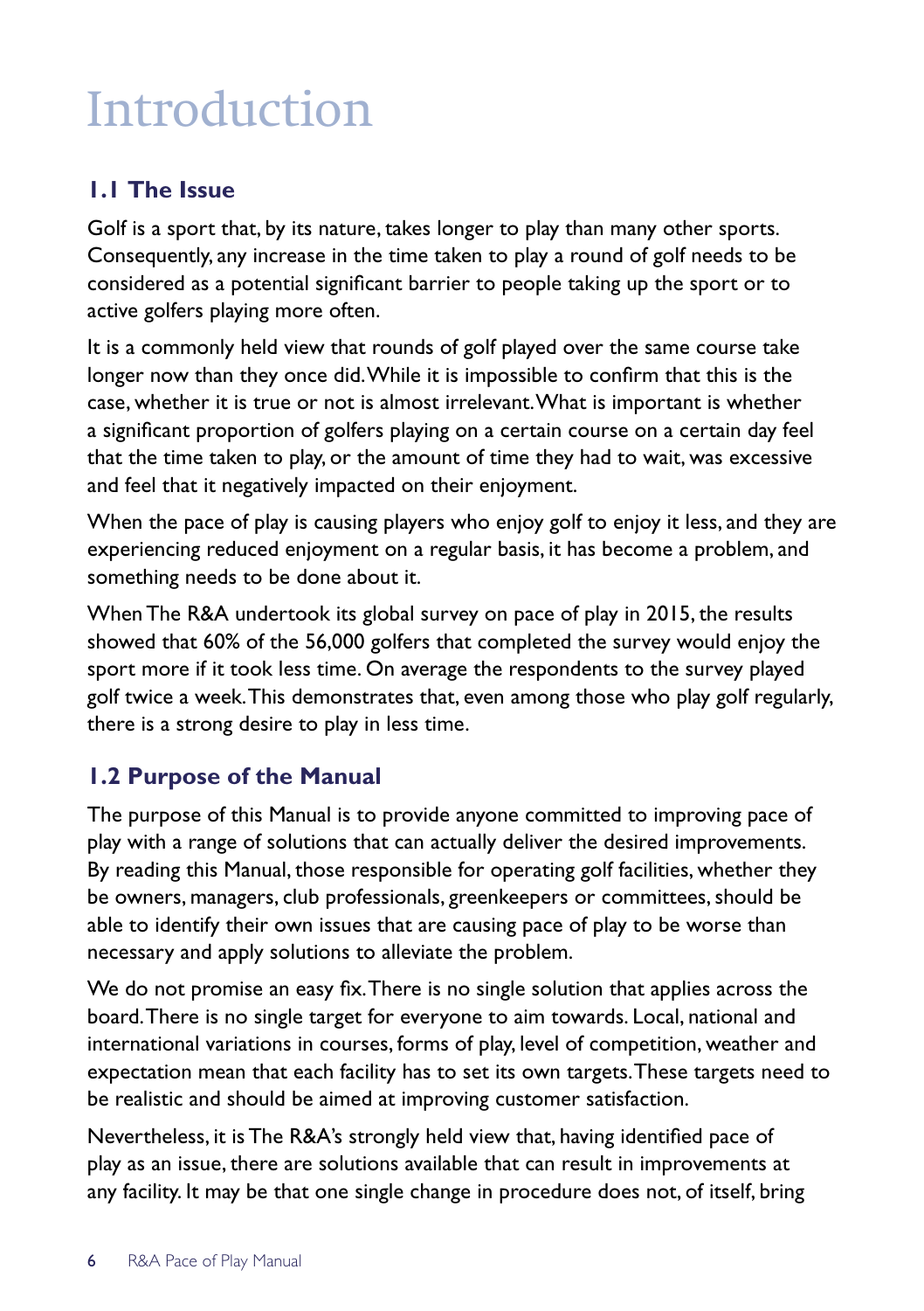# Introduction

## 1.1 The Issue

Golf is a sport that, by its nature, takes longer to play than many other sports. Consequently, any increase in the time taken to play a round of golf needs to be considered as a potential significant barrier to people taking up the sport or to active golfers playing more often.

It is a commonly held view that rounds of golf played over the same course take longer now than they once did. While it is impossible to confirm that this is the case, whether it is true or not is almost irrelevant. What is important is whether a significant proportion of golfers playing on a certain course on a certain day feel that the time taken to play, or the amount of time they had to wait, was excessive and feel that it negatively impacted on their enjoyment.

When the pace of play is causing players who enjoy golf to enjoy it less, and they are experiencing reduced enjoyment on a regular basis, it has become a problem, and something needs to be done about it.

When The R&A undertook its global survey on pace of play in 2015, the results showed that 60% of the 56,000 golfers that completed the survey would enjoy the sport more if it took less time. On average the respondents to the survey played golf twice a week. This demonstrates that, even among those who play golf regularly, there is a strong desire to play in less time.

## 1.2 Purpose of the Manual

The purpose of this Manual is to provide anyone committed to improving pace of play with a range of solutions that can actually deliver the desired improvements. By reading this Manual, those responsible for operating golf facilities, whether they be owners, managers, club professionals, greenkeepers or committees, should be able to identify their own issues that are causing pace of play to be worse than necessary and apply solutions to alleviate the problem.

We do not promise an easy fix. There is no single solution that applies across the board. There is no single target for everyone to aim towards. Local, national and international variations in courses, forms of play, level of competition, weather and expectation mean that each facility has to set its own targets. These targets need to be realistic and should be aimed at improving customer satisfaction.

Nevertheless, it is The R&A's strongly held view that, having identified pace of play as an issue, there are solutions available that can result in improvements at any facility. It may be that one single change in procedure does not, of itself, bring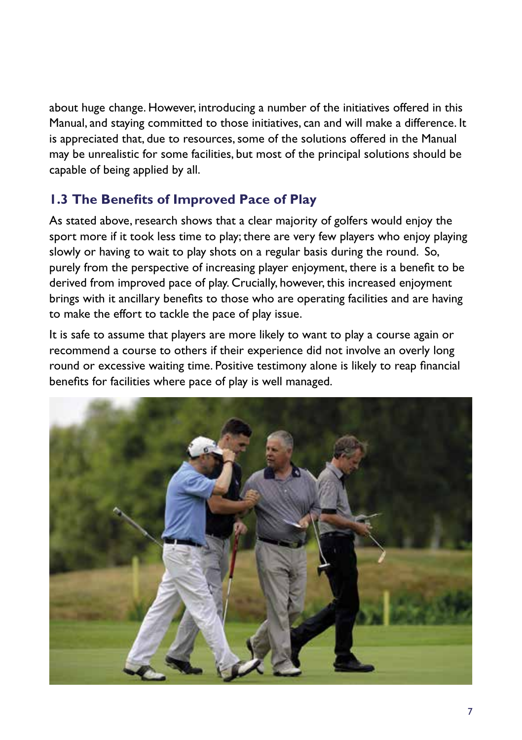about huge change. However, introducing a number of the initiatives offered in this Manual, and staying committed to those initiatives, can and will make a difference. It is appreciated that, due to resources, some of the solutions offered in the Manual may be unrealistic for some facilities, but most of the principal solutions should be capable of being applied by all.

## 1.3 The Benefits of Improved Pace of Play

As stated above, research shows that a clear majority of golfers would enjoy the sport more if it took less time to play; there are very few players who enjoy playing slowly or having to wait to play shots on a regular basis during the round. So, purely from the perspective of increasing player enjoyment, there is a benefit to be derived from improved pace of play. Crucially, however, this increased enjoyment brings with it ancillary benefits to those who are operating facilities and are having to make the effort to tackle the pace of play issue.

It is safe to assume that players are more likely to want to play a course again or recommend a course to others if their experience did not involve an overly long round or excessive waiting time. Positive testimony alone is likely to reap financial benefits for facilities where pace of play is well managed.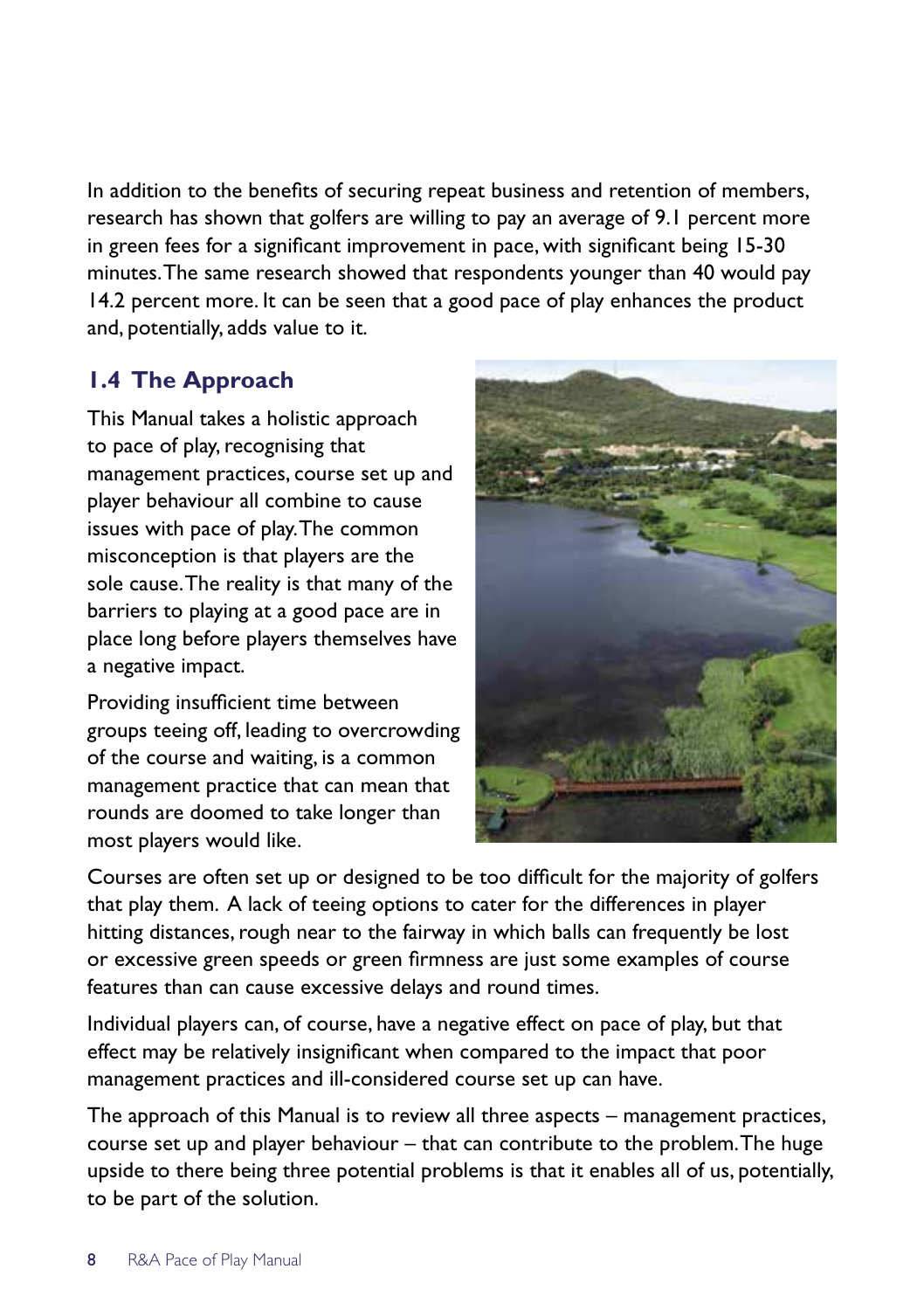In addition to the benefits of securing repeat business and retention of members, research has shown that golfers are willing to pay an average of 9.1 percent more in green fees for a significant improvement in pace, with significant being 15-30 minutes. The same research showed that respondents younger than 40 would pay 14.2 percent more. It can be seen that a good pace of play enhances the product and, potentially, adds value to it.

## 1.4 The Approach

This Manual takes a holistic approach to pace of play, recognising that management practices, course set up and player behaviour all combine to cause issues with pace of play. The common misconception is that players are the sole cause. The reality is that many of the barriers to playing at a good pace are in place long before players themselves have a negative impact.

Providing insufficient time between groups teeing off, leading to overcrowding of the course and waiting, is a common management practice that can mean that rounds are doomed to take longer than most players would like.

Courses are often set up or designed to be too difficult for the majority of golfers that play them. A lack of teeing options to cater for the differences in player hitting distances, rough near to the fairway in which balls can frequently be lost or excessive green speeds or green firmness are just some examples of course features than can cause excessive delays and round times.

Individual players can, of course, have a negative effect on pace of play, but that effect may be relatively insignificant when compared to the impact that poor management practices and ill-considered course set up can have.

The approach of this Manual is to review all three aspects – management practices, course set up and player behaviour – that can contribute to the problem. The huge upside to there being three potential problems is that it enables all of us, potentially, to be part of the solution.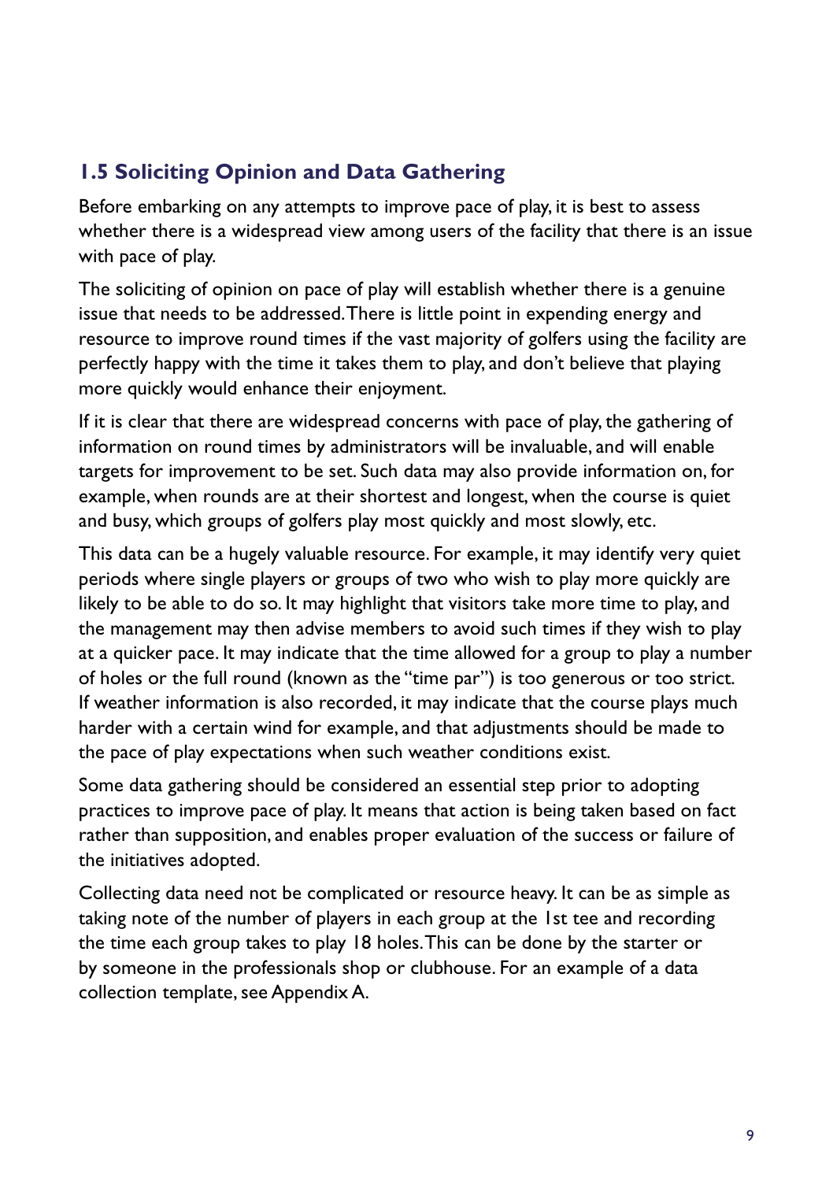## 1.5 Soliciting Opinion and Data Gathering

Before embarking on any attempts to improve pace of play, it is best to assess whether there is a widespread view among users of the facility that there is an issue with pace of play.

The soliciting of opinion on pace of play will establish whether there is a genuine issue that needs to be addressed. There is little point in expending energy and resource to improve round times if the vast majority of golfers using the facility are perfectly happy with the time it takes them to play, and don't believe that playing more quickly would enhance their enjoyment.

If it is clear that there are widespread concerns with pace of play, the gathering of information on round times by administrators will be invaluable, and will enable targets for improvement to be set. Such data may also provide information on, for example, when rounds are at their shortest and longest, when the course is quiet and busy, which groups of golfers play most quickly and most slowly, etc.

This data can be a hugely valuable resource. For example, it may identify very quiet periods where single players or groups of two who wish to play more quickly are likely to be able to do so. It may highlight that visitors take more time to play, and the management may then advise members to avoid such times if they wish to play at a quicker pace. It may indicate that the time allowed for a group to play a number of holes or the full round (known as the "time par") is too generous or too strict. If weather information is also recorded, it may indicate that the course plays much harder with a certain wind for example, and that adjustments should be made to the pace of play expectations when such weather conditions exist.

Some data gathering should be considered an essential step prior to adopting practices to improve pace of play. It means that action is being taken based on fact rather than supposition, and enables proper evaluation of the success or failure of the initiatives adopted.

Collecting data need not be complicated or resource heavy. It can be as simple as taking note of the number of players in each group at the 1st tee and recording the time each group takes to play 18 holes. This can be done by the starter or by someone in the professionals shop or clubhouse. For an example of a data collection template, see Appendix A.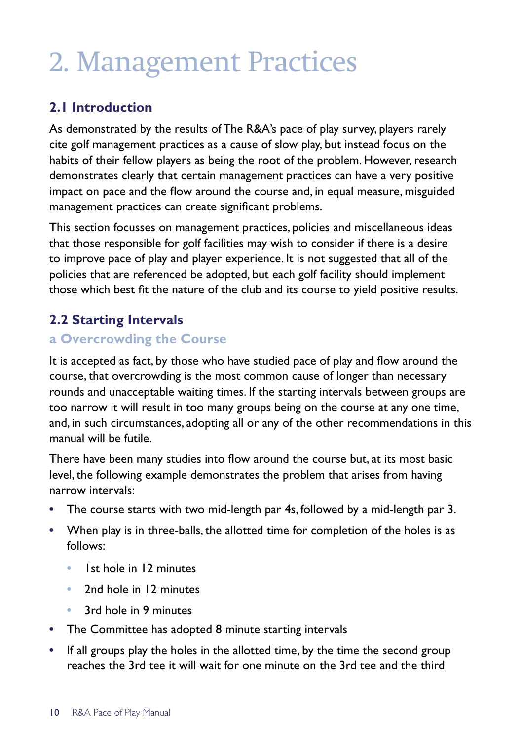# 2. Management Practices

## 2.1 Introduction

As demonstrated by the results of The R&A's pace of play survey, players rarely cite golf management practices as a cause of slow play, but instead focus on the habits of their fellow players as being the root of the problem. However, research demonstrates clearly that certain management practices can have a very positive impact on pace and the flow around the course and, in equal measure, misguided management practices can create significant problems.

This section focusses on management practices, policies and miscellaneous ideas that those responsible for golf facilities may wish to consider if there is a desire to improve pace of play and player experience. It is not suggested that all of the policies that are referenced be adopted, but each golf facility should implement those which best fit the nature of the club and its course to yield positive results.

## 2.2 Starting Intervals

### a Overcrowding the Course

It is accepted as fact, by those who have studied pace of play and flow around the course, that overcrowding is the most common cause of longer than necessary rounds and unacceptable waiting times. If the starting intervals between groups are too narrow it will result in too many groups being on the course at any one time, and, in such circumstances, adopting all or any of the other recommendations in this manual will be futile.

There have been many studies into flow around the course but, at its most basic level, the following example demonstrates the problem that arises from having narrow intervals:

- The course starts with two mid-length par 4s, followed by a mid-length par 3.
- When play is in three-balls, the allotted time for completion of the holes is as follows:
  - 1st hole in 12 minutes
  - 2nd hole in 12 minutes
  - 3rd hole in 9 minutes
- The Committee has adopted 8 minute starting intervals
- If all groups play the holes in the allotted time, by the time the second group reaches the 3rd tee it will wait for one minute on the 3rd tee and the third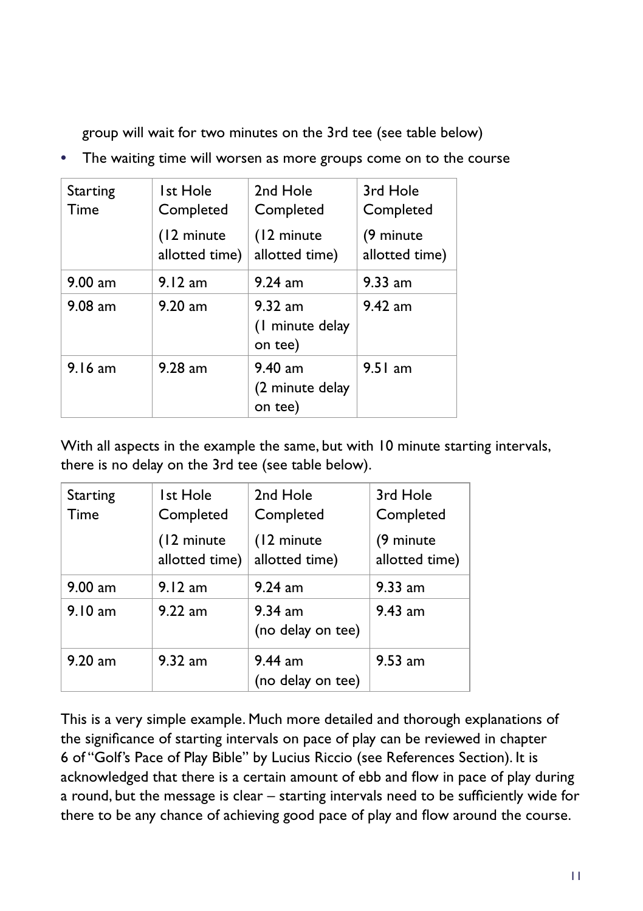group will wait for two minutes on the 3rd tee (see table below)

- The waiting time will worsen as more groups come on to the course

| Starting Time | 1st Hole Completed (12 minute allotted time) | 2nd Hole Completed (12 minute allotted time) | 3rd Hole Completed (9 minute allotted time) |
|---|---|---|---|
| 9.00 am | 9.12 am | 9.24 am | 9.33 am |
| 9.08 am | 9.20 am | 9.32 am (1 minute delay on tee) | 9.42 am |
| 9.16 am | 9.28 am | 9.40 am (2 minute delay on tee) | 9.51 am |

With all aspects in the example the same, but with 10 minute starting intervals, there is no delay on the 3rd tee (see table below).

| Starting Time | 1st Hole Completed (12 minute allotted time) | 2nd Hole Completed (12 minute allotted time) | 3rd Hole Completed (9 minute allotted time) |
|---|---|---|---|
| 9.00 am | 9.12 am | 9.24 am | 9.33 am |
| 9.10 am | 9.22 am | 9.34 am (no delay on tee) | 9.43 am |
| 9.20 am | 9.32 am | 9.44 am (no delay on tee) | 9.53 am |

This is a very simple example. Much more detailed and thorough explanations of the significance of starting intervals on pace of play can be reviewed in chapter 6 of "Golf's Pace of Play Bible" by Lucius Riccio (see References Section). It is acknowledged that there is a certain amount of ebb and flow in pace of play during a round, but the message is clear – starting intervals need to be sufficiently wide for there to be any chance of achieving good pace of play and flow around the course.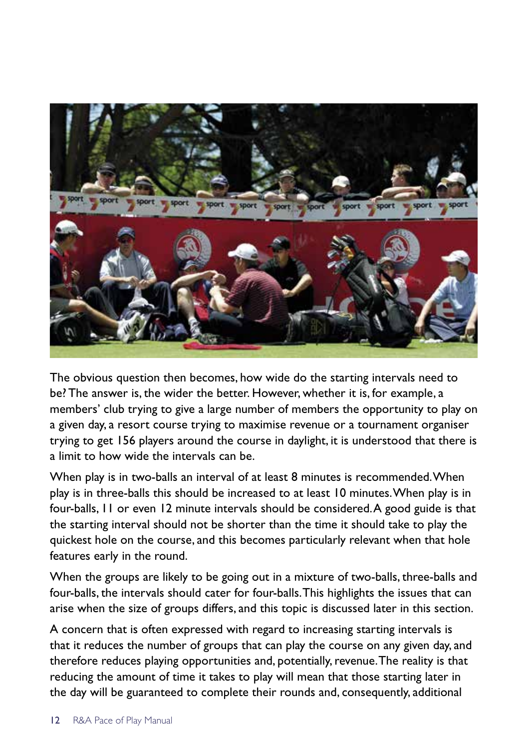The obvious question then becomes, how wide do the starting intervals need to be? The answer is, the wider the better. However, whether it is, for example, a members' club trying to give a large number of members the opportunity to play on a given day, a resort course trying to maximise revenue or a tournament organiser trying to get 156 players around the course in daylight, it is understood that there is a limit to how wide the intervals can be.

When play is in two-balls an interval of at least 8 minutes is recommended. When play is in three-balls this should be increased to at least 10 minutes. When play is in four-balls, 11 or even 12 minute intervals should be considered. A good guide is that the starting interval should not be shorter than the time it should take to play the quickest hole on the course, and this becomes particularly relevant when that hole features early in the round.

When the groups are likely to be going out in a mixture of two-balls, three-balls and four-balls, the intervals should cater for four-balls. This highlights the issues that can arise when the size of groups differs, and this topic is discussed later in this section.

A concern that is often expressed with regard to increasing starting intervals is that it reduces the number of groups that can play the course on any given day, and therefore reduces playing opportunities and, potentially, revenue. The reality is that reducing the amount of time it takes to play will mean that those starting later in the day will be guaranteed to complete their rounds and, consequently, additional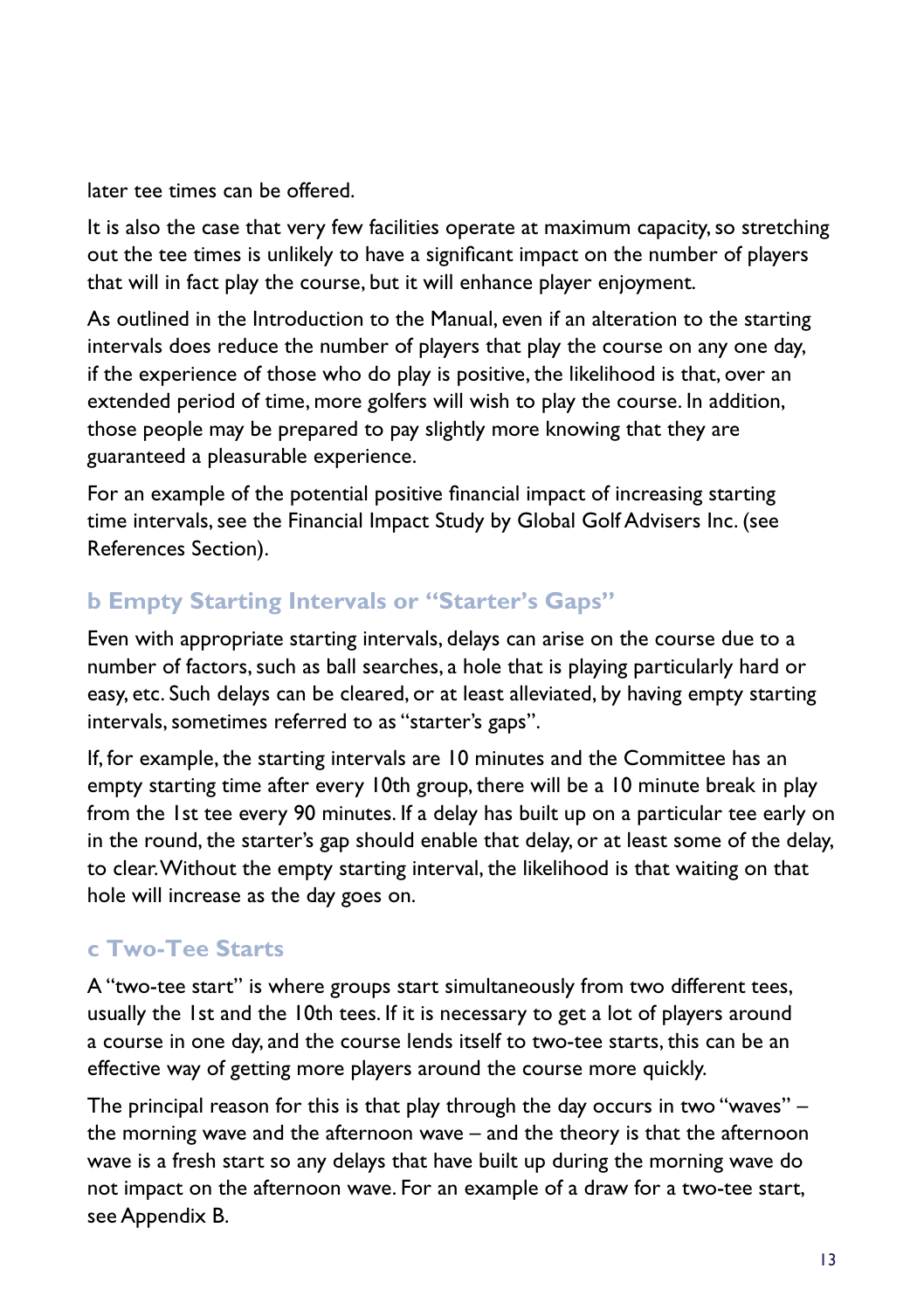later tee times can be offered.

It is also the case that very few facilities operate at maximum capacity, so stretching out the tee times is unlikely to have a significant impact on the number of players that will in fact play the course, but it will enhance player enjoyment.

As outlined in the Introduction to the Manual, even if an alteration to the starting intervals does reduce the number of players that play the course on any one day, if the experience of those who do play is positive, the likelihood is that, over an extended period of time, more golfers will wish to play the course. In addition, those people may be prepared to pay slightly more knowing that they are guaranteed a pleasurable experience.

For an example of the potential positive financial impact of increasing starting time intervals, see the Financial Impact Study by Global Golf Advisers Inc. (see References Section).

### b Empty Starting Intervals or "Starter's Gaps"

Even with appropriate starting intervals, delays can arise on the course due to a number of factors, such as ball searches, a hole that is playing particularly hard or easy, etc. Such delays can be cleared, or at least alleviated, by having empty starting intervals, sometimes referred to as "starter's gaps".

If, for example, the starting intervals are 10 minutes and the Committee has an empty starting time after every 10th group, there will be a 10 minute break in play from the 1st tee every 90 minutes. If a delay has built up on a particular tee early on in the round, the starter's gap should enable that delay, or at least some of the delay, to clear. Without the empty starting interval, the likelihood is that waiting on that hole will increase as the day goes on.

### c Two-Tee Starts

A "two-tee start" is where groups start simultaneously from two different tees, usually the 1st and the 10th tees. If it is necessary to get a lot of players around a course in one day, and the course lends itself to two-tee starts, this can be an effective way of getting more players around the course more quickly.

The principal reason for this is that play through the day occurs in two "waves" – the morning wave and the afternoon wave – and the theory is that the afternoon wave is a fresh start so any delays that have built up during the morning wave do not impact on the afternoon wave. For an example of a draw for a two-tee start, see Appendix B.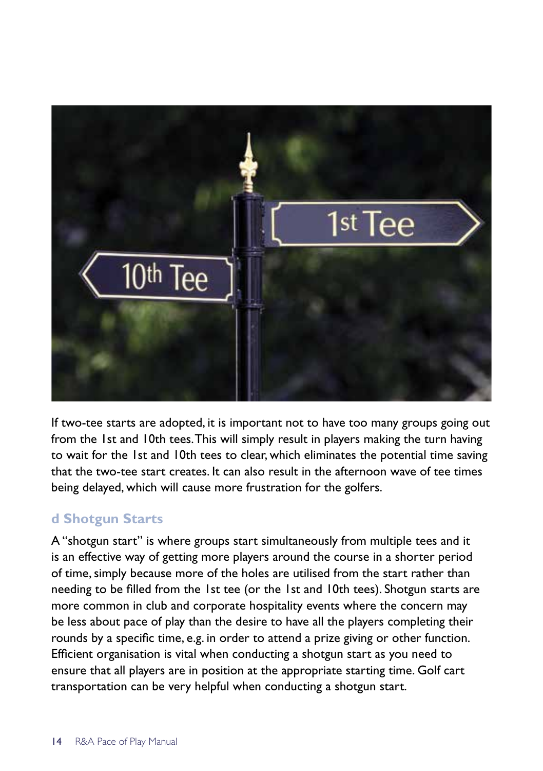If two-tee starts are adopted, it is important not to have too many groups going out from the 1st and 10th tees. This will simply result in players making the turn having to wait for the 1st and 10th tees to clear, which eliminates the potential time saving that the two-tee start creates. It can also result in the afternoon wave of tee times being delayed, which will cause more frustration for the golfers.

### d Shotgun Starts

A "shotgun start" is where groups start simultaneously from multiple tees and it is an effective way of getting more players around the course in a shorter period of time, simply because more of the holes are utilised from the start rather than needing to be filled from the 1st tee (or the 1st and 10th tees). Shotgun starts are more common in club and corporate hospitality events where the concern may be less about pace of play than the desire to have all the players completing their rounds by a specific time, e.g. in order to attend a prize giving or other function. Efficient organisation is vital when conducting a shotgun start as you need to ensure that all players are in position at the appropriate starting time. Golf cart transportation can be very helpful when conducting a shotgun start.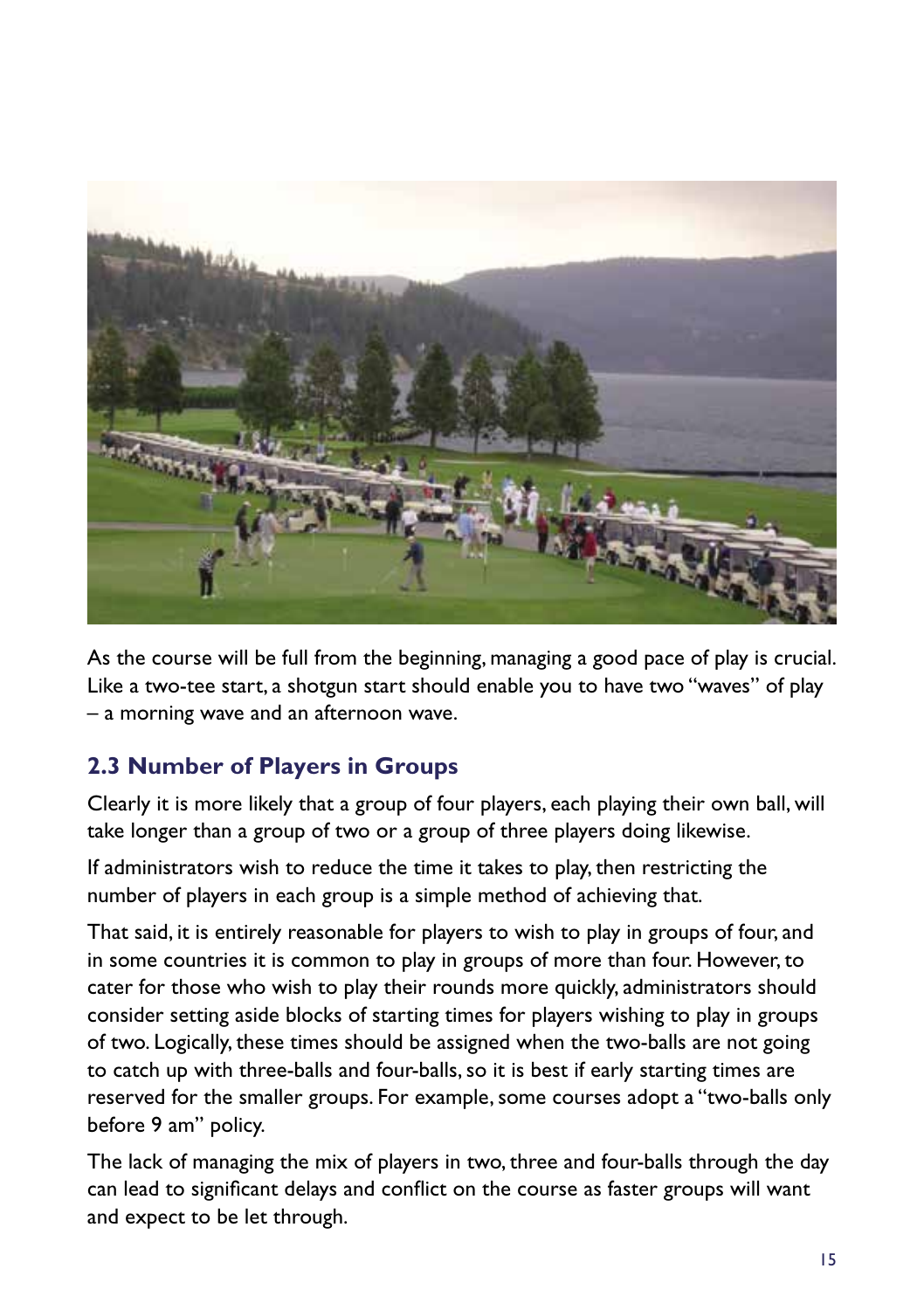As the course will be full from the beginning, managing a good pace of play is crucial. Like a two-tee start, a shotgun start should enable you to have two "waves" of play – a morning wave and an afternoon wave.

## 2.3 Number of Players in Groups

Clearly it is more likely that a group of four players, each playing their own ball, will take longer than a group of two or a group of three players doing likewise.

If administrators wish to reduce the time it takes to play, then restricting the number of players in each group is a simple method of achieving that.

That said, it is entirely reasonable for players to wish to play in groups of four, and in some countries it is common to play in groups of more than four. However, to cater for those who wish to play their rounds more quickly, administrators should consider setting aside blocks of starting times for players wishing to play in groups of two. Logically, these times should be assigned when the two-balls are not going to catch up with three-balls and four-balls, so it is best if early starting times are reserved for the smaller groups. For example, some courses adopt a "two-balls only before 9 am" policy.

The lack of managing the mix of players in two, three and four-balls through the day can lead to significant delays and conflict on the course as faster groups will want and expect to be let through.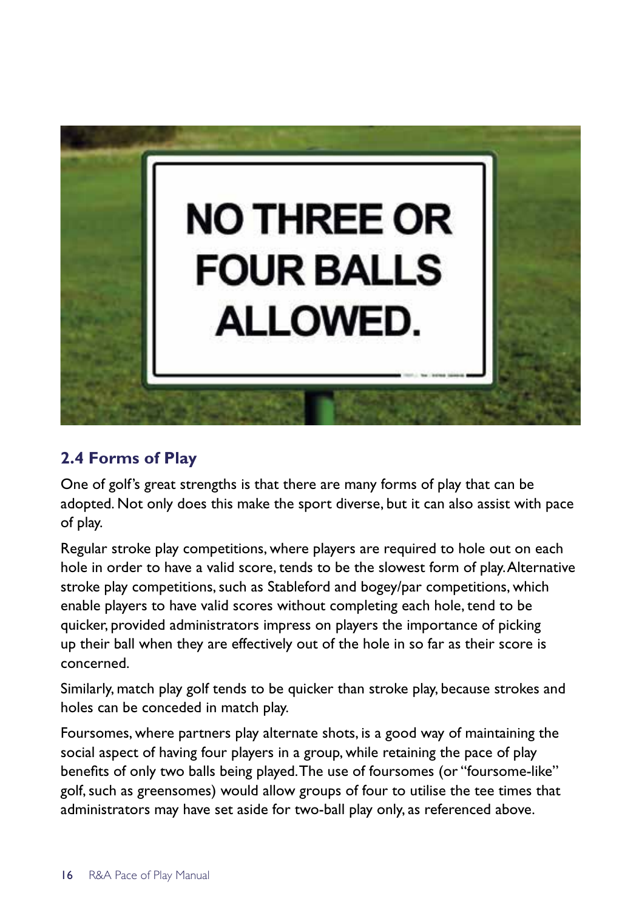## 2.4 Forms of Play

One of golf's great strengths is that there are many forms of play that can be adopted. Not only does this make the sport diverse, but it can also assist with pace of play.

Regular stroke play competitions, where players are required to hole out on each hole in order to have a valid score, tends to be the slowest form of play. Alternative stroke play competitions, such as Stableford and bogey/par competitions, which enable players to have valid scores without completing each hole, tend to be quicker, provided administrators impress on players the importance of picking up their ball when they are effectively out of the hole in so far as their score is concerned.

Similarly, match play golf tends to be quicker than stroke play, because strokes and holes can be conceded in match play.

Foursomes, where partners play alternate shots, is a good way of maintaining the social aspect of having four players in a group, while retaining the pace of play benefits of only two balls being played. The use of foursomes (or "foursome-like" golf, such as greensomes) would allow groups of four to utilise the tee times that administrators may have set aside for two-ball play only, as referenced above.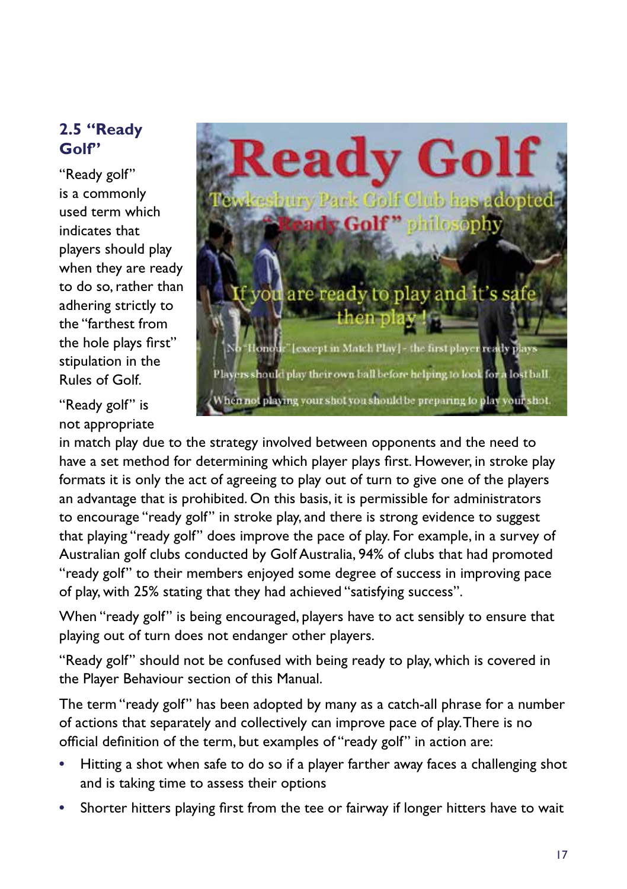## 2.5 "Ready Golf"

"Ready golf" is a commonly used term which indicates that players should play when they are ready to do so, rather than adhering strictly to the "farthest from the hole plays first" stipulation in the Rules of Golf.

"Ready golf" is not appropriate in match play due to the strategy involved between opponents and the need to have a set method for determining which player plays first. However, in stroke play formats it is only the act of agreeing to play out of turn to give one of the players an advantage that is prohibited. On this basis, it is permissible for administrators to encourage "ready golf" in stroke play, and there is strong evidence to suggest that playing "ready golf" does improve the pace of play. For example, in a survey of Australian golf clubs conducted by Golf Australia, 94% of clubs that had promoted "ready golf" to their members enjoyed some degree of success in improving pace of play, with 25% stating that they had achieved "satisfying success".

When "ready golf" is being encouraged, players have to act sensibly to ensure that playing out of turn does not endanger other players.

"Ready golf" should not be confused with being ready to play, which is covered in the Player Behaviour section of this Manual.

The term "ready golf" has been adopted by many as a catch-all phrase for a number of actions that separately and collectively can improve pace of play. There is no official definition of the term, but examples of "ready golf" in action are:

- Hitting a shot when safe to do so if a player farther away faces a challenging shot and is taking time to assess their options
- Shorter hitters playing first from the tee or fairway if longer hitters have to wait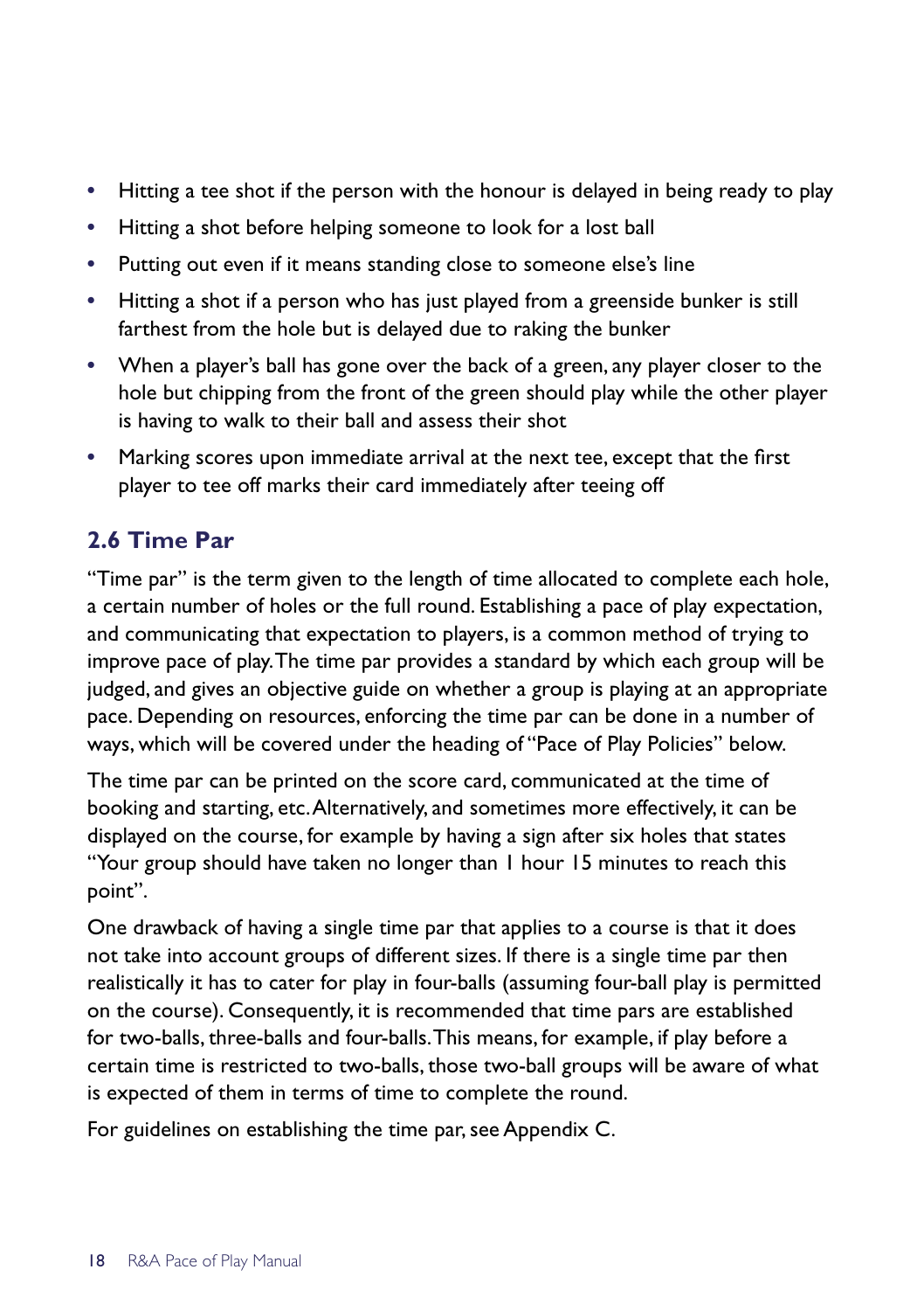- Hitting a tee shot if the person with the honour is delayed in being ready to play
- Hitting a shot before helping someone to look for a lost ball
- Putting out even if it means standing close to someone else's line
- Hitting a shot if a person who has just played from a greenside bunker is still farthest from the hole but is delayed due to raking the bunker
- When a player's ball has gone over the back of a green, any player closer to the hole but chipping from the front of the green should play while the other player is having to walk to their ball and assess their shot
- Marking scores upon immediate arrival at the next tee, except that the first player to tee off marks their card immediately after teeing off

## 2.6 Time Par

"Time par" is the term given to the length of time allocated to complete each hole, a certain number of holes or the full round. Establishing a pace of play expectation, and communicating that expectation to players, is a common method of trying to improve pace of play. The time par provides a standard by which each group will be judged, and gives an objective guide on whether a group is playing at an appropriate pace. Depending on resources, enforcing the time par can be done in a number of ways, which will be covered under the heading of "Pace of Play Policies" below.

The time par can be printed on the score card, communicated at the time of booking and starting, etc. Alternatively, and sometimes more effectively, it can be displayed on the course, for example by having a sign after six holes that states "Your group should have taken no longer than 1 hour 15 minutes to reach this point".

One drawback of having a single time par that applies to a course is that it does not take into account groups of different sizes. If there is a single time par then realistically it has to cater for play in four-balls (assuming four-ball play is permitted on the course). Consequently, it is recommended that time pars are established for two-balls, three-balls and four-balls. This means, for example, if play before a certain time is restricted to two-balls, those two-ball groups will be aware of what is expected of them in terms of time to complete the round.

For guidelines on establishing the time par, see Appendix C.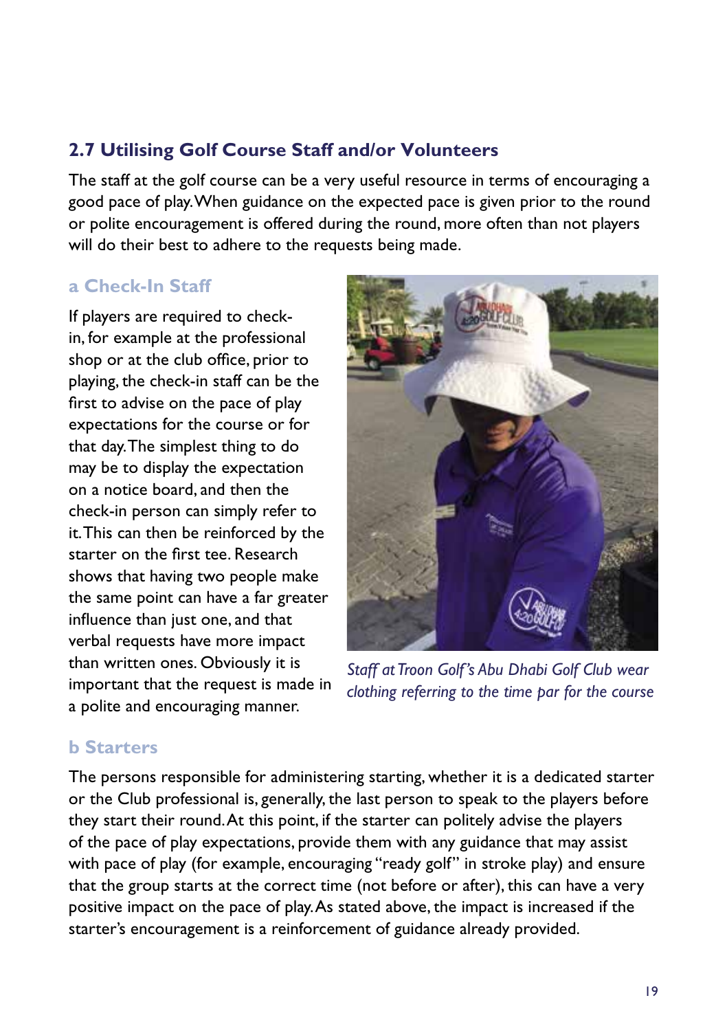## 2.7 Utilising Golf Course Staff and/or Volunteers

The staff at the golf course can be a very useful resource in terms of encouraging a good pace of play. When guidance on the expected pace is given prior to the round or polite encouragement is offered during the round, more often than not players will do their best to adhere to the requests being made.

### a Check-In Staff

If players are required to check-in, for example at the professional shop or at the club office, prior to playing, the check-in staff can be the first to advise on the pace of play expectations for the course or for that day. The simplest thing to do may be to display the expectation on a notice board, and then the check-in person can simply refer to it. This can then be reinforced by the starter on the first tee. Research shows that having two people make the same point can have a far greater influence than just one, and that verbal requests have more impact than written ones. Obviously it is important that the request is made in a polite and encouraging manner.

*Staff at Troon Golf's Abu Dhabi Golf Club wear clothing referring to the time par for the course*

### b Starters

The persons responsible for administering starting, whether it is a dedicated starter or the Club professional is, generally, the last person to speak to the players before they start their round. At this point, if the starter can politely advise the players of the pace of play expectations, provide them with any guidance that may assist with pace of play (for example, encouraging "ready golf" in stroke play) and ensure that the group starts at the correct time (not before or after), this can have a very positive impact on the pace of play. As stated above, the impact is increased if the starter's encouragement is a reinforcement of guidance already provided.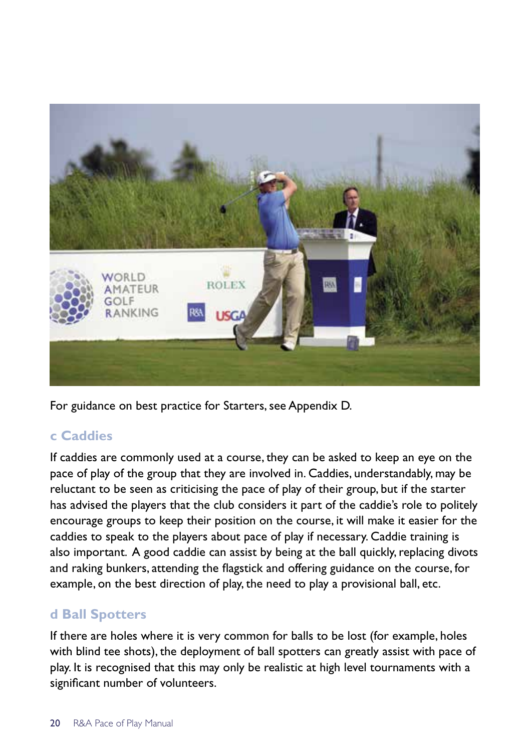For guidance on best practice for Starters, see Appendix D.

### c Caddies

If caddies are commonly used at a course, they can be asked to keep an eye on the pace of play of the group that they are involved in. Caddies, understandably, may be reluctant to be seen as criticising the pace of play of their group, but if the starter has advised the players that the club considers it part of the caddie's role to politely encourage groups to keep their position on the course, it will make it easier for the caddies to speak to the players about pace of play if necessary. Caddie training is also important. A good caddie can assist by being at the ball quickly, replacing divots and raking bunkers, attending the flagstick and offering guidance on the course, for example, on the best direction of play, the need to play a provisional ball, etc.

### d Ball Spotters

If there are holes where it is very common for balls to be lost (for example, holes with blind tee shots), the deployment of ball spotters can greatly assist with pace of play. It is recognised that this may only be realistic at high level tournaments with a significant number of volunteers.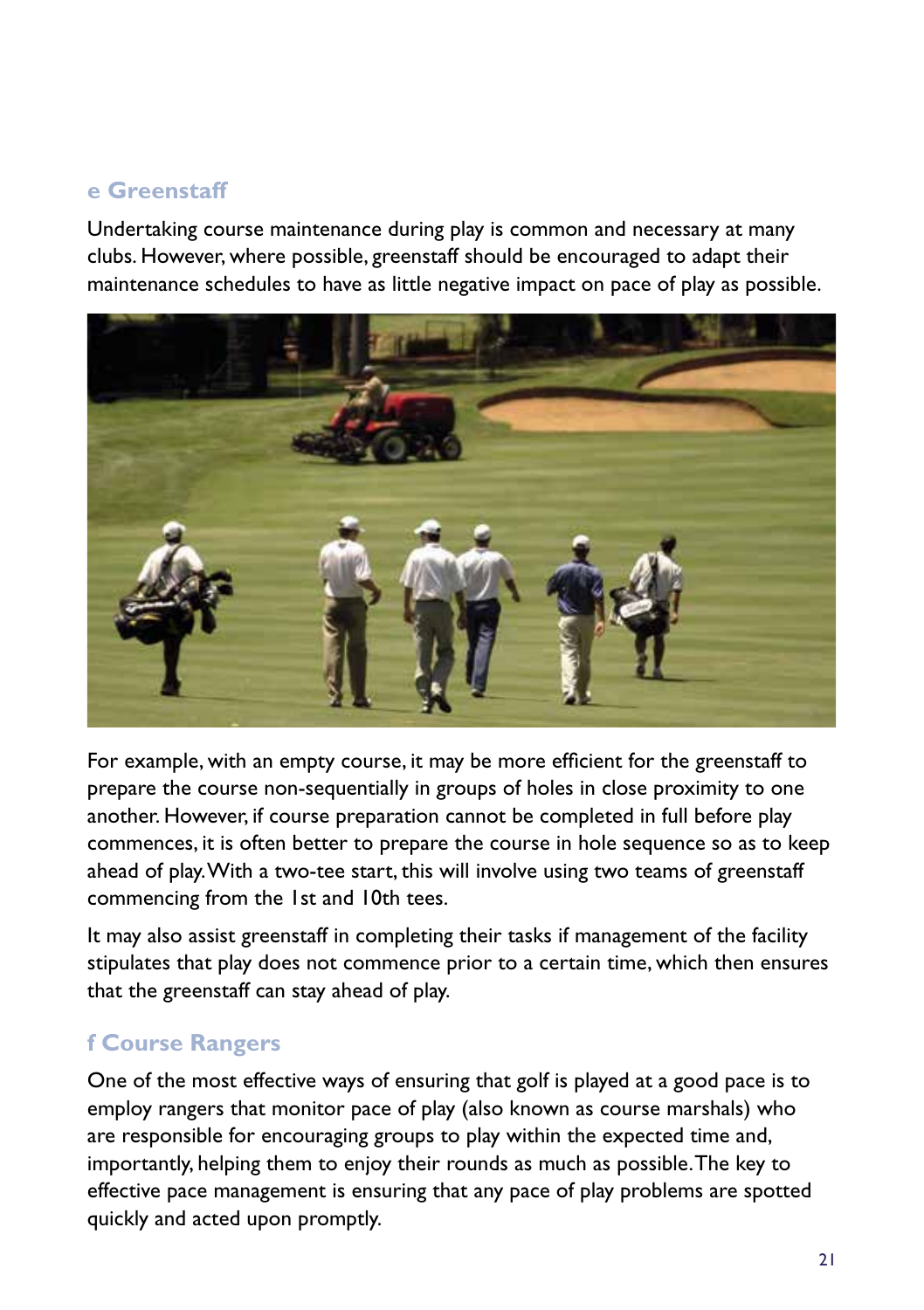## e Greenstaff

Undertaking course maintenance during play is common and necessary at many clubs. However, where possible, greenstaff should be encouraged to adapt their maintenance schedules to have as little negative impact on pace of play as possible.

For example, with an empty course, it may be more efficient for the greenstaff to prepare the course non-sequentially in groups of holes in close proximity to one another. However, if course preparation cannot be completed in full before play commences, it is often better to prepare the course in hole sequence so as to keep ahead of play. With a two-tee start, this will involve using two teams of greenstaff commencing from the 1st and 10th tees.

It may also assist greenstaff in completing their tasks if management of the facility stipulates that play does not commence prior to a certain time, which then ensures that the greenstaff can stay ahead of play.

## f Course Rangers

One of the most effective ways of ensuring that golf is played at a good pace is to employ rangers that monitor pace of play (also known as course marshals) who are responsible for encouraging groups to play within the expected time and, importantly, helping them to enjoy their rounds as much as possible. The key to effective pace management is ensuring that any pace of play problems are spotted quickly and acted upon promptly.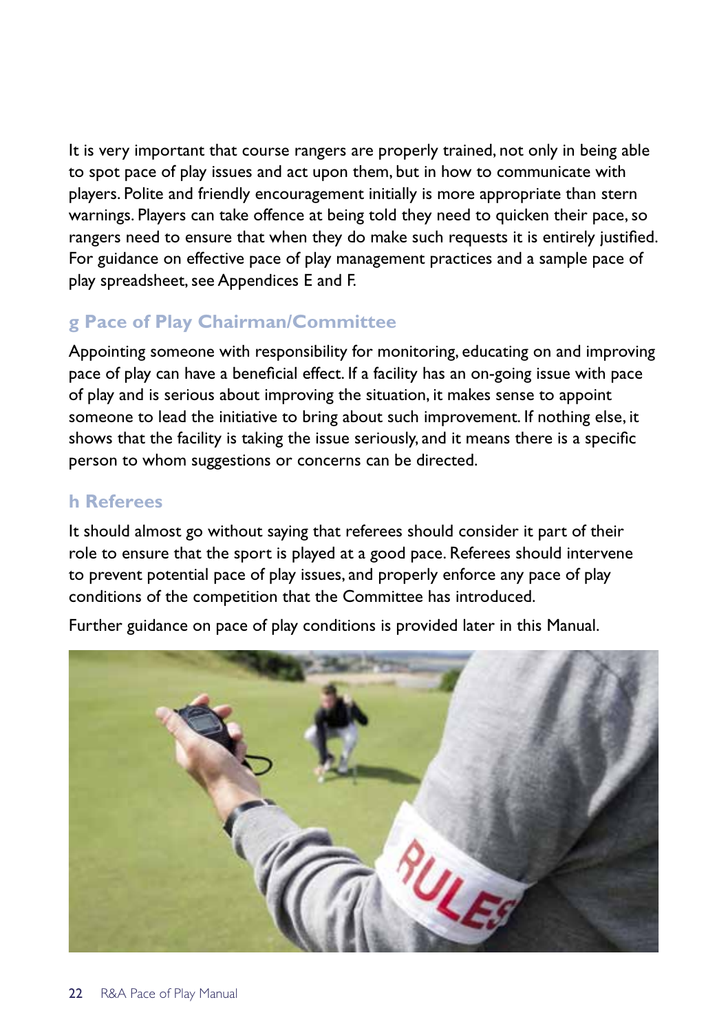It is very important that course rangers are properly trained, not only in being able to spot pace of play issues and act upon them, but in how to communicate with players. Polite and friendly encouragement initially is more appropriate than stern warnings. Players can take offence at being told they need to quicken their pace, so rangers need to ensure that when they do make such requests it is entirely justified. For guidance on effective pace of play management practices and a sample pace of play spreadsheet, see Appendices E and F.

### g Pace of Play Chairman/Committee

Appointing someone with responsibility for monitoring, educating on and improving pace of play can have a beneficial effect. If a facility has an on-going issue with pace of play and is serious about improving the situation, it makes sense to appoint someone to lead the initiative to bring about such improvement. If nothing else, it shows that the facility is taking the issue seriously, and it means there is a specific person to whom suggestions or concerns can be directed.

### h Referees

It should almost go without saying that referees should consider it part of their role to ensure that the sport is played at a good pace. Referees should intervene to prevent potential pace of play issues, and properly enforce any pace of play conditions of the competition that the Committee has introduced.

Further guidance on pace of play conditions is provided later in this Manual.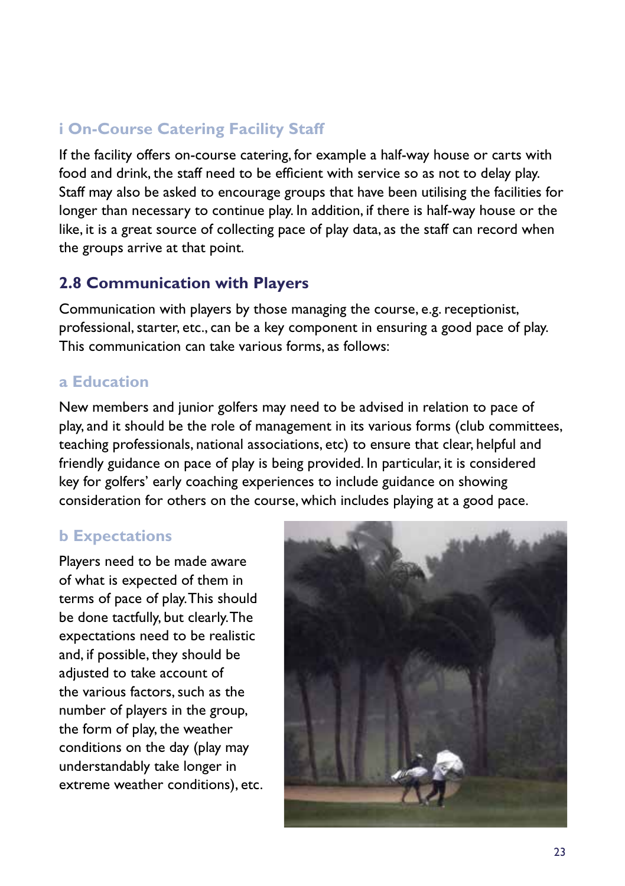### i On-Course Catering Facility Staff

If the facility offers on-course catering, for example a half-way house or carts with food and drink, the staff need to be efficient with service so as not to delay play. Staff may also be asked to encourage groups that have been utilising the facilities for longer than necessary to continue play. In addition, if there is half-way house or the like, it is a great source of collecting pace of play data, as the staff can record when the groups arrive at that point.

## 2.8 Communication with Players

Communication with players by those managing the course, e.g. receptionist, professional, starter, etc., can be a key component in ensuring a good pace of play. This communication can take various forms, as follows:

### a Education

New members and junior golfers may need to be advised in relation to pace of play, and it should be the role of management in its various forms (club committees, teaching professionals, national associations, etc) to ensure that clear, helpful and friendly guidance on pace of play is being provided. In particular, it is considered key for golfers' early coaching experiences to include guidance on showing consideration for others on the course, which includes playing at a good pace.

### b Expectations

Players need to be made aware of what is expected of them in terms of pace of play. This should be done tactfully, but clearly. The expectations need to be realistic and, if possible, they should be adjusted to take account of the various factors, such as the number of players in the group, the form of play, the weather conditions on the day (play may understandably take longer in extreme weather conditions), etc.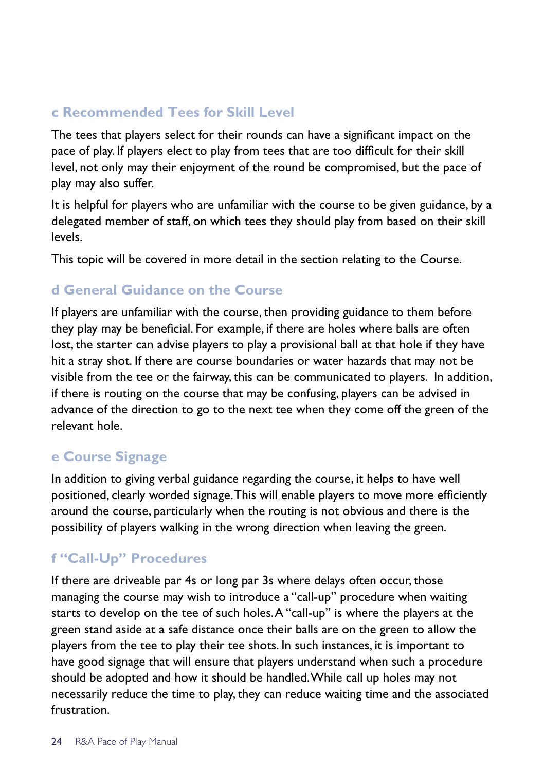### c Recommended Tees for Skill Level

The tees that players select for their rounds can have a significant impact on the pace of play. If players elect to play from tees that are too difficult for their skill level, not only may their enjoyment of the round be compromised, but the pace of play may also suffer.

It is helpful for players who are unfamiliar with the course to be given guidance, by a delegated member of staff, on which tees they should play from based on their skill levels.

This topic will be covered in more detail in the section relating to the Course.

### d General Guidance on the Course

If players are unfamiliar with the course, then providing guidance to them before they play may be beneficial. For example, if there are holes where balls are often lost, the starter can advise players to play a provisional ball at that hole if they have hit a stray shot. If there are course boundaries or water hazards that may not be visible from the tee or the fairway, this can be communicated to players. In addition, if there is routing on the course that may be confusing, players can be advised in advance of the direction to go to the next tee when they come off the green of the relevant hole.

### e Course Signage

In addition to giving verbal guidance regarding the course, it helps to have well positioned, clearly worded signage. This will enable players to move more efficiently around the course, particularly when the routing is not obvious and there is the possibility of players walking in the wrong direction when leaving the green.

### f "Call-Up" Procedures

If there are driveable par 4s or long par 3s where delays often occur, those managing the course may wish to introduce a "call-up" procedure when waiting starts to develop on the tee of such holes. A "call-up" is where the players at the green stand aside at a safe distance once their balls are on the green to allow the players from the tee to play their tee shots. In such instances, it is important to have good signage that will ensure that players understand when such a procedure should be adopted and how it should be handled. While call up holes may not necessarily reduce the time to play, they can reduce waiting time and the associated frustration.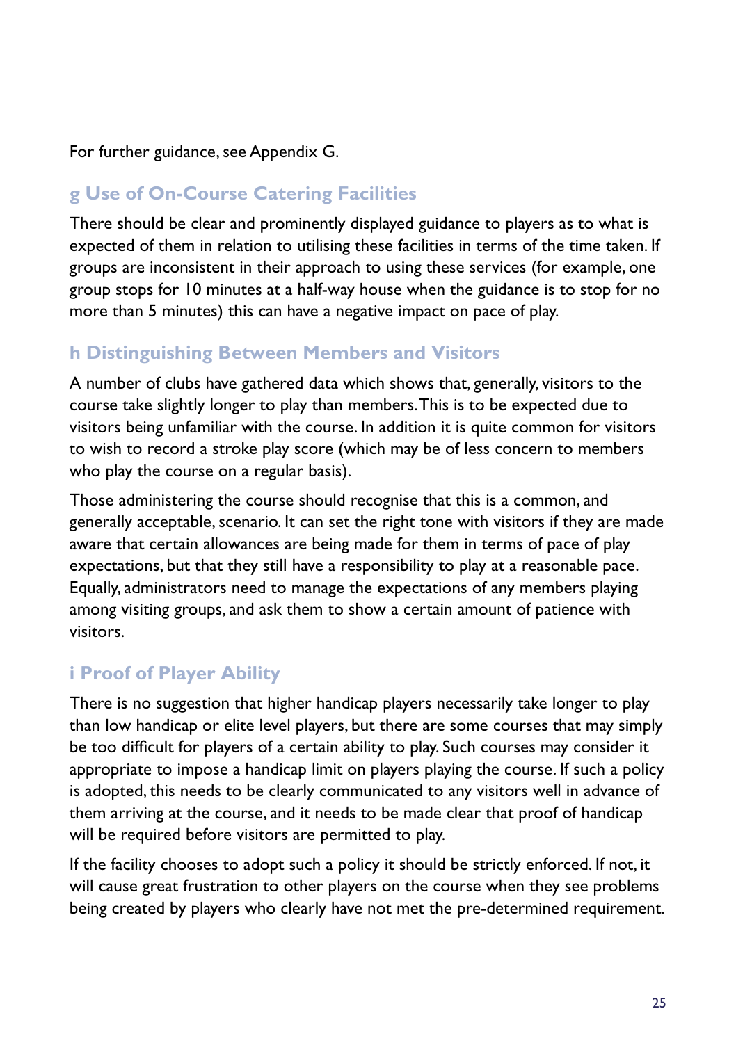For further guidance, see Appendix G.

### g Use of On-Course Catering Facilities

There should be clear and prominently displayed guidance to players as to what is expected of them in relation to utilising these facilities in terms of the time taken. If groups are inconsistent in their approach to using these services (for example, one group stops for 10 minutes at a half-way house when the guidance is to stop for no more than 5 minutes) this can have a negative impact on pace of play.

### h Distinguishing Between Members and Visitors

A number of clubs have gathered data which shows that, generally, visitors to the course take slightly longer to play than members. This is to be expected due to visitors being unfamiliar with the course. In addition it is quite common for visitors to wish to record a stroke play score (which may be of less concern to members who play the course on a regular basis).

Those administering the course should recognise that this is a common, and generally acceptable, scenario. It can set the right tone with visitors if they are made aware that certain allowances are being made for them in terms of pace of play expectations, but that they still have a responsibility to play at a reasonable pace. Equally, administrators need to manage the expectations of any members playing among visiting groups, and ask them to show a certain amount of patience with visitors.

### i Proof of Player Ability

There is no suggestion that higher handicap players necessarily take longer to play than low handicap or elite level players, but there are some courses that may simply be too difficult for players of a certain ability to play. Such courses may consider it appropriate to impose a handicap limit on players playing the course. If such a policy is adopted, this needs to be clearly communicated to any visitors well in advance of them arriving at the course, and it needs to be made clear that proof of handicap will be required before visitors are permitted to play.

If the facility chooses to adopt such a policy it should be strictly enforced. If not, it will cause great frustration to other players on the course when they see problems being created by players who clearly have not met the pre-determined requirement.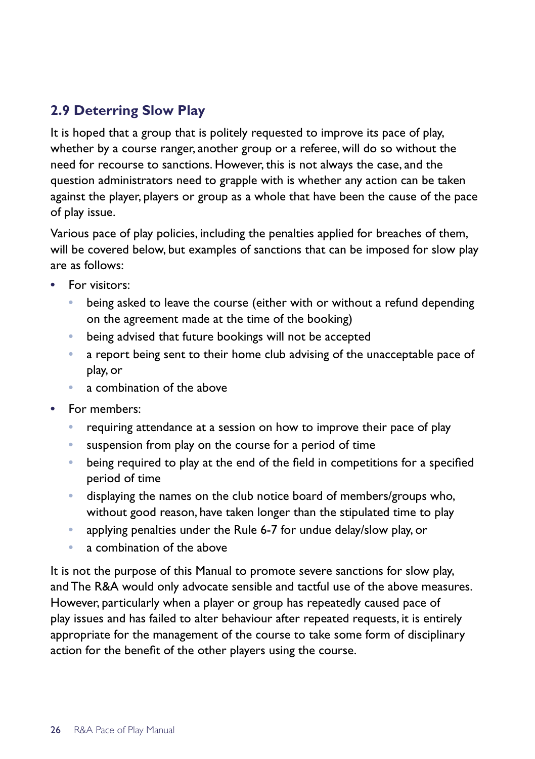## 2.9 Deterring Slow Play

It is hoped that a group that is politely requested to improve its pace of play, whether by a course ranger, another group or a referee, will do so without the need for recourse to sanctions. However, this is not always the case, and the question administrators need to grapple with is whether any action can be taken against the player, players or group as a whole that have been the cause of the pace of play issue.

Various pace of play policies, including the penalties applied for breaches of them, will be covered below, but examples of sanctions that can be imposed for slow play are as follows:

- For visitors:
  - being asked to leave the course (either with or without a refund depending on the agreement made at the time of the booking)
  - being advised that future bookings will not be accepted
  - a report being sent to their home club advising of the unacceptable pace of play, or
  - a combination of the above
- For members:
  - requiring attendance at a session on how to improve their pace of play
  - suspension from play on the course for a period of time
  - being required to play at the end of the field in competitions for a specified period of time
  - displaying the names on the club notice board of members/groups who, without good reason, have taken longer than the stipulated time to play
  - applying penalties under the Rule 6-7 for undue delay/slow play, or
  - a combination of the above

It is not the purpose of this Manual to promote severe sanctions for slow play, and The R&A would only advocate sensible and tactful use of the above measures. However, particularly when a player or group has repeatedly caused pace of play issues and has failed to alter behaviour after repeated requests, it is entirely appropriate for the management of the course to take some form of disciplinary action for the benefit of the other players using the course.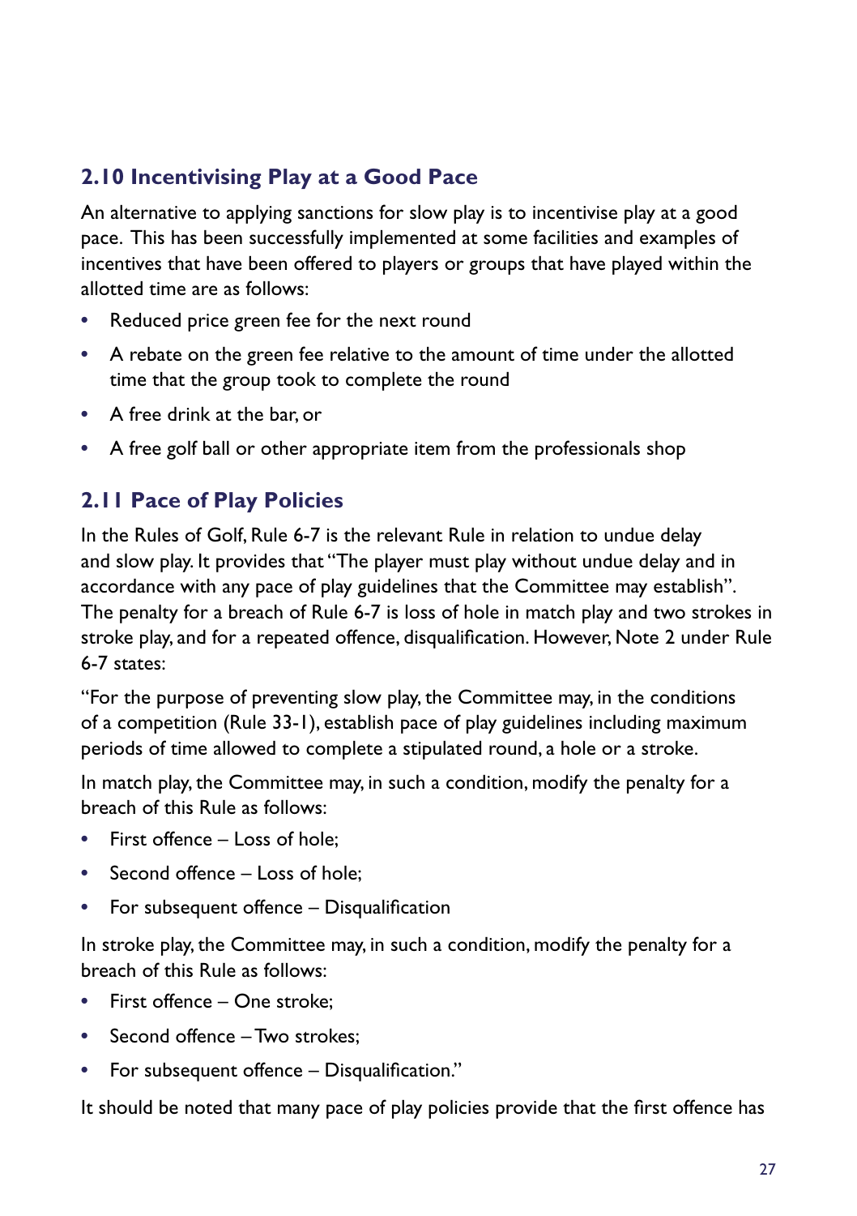## 2.10 Incentivising Play at a Good Pace

An alternative to applying sanctions for slow play is to incentivise play at a good pace. This has been successfully implemented at some facilities and examples of incentives that have been offered to players or groups that have played within the allotted time are as follows:

- Reduced price green fee for the next round
- A rebate on the green fee relative to the amount of time under the allotted time that the group took to complete the round
- A free drink at the bar, or
- A free golf ball or other appropriate item from the professionals shop

## 2.11 Pace of Play Policies

In the Rules of Golf, Rule 6-7 is the relevant Rule in relation to undue delay and slow play. It provides that "The player must play without undue delay and in accordance with any pace of play guidelines that the Committee may establish". The penalty for a breach of Rule 6-7 is loss of hole in match play and two strokes in stroke play, and for a repeated offence, disqualification. However, Note 2 under Rule 6-7 states:

"For the purpose of preventing slow play, the Committee may, in the conditions of a competition (Rule 33-1), establish pace of play guidelines including maximum periods of time allowed to complete a stipulated round, a hole or a stroke.

In match play, the Committee may, in such a condition, modify the penalty for a breach of this Rule as follows:

- First offence – Loss of hole;
- Second offence – Loss of hole;
- For subsequent offence – Disqualification

In stroke play, the Committee may, in such a condition, modify the penalty for a breach of this Rule as follows:

- First offence – One stroke;
- Second offence – Two strokes;
- For subsequent offence – Disqualification."

It should be noted that many pace of play policies provide that the first offence has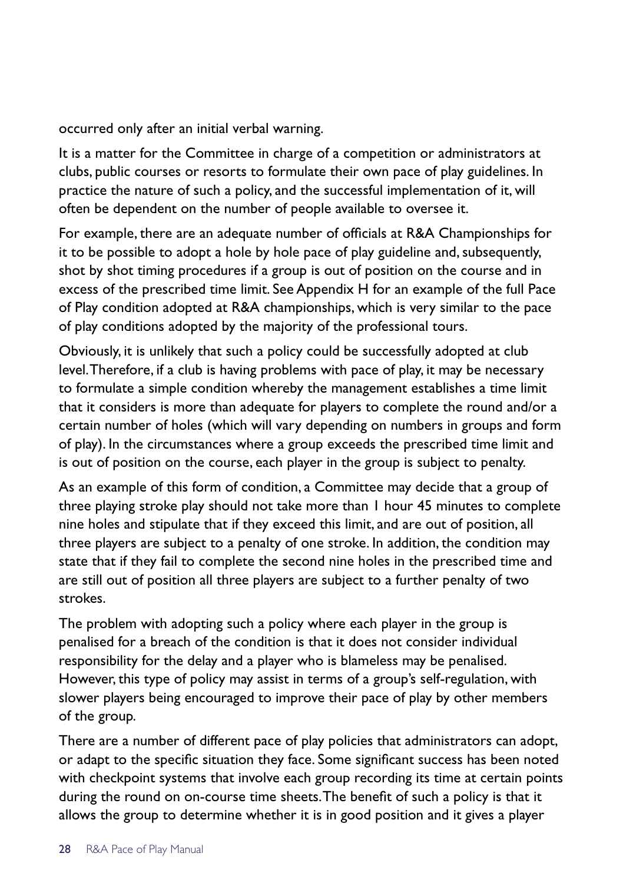occurred only after an initial verbal warning.

It is a matter for the Committee in charge of a competition or administrators at clubs, public courses or resorts to formulate their own pace of play guidelines. In practice the nature of such a policy, and the successful implementation of it, will often be dependent on the number of people available to oversee it.

For example, there are an adequate number of officials at R&A Championships for it to be possible to adopt a hole by hole pace of play guideline and, subsequently, shot by shot timing procedures if a group is out of position on the course and in excess of the prescribed time limit. See Appendix H for an example of the full Pace of Play condition adopted at R&A championships, which is very similar to the pace of play conditions adopted by the majority of the professional tours.

Obviously, it is unlikely that such a policy could be successfully adopted at club level. Therefore, if a club is having problems with pace of play, it may be necessary to formulate a simple condition whereby the management establishes a time limit that it considers is more than adequate for players to complete the round and/or a certain number of holes (which will vary depending on numbers in groups and form of play). In the circumstances where a group exceeds the prescribed time limit and is out of position on the course, each player in the group is subject to penalty.

As an example of this form of condition, a Committee may decide that a group of three playing stroke play should not take more than 1 hour 45 minutes to complete nine holes and stipulate that if they exceed this limit, and are out of position, all three players are subject to a penalty of one stroke. In addition, the condition may state that if they fail to complete the second nine holes in the prescribed time and are still out of position all three players are subject to a further penalty of two strokes.

The problem with adopting such a policy where each player in the group is penalised for a breach of the condition is that it does not consider individual responsibility for the delay and a player who is blameless may be penalised. However, this type of policy may assist in terms of a group's self-regulation, with slower players being encouraged to improve their pace of play by other members of the group.

There are a number of different pace of play policies that administrators can adopt, or adapt to the specific situation they face. Some significant success has been noted with checkpoint systems that involve each group recording its time at certain points during the round on on-course time sheets. The benefit of such a policy is that it allows the group to determine whether it is in good position and it gives a player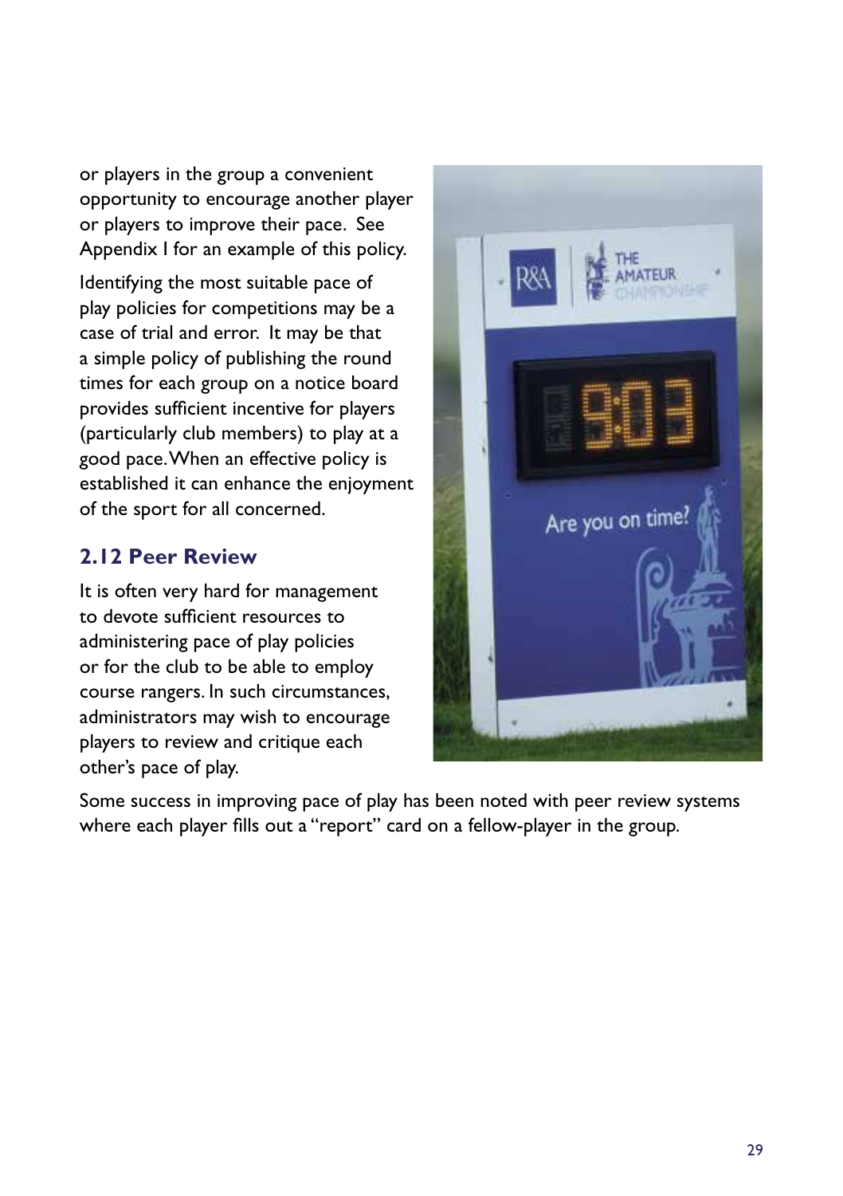or players in the group a convenient opportunity to encourage another player or players to improve their pace. See Appendix I for an example of this policy.

Identifying the most suitable pace of play policies for competitions may be a case of trial and error. It may be that a simple policy of publishing the round times for each group on a notice board provides sufficient incentive for players (particularly club members) to play at a good pace. When an effective policy is established it can enhance the enjoyment of the sport for all concerned.

## 2.12 Peer Review

It is often very hard for management to devote sufficient resources to administering pace of play policies or for the club to be able to employ course rangers. In such circumstances, administrators may wish to encourage players to review and critique each other's pace of play.

Some success in improving pace of play has been noted with peer review systems where each player fills out a "report" card on a fellow-player in the group.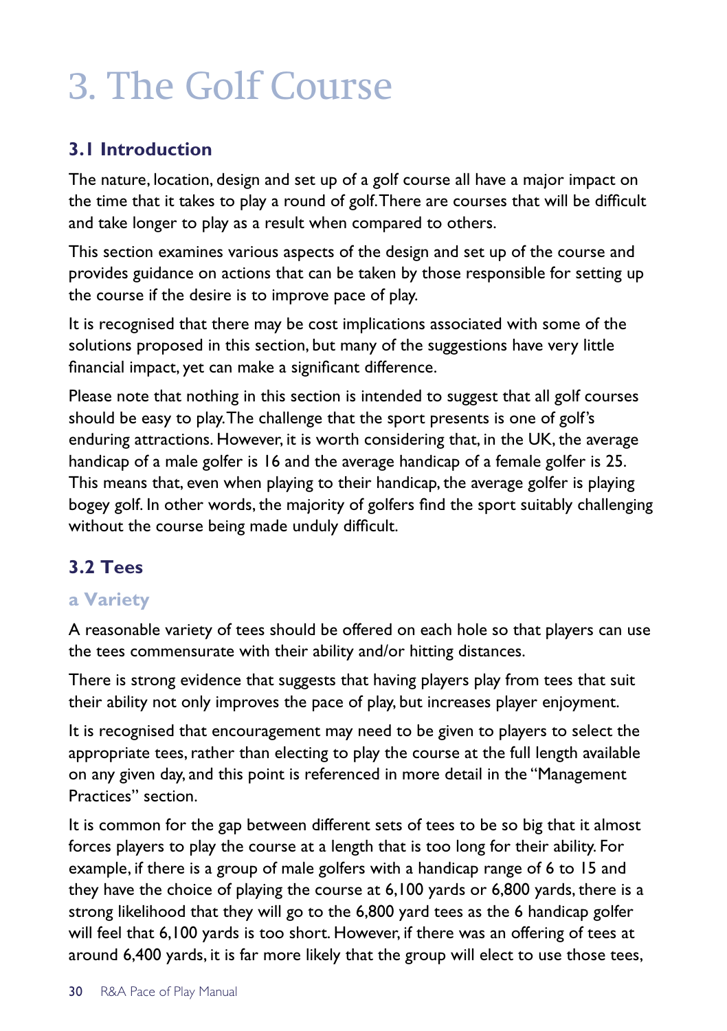# 3. The Golf Course

## 3.1 Introduction

The nature, location, design and set up of a golf course all have a major impact on the time that it takes to play a round of golf. There are courses that will be difficult and take longer to play as a result when compared to others.

This section examines various aspects of the design and set up of the course and provides guidance on actions that can be taken by those responsible for setting up the course if the desire is to improve pace of play.

It is recognised that there may be cost implications associated with some of the solutions proposed in this section, but many of the suggestions have very little financial impact, yet can make a significant difference.

Please note that nothing in this section is intended to suggest that all golf courses should be easy to play. The challenge that the sport presents is one of golf's enduring attractions. However, it is worth considering that, in the UK, the average handicap of a male golfer is 16 and the average handicap of a female golfer is 25. This means that, even when playing to their handicap, the average golfer is playing bogey golf. In other words, the majority of golfers find the sport suitably challenging without the course being made unduly difficult.

## 3.2 Tees

### a Variety

A reasonable variety of tees should be offered on each hole so that players can use the tees commensurate with their ability and/or hitting distances.

There is strong evidence that suggests that having players play from tees that suit their ability not only improves the pace of play, but increases player enjoyment.

It is recognised that encouragement may need to be given to players to select the appropriate tees, rather than electing to play the course at the full length available on any given day, and this point is referenced in more detail in the "Management Practices" section.

It is common for the gap between different sets of tees to be so big that it almost forces players to play the course at a length that is too long for their ability. For example, if there is a group of male golfers with a handicap range of 6 to 15 and they have the choice of playing the course at 6,100 yards or 6,800 yards, there is a strong likelihood that they will go to the 6,800 yard tees as the 6 handicap golfer will feel that 6,100 yards is too short. However, if there was an offering of tees at around 6,400 yards, it is far more likely that the group will elect to use those tees,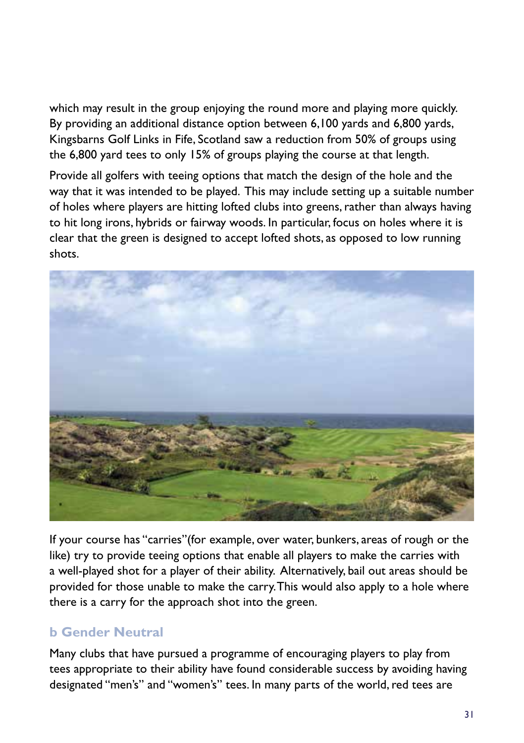which may result in the group enjoying the round more and playing more quickly. By providing an additional distance option between 6,100 yards and 6,800 yards, Kingsbarns Golf Links in Fife, Scotland saw a reduction from 50% of groups using the 6,800 yard tees to only 15% of groups playing the course at that length.

Provide all golfers with teeing options that match the design of the hole and the way that it was intended to be played. This may include setting up a suitable number of holes where players are hitting lofted clubs into greens, rather than always having to hit long irons, hybrids or fairway woods. In particular, focus on holes where it is clear that the green is designed to accept lofted shots, as opposed to low running shots.

If your course has "carries" (for example, over water, bunkers, areas of rough or the like) try to provide teeing options that enable all players to make the carries with a well-played shot for a player of their ability. Alternatively, bail out areas should be provided for those unable to make the carry. This would also apply to a hole where there is a carry for the approach shot into the green.

### b Gender Neutral

Many clubs that have pursued a programme of encouraging players to play from tees appropriate to their ability have found considerable success by avoiding having designated "men's" and "women's" tees. In many parts of the world, red tees are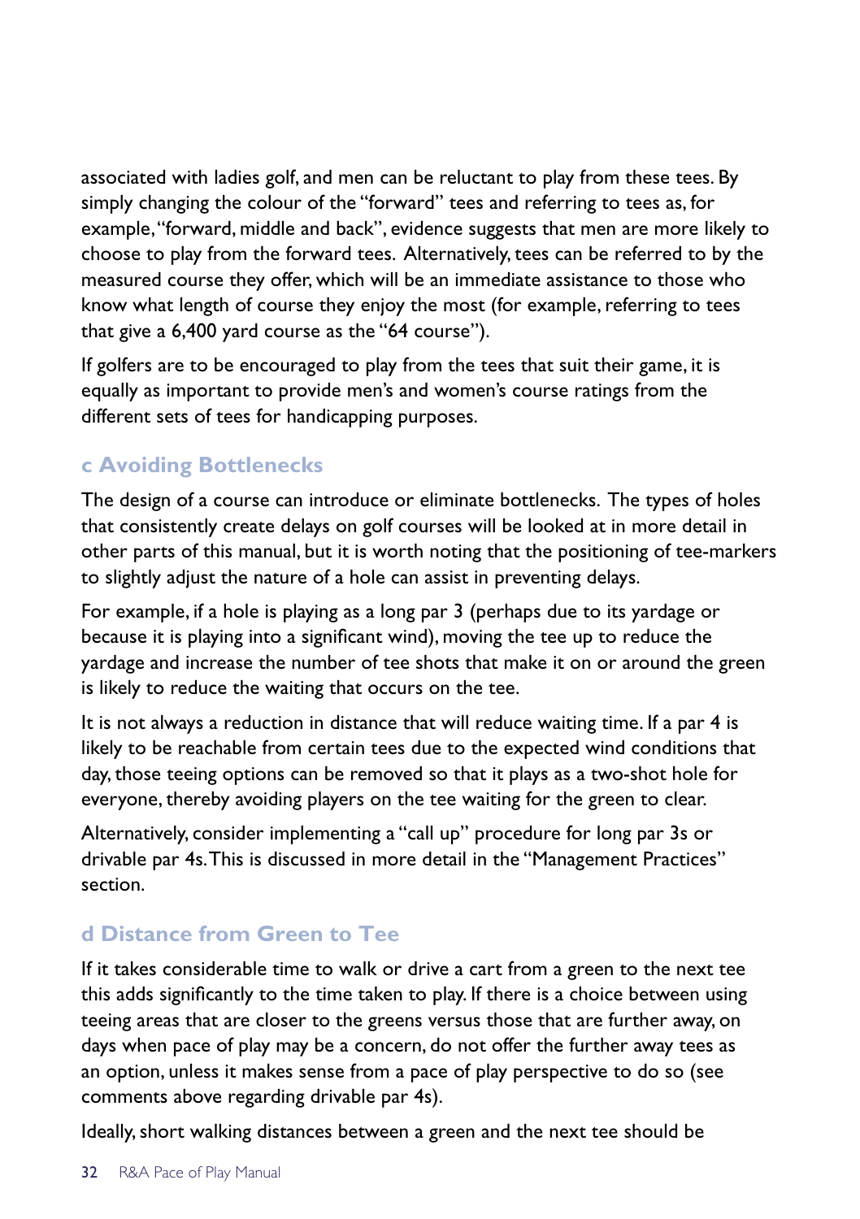associated with ladies golf, and men can be reluctant to play from these tees. By simply changing the colour of the "forward" tees and referring to tees as, for example, "forward, middle and back", evidence suggests that men are more likely to choose to play from the forward tees. Alternatively, tees can be referred to by the measured course they offer, which will be an immediate assistance to those who know what length of course they enjoy the most (for example, referring to tees that give a 6,400 yard course as the "64 course").

If golfers are to be encouraged to play from the tees that suit their game, it is equally as important to provide men's and women's course ratings from the different sets of tees for handicapping purposes.

### c Avoiding Bottlenecks

The design of a course can introduce or eliminate bottlenecks. The types of holes that consistently create delays on golf courses will be looked at in more detail in other parts of this manual, but it is worth noting that the positioning of tee-markers to slightly adjust the nature of a hole can assist in preventing delays.

For example, if a hole is playing as a long par 3 (perhaps due to its yardage or because it is playing into a significant wind), moving the tee up to reduce the yardage and increase the number of tee shots that make it on or around the green is likely to reduce the waiting that occurs on the tee.

It is not always a reduction in distance that will reduce waiting time. If a par 4 is likely to be reachable from certain tees due to the expected wind conditions that day, those teeing options can be removed so that it plays as a two-shot hole for everyone, thereby avoiding players on the tee waiting for the green to clear.

Alternatively, consider implementing a "call up" procedure for long par 3s or drivable par 4s. This is discussed in more detail in the "Management Practices" section.

### d Distance from Green to Tee

If it takes considerable time to walk or drive a cart from a green to the next tee this adds significantly to the time taken to play. If there is a choice between using teeing areas that are closer to the greens versus those that are further away, on days when pace of play may be a concern, do not offer the further away tees as an option, unless it makes sense from a pace of play perspective to do so (see comments above regarding drivable par 4s).

Ideally, short walking distances between a green and the next tee should be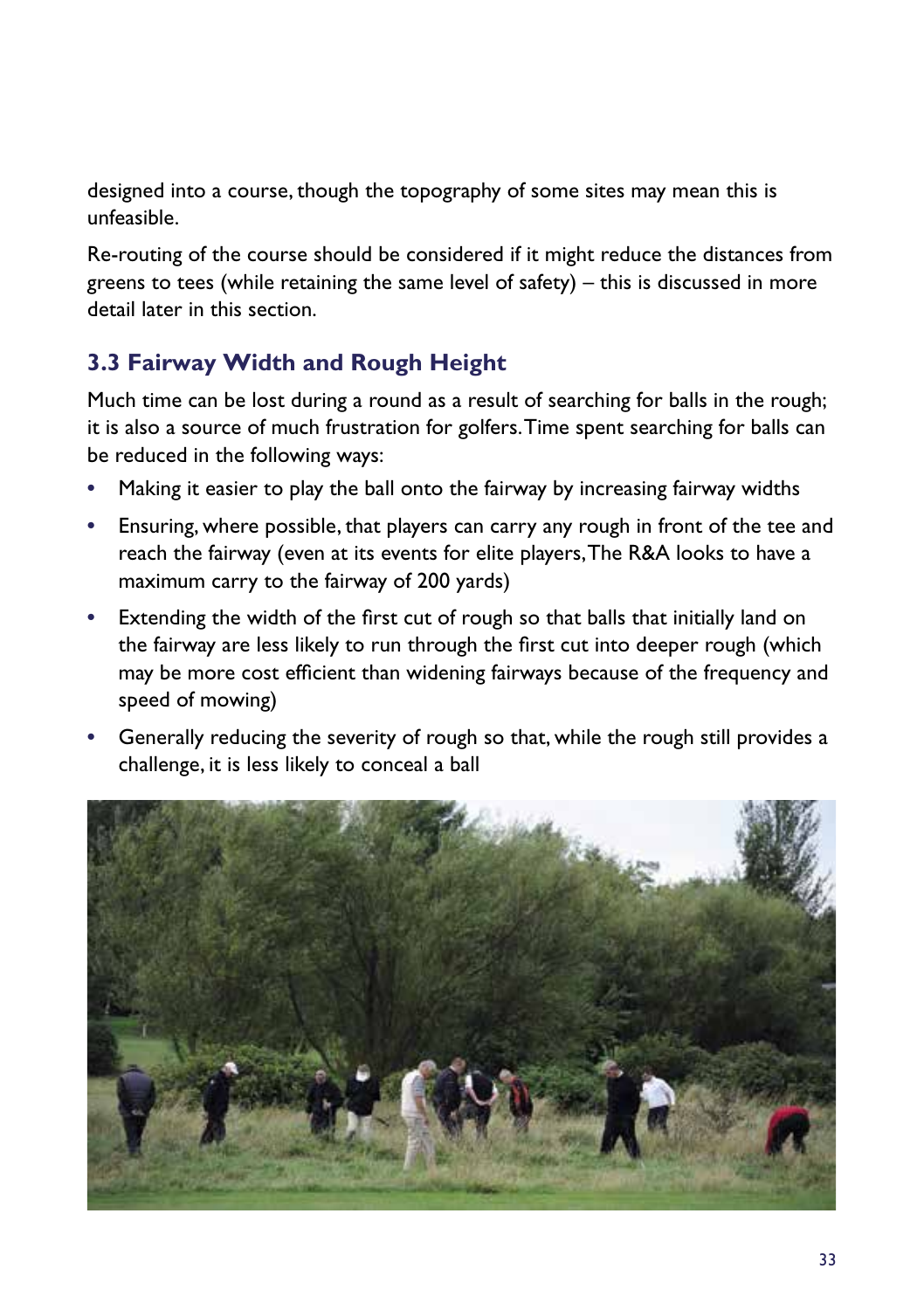designed into a course, though the topography of some sites may mean this is unfeasible.

Re-routing of the course should be considered if it might reduce the distances from greens to tees (while retaining the same level of safety) – this is discussed in more detail later in this section.

## 3.3 Fairway Width and Rough Height

Much time can be lost during a round as a result of searching for balls in the rough; it is also a source of much frustration for golfers. Time spent searching for balls can be reduced in the following ways:

- Making it easier to play the ball onto the fairway by increasing fairway widths
- Ensuring, where possible, that players can carry any rough in front of the tee and reach the fairway (even at its events for elite players, The R&A looks to have a maximum carry to the fairway of 200 yards)
- Extending the width of the first cut of rough so that balls that initially land on the fairway are less likely to run through the first cut into deeper rough (which may be more cost efficient than widening fairways because of the frequency and speed of mowing)
- Generally reducing the severity of rough so that, while the rough still provides a challenge, it is less likely to conceal a ball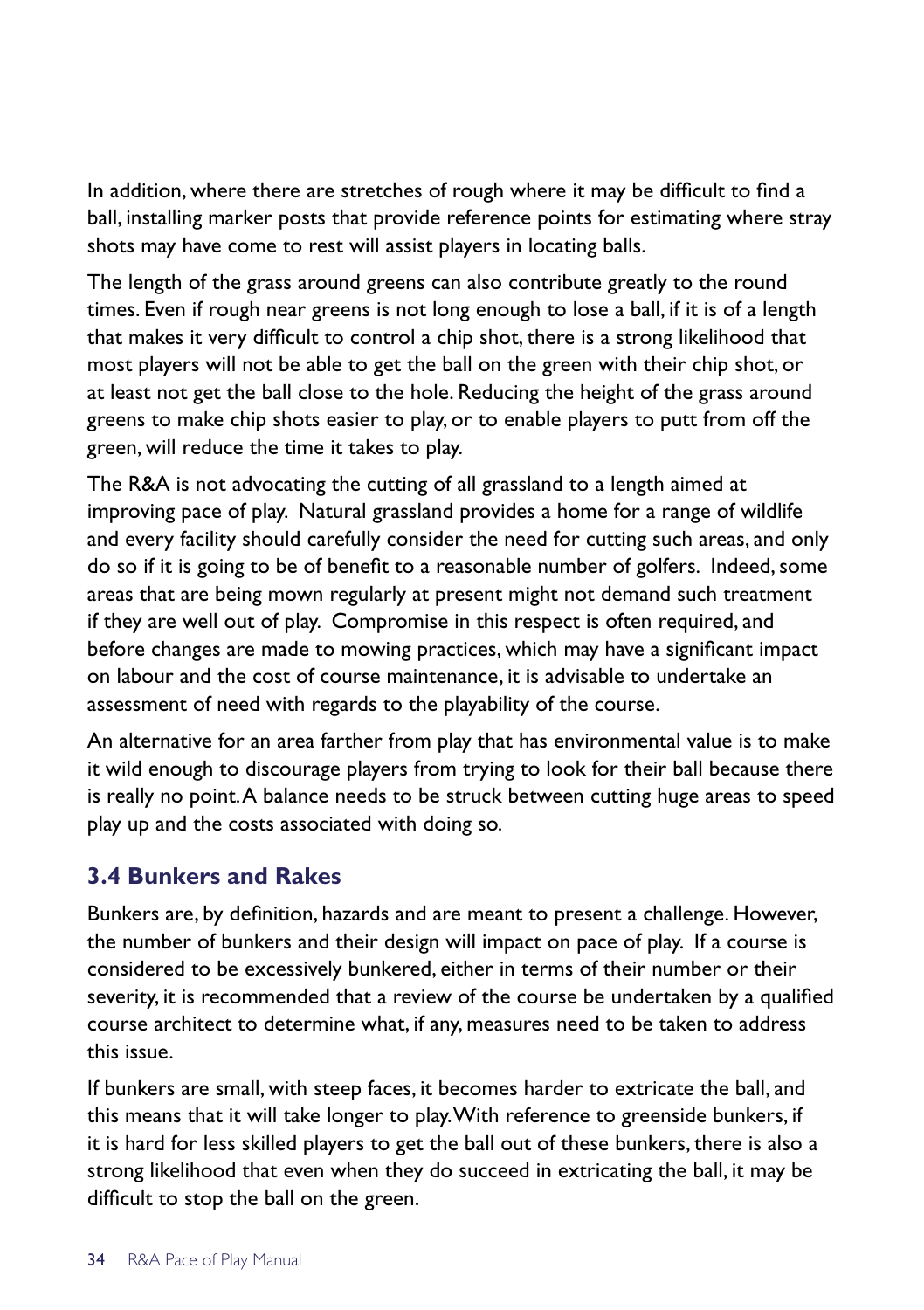In addition, where there are stretches of rough where it may be difficult to find a ball, installing marker posts that provide reference points for estimating where stray shots may have come to rest will assist players in locating balls.

The length of the grass around greens can also contribute greatly to the round times. Even if rough near greens is not long enough to lose a ball, if it is of a length that makes it very difficult to control a chip shot, there is a strong likelihood that most players will not be able to get the ball on the green with their chip shot, or at least not get the ball close to the hole. Reducing the height of the grass around greens to make chip shots easier to play, or to enable players to putt from off the green, will reduce the time it takes to play.

The R&A is not advocating the cutting of all grassland to a length aimed at improving pace of play. Natural grassland provides a home for a range of wildlife and every facility should carefully consider the need for cutting such areas, and only do so if it is going to be of benefit to a reasonable number of golfers. Indeed, some areas that are being mown regularly at present might not demand such treatment if they are well out of play. Compromise in this respect is often required, and before changes are made to mowing practices, which may have a significant impact on labour and the cost of course maintenance, it is advisable to undertake an assessment of need with regards to the playability of the course.

An alternative for an area farther from play that has environmental value is to make it wild enough to discourage players from trying to look for their ball because there is really no point. A balance needs to be struck between cutting huge areas to speed play up and the costs associated with doing so.

### 3.4 Bunkers and Rakes

Bunkers are, by definition, hazards and are meant to present a challenge. However, the number of bunkers and their design will impact on pace of play. If a course is considered to be excessively bunkered, either in terms of their number or their severity, it is recommended that a review of the course be undertaken by a qualified course architect to determine what, if any, measures need to be taken to address this issue.

If bunkers are small, with steep faces, it becomes harder to extricate the ball, and this means that it will take longer to play. With reference to greenside bunkers, if it is hard for less skilled players to get the ball out of these bunkers, there is also a strong likelihood that even when they do succeed in extricating the ball, it may be difficult to stop the ball on the green.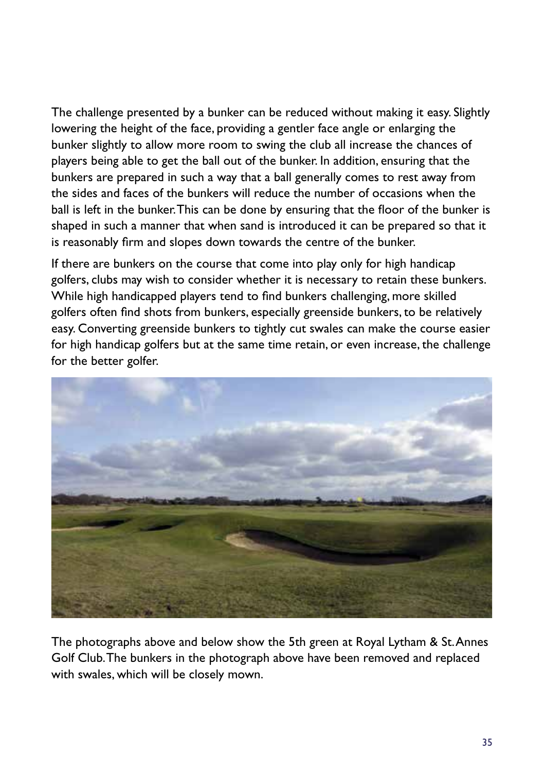The challenge presented by a bunker can be reduced without making it easy. Slightly lowering the height of the face, providing a gentler face angle or enlarging the bunker slightly to allow more room to swing the club all increase the chances of players being able to get the ball out of the bunker. In addition, ensuring that the bunkers are prepared in such a way that a ball generally comes to rest away from the sides and faces of the bunkers will reduce the number of occasions when the ball is left in the bunker. This can be done by ensuring that the floor of the bunker is shaped in such a manner that when sand is introduced it can be prepared so that it is reasonably firm and slopes down towards the centre of the bunker.

If there are bunkers on the course that come into play only for high handicap golfers, clubs may wish to consider whether it is necessary to retain these bunkers. While high handicapped players tend to find bunkers challenging, more skilled golfers often find shots from bunkers, especially greenside bunkers, to be relatively easy. Converting greenside bunkers to tightly cut swales can make the course easier for high handicap golfers but at the same time retain, or even increase, the challenge for the better golfer.

The photographs above and below show the 5th green at Royal Lytham & St. Annes Golf Club. The bunkers in the photograph above have been removed and replaced with swales, which will be closely mown.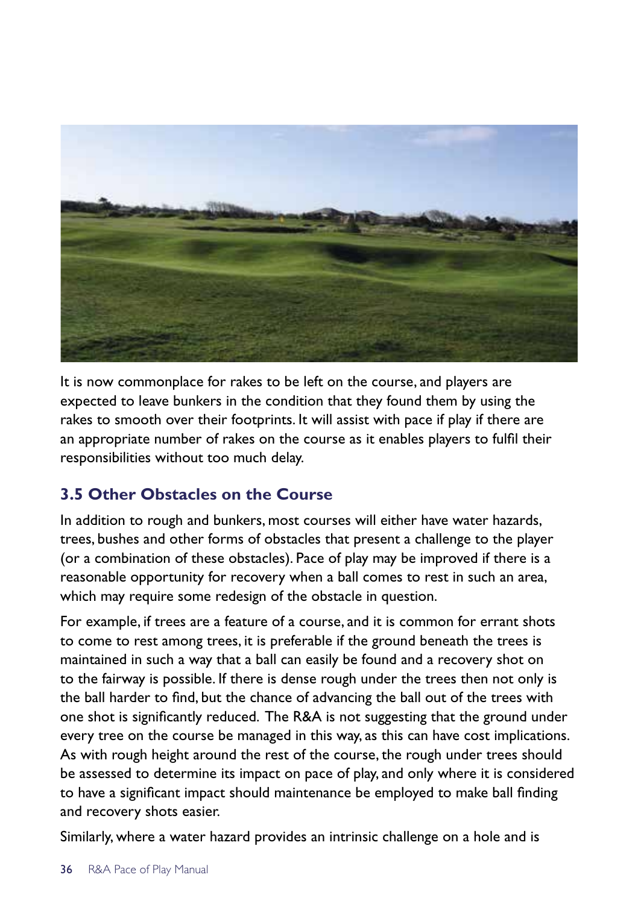It is now commonplace for rakes to be left on the course, and players are expected to leave bunkers in the condition that they found them by using the rakes to smooth over their footprints. It will assist with pace if play if there are an appropriate number of rakes on the course as it enables players to fulfil their responsibilities without too much delay.

### 3.5 Other Obstacles on the Course

In addition to rough and bunkers, most courses will either have water hazards, trees, bushes and other forms of obstacles that present a challenge to the player (or a combination of these obstacles). Pace of play may be improved if there is a reasonable opportunity for recovery when a ball comes to rest in such an area, which may require some redesign of the obstacle in question.

For example, if trees are a feature of a course, and it is common for errant shots to come to rest among trees, it is preferable if the ground beneath the trees is maintained in such a way that a ball can easily be found and a recovery shot on to the fairway is possible. If there is dense rough under the trees then not only is the ball harder to find, but the chance of advancing the ball out of the trees with one shot is significantly reduced. The R&A is not suggesting that the ground under every tree on the course be managed in this way, as this can have cost implications. As with rough height around the rest of the course, the rough under trees should be assessed to determine its impact on pace of play, and only where it is considered to have a significant impact should maintenance be employed to make ball finding and recovery shots easier.

Similarly, where a water hazard provides an intrinsic challenge on a hole and is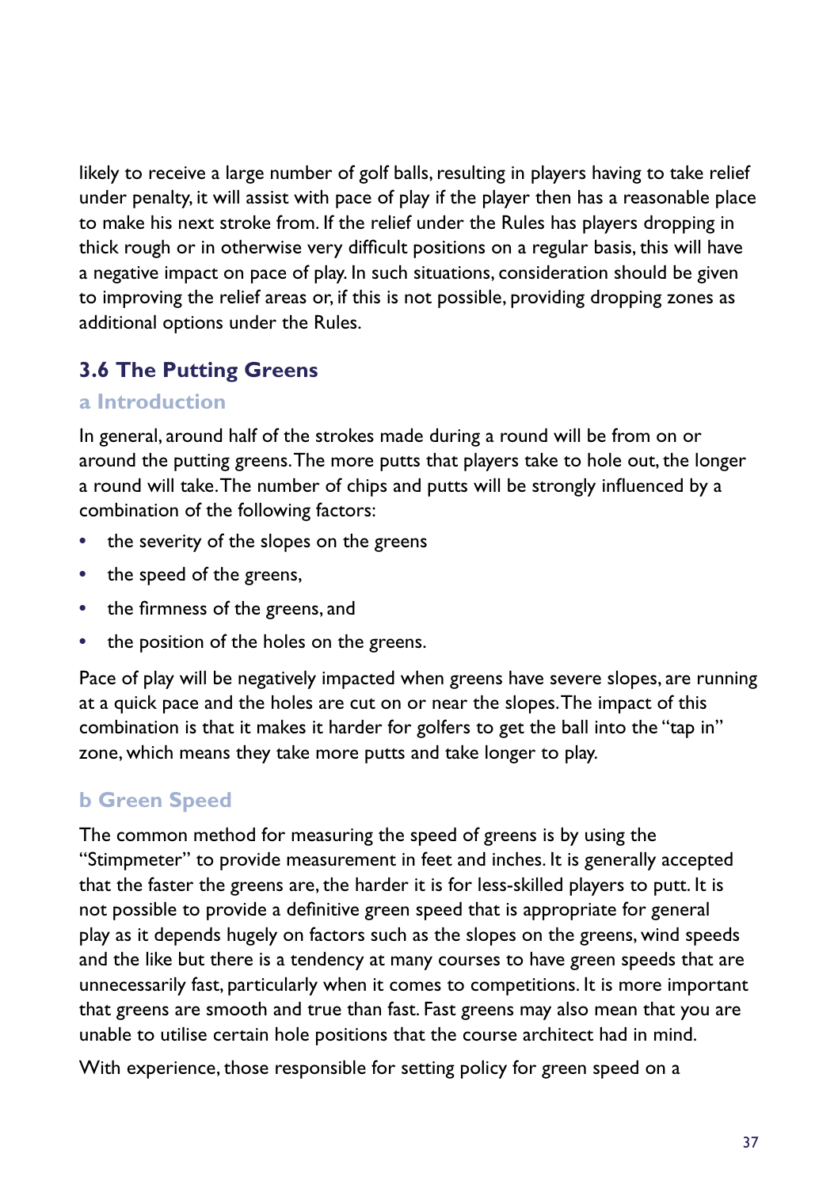likely to receive a large number of golf balls, resulting in players having to take relief under penalty, it will assist with pace of play if the player then has a reasonable place to make his next stroke from. If the relief under the Rules has players dropping in thick rough or in otherwise very difficult positions on a regular basis, this will have a negative impact on pace of play. In such situations, consideration should be given to improving the relief areas or, if this is not possible, providing dropping zones as additional options under the Rules.

## 3.6 The Putting Greens

### a Introduction

In general, around half of the strokes made during a round will be from on or around the putting greens. The more putts that players take to hole out, the longer a round will take. The number of chips and putts will be strongly influenced by a combination of the following factors:

- the severity of the slopes on the greens
- the speed of the greens,
- the firmness of the greens, and
- the position of the holes on the greens.

Pace of play will be negatively impacted when greens have severe slopes, are running at a quick pace and the holes are cut on or near the slopes. The impact of this combination is that it makes it harder for golfers to get the ball into the "tap in" zone, which means they take more putts and take longer to play.

### b Green Speed

The common method for measuring the speed of greens is by using the "Stimpmeter" to provide measurement in feet and inches. It is generally accepted that the faster the greens are, the harder it is for less-skilled players to putt. It is not possible to provide a definitive green speed that is appropriate for general play as it depends hugely on factors such as the slopes on the greens, wind speeds and the like but there is a tendency at many courses to have green speeds that are unnecessarily fast, particularly when it comes to competitions. It is more important that greens are smooth and true than fast. Fast greens may also mean that you are unable to utilise certain hole positions that the course architect had in mind.

With experience, those responsible for setting policy for green speed on a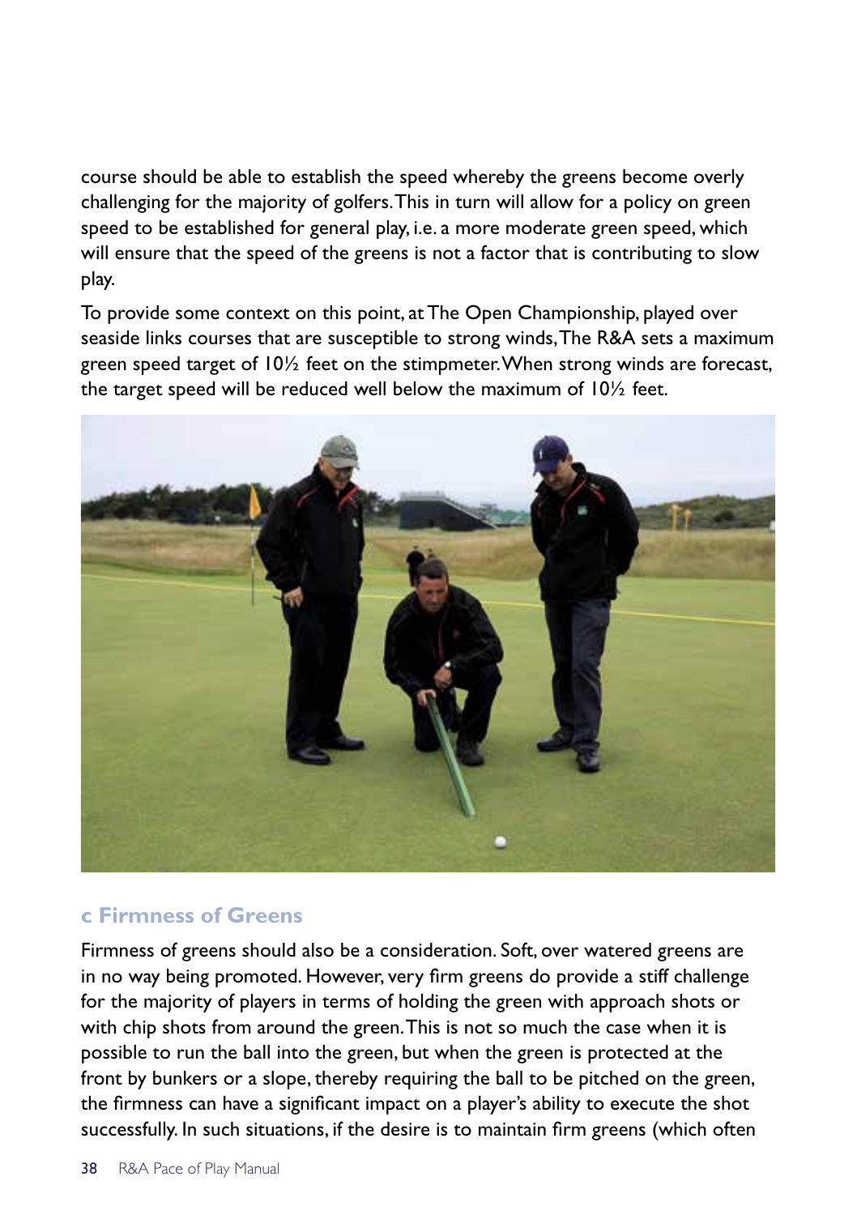course should be able to establish the speed whereby the greens become overly challenging for the majority of golfers. This in turn will allow for a policy on green speed to be established for general play, i.e. a more moderate green speed, which will ensure that the speed of the greens is not a factor that is contributing to slow play.

To provide some context on this point, at The Open Championship, played over seaside links courses that are susceptible to strong winds, The R&A sets a maximum green speed target of 10½ feet on the stimpmeter. When strong winds are forecast, the target speed will be reduced well below the maximum of 10½ feet.

### c Firmness of Greens

Firmness of greens should also be a consideration. Soft, over watered greens are in no way being promoted. However, very firm greens do provide a stiff challenge for the majority of players in terms of holding the green with approach shots or with chip shots from around the green. This is not so much the case when it is possible to run the ball into the green, but when the green is protected at the front by bunkers or a slope, thereby requiring the ball to be pitched on the green, the firmness can have a significant impact on a player's ability to execute the shot successfully. In such situations, if the desire is to maintain firm greens (which often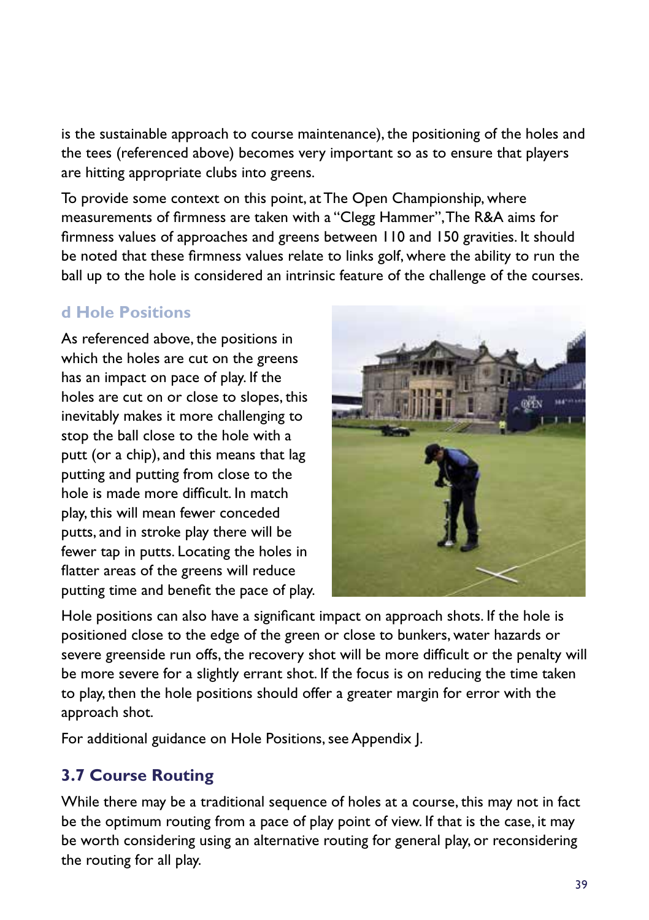is the sustainable approach to course maintenance), the positioning of the holes and the tees (referenced above) becomes very important so as to ensure that players are hitting appropriate clubs into greens.

To provide some context on this point, at The Open Championship, where measurements of firmness are taken with a "Clegg Hammer", The R&A aims for firmness values of approaches and greens between 110 and 150 gravities. It should be noted that these firmness values relate to links golf, where the ability to run the ball up to the hole is considered an intrinsic feature of the challenge of the courses.

### d Hole Positions

As referenced above, the positions in which the holes are cut on the greens has an impact on pace of play. If the holes are cut on or close to slopes, this inevitably makes it more challenging to stop the ball close to the hole with a putt (or a chip), and this means that lag putting and putting from close to the hole is made more difficult. In match play, this will mean fewer conceded putts, and in stroke play there will be fewer tap in putts. Locating the holes in flatter areas of the greens will reduce putting time and benefit the pace of play.

Hole positions can also have a significant impact on approach shots. If the hole is positioned close to the edge of the green or close to bunkers, water hazards or severe greenside run offs, the recovery shot will be more difficult or the penalty will be more severe for a slightly errant shot. If the focus is on reducing the time taken to play, then the hole positions should offer a greater margin for error with the approach shot.

For additional guidance on Hole Positions, see Appendix J.

## 3.7 Course Routing

While there may be a traditional sequence of holes at a course, this may not in fact be the optimum routing from a pace of play point of view. If that is the case, it may be worth considering using an alternative routing for general play, or reconsidering the routing for all play.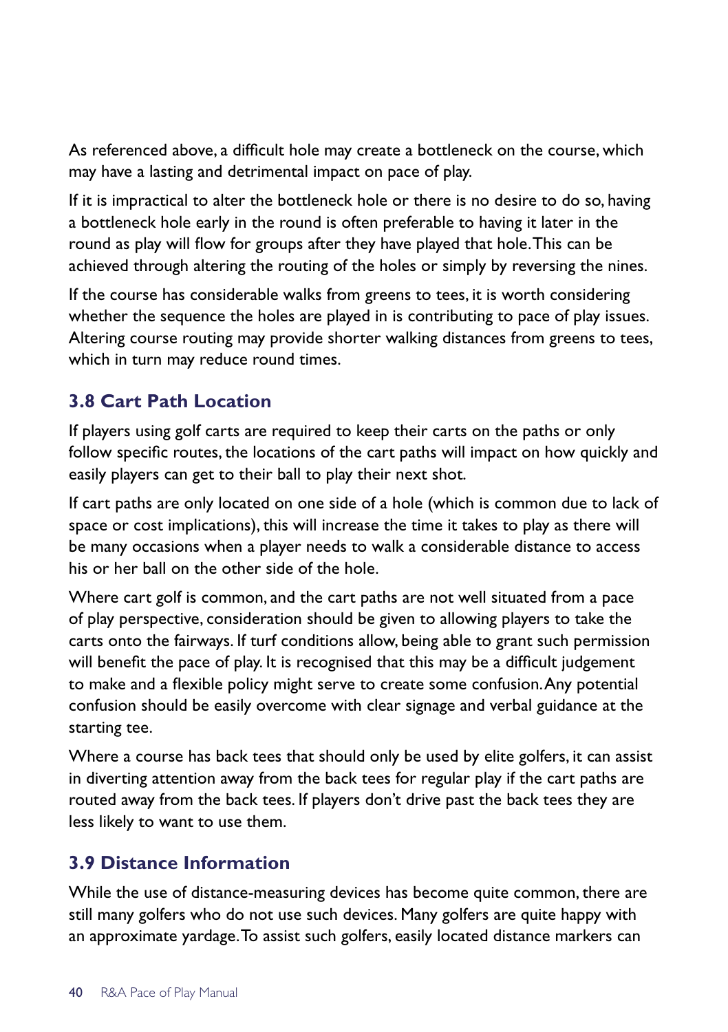As referenced above, a difficult hole may create a bottleneck on the course, which may have a lasting and detrimental impact on pace of play.

If it is impractical to alter the bottleneck hole or there is no desire to do so, having a bottleneck hole early in the round is often preferable to having it later in the round as play will flow for groups after they have played that hole. This can be achieved through altering the routing of the holes or simply by reversing the nines.

If the course has considerable walks from greens to tees, it is worth considering whether the sequence the holes are played in is contributing to pace of play issues. Altering course routing may provide shorter walking distances from greens to tees, which in turn may reduce round times.

## 3.8 Cart Path Location

If players using golf carts are required to keep their carts on the paths or only follow specific routes, the locations of the cart paths will impact on how quickly and easily players can get to their ball to play their next shot.

If cart paths are only located on one side of a hole (which is common due to lack of space or cost implications), this will increase the time it takes to play as there will be many occasions when a player needs to walk a considerable distance to access his or her ball on the other side of the hole.

Where cart golf is common, and the cart paths are not well situated from a pace of play perspective, consideration should be given to allowing players to take the carts onto the fairways. If turf conditions allow, being able to grant such permission will benefit the pace of play. It is recognised that this may be a difficult judgement to make and a flexible policy might serve to create some confusion. Any potential confusion should be easily overcome with clear signage and verbal guidance at the starting tee.

Where a course has back tees that should only be used by elite golfers, it can assist in diverting attention away from the back tees for regular play if the cart paths are routed away from the back tees. If players don't drive past the back tees they are less likely to want to use them.

## 3.9 Distance Information

While the use of distance-measuring devices has become quite common, there are still many golfers who do not use such devices. Many golfers are quite happy with an approximate yardage. To assist such golfers, easily located distance markers can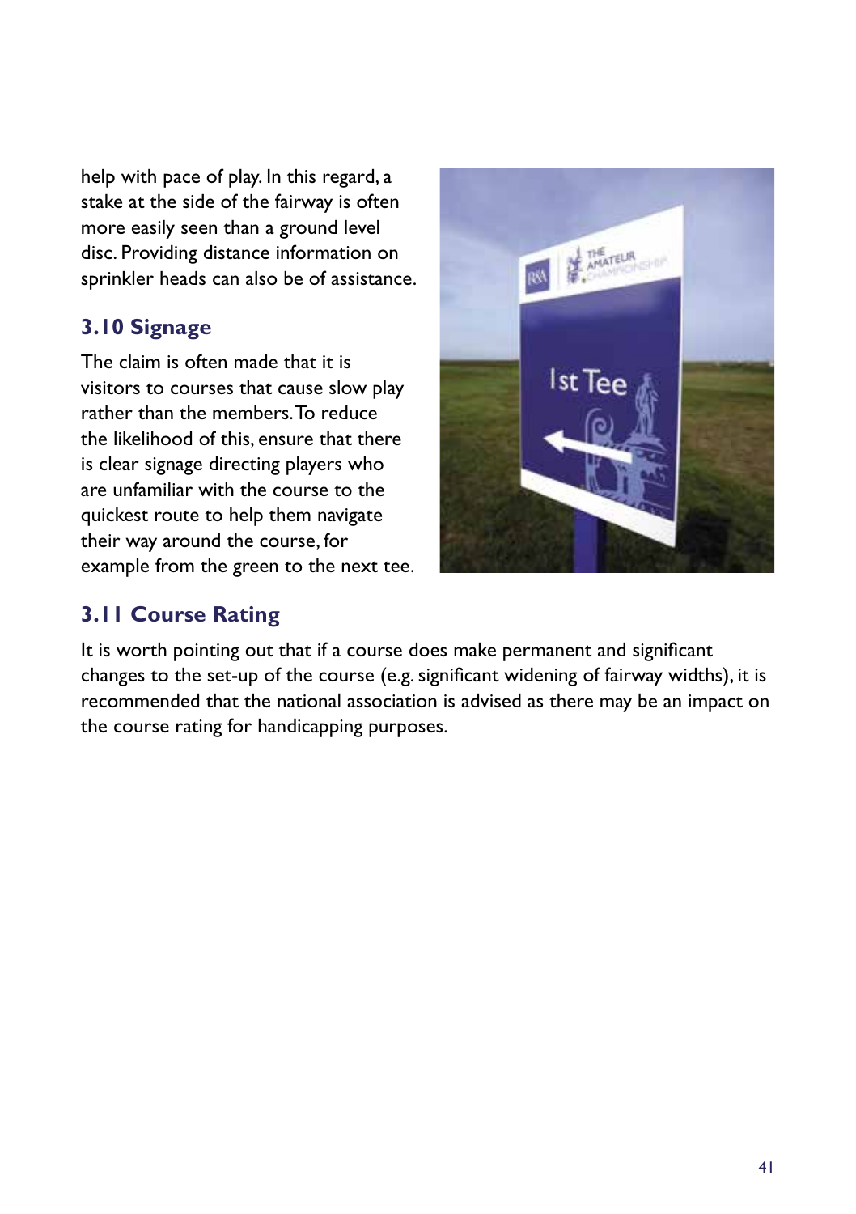help with pace of play. In this regard, a stake at the side of the fairway is often more easily seen than a ground level disc. Providing distance information on sprinkler heads can also be of assistance.

### 3.10 Signage

The claim is often made that it is visitors to courses that cause slow play rather than the members. To reduce the likelihood of this, ensure that there is clear signage directing players who are unfamiliar with the course to the quickest route to help them navigate their way around the course, for example from the green to the next tee.

### 3.11 Course Rating

It is worth pointing out that if a course does make permanent and significant changes to the set-up of the course (e.g. significant widening of fairway widths), it is recommended that the national association is advised as there may be an impact on the course rating for handicapping purposes.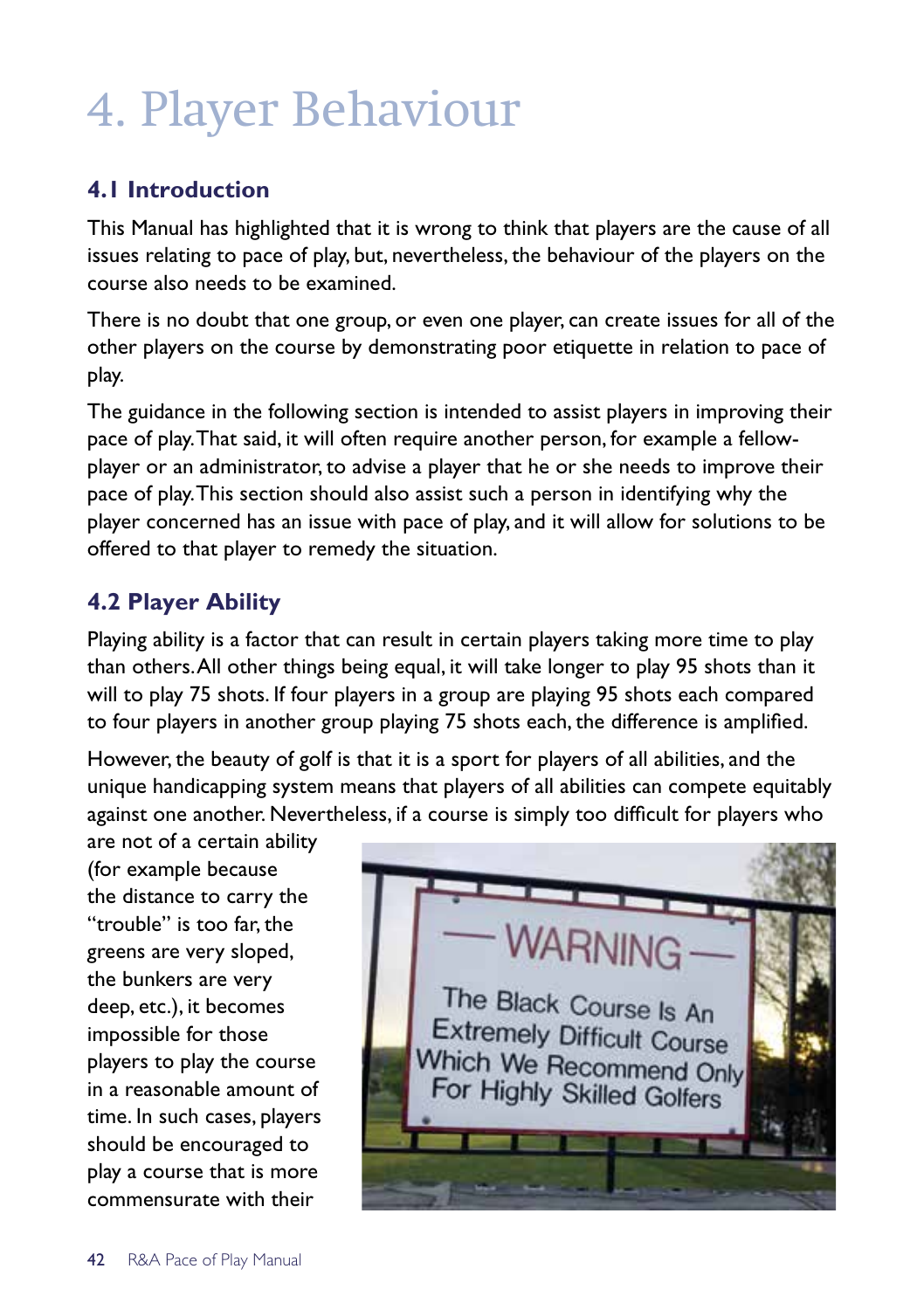# 4. Player Behaviour

## 4.1 Introduction

This Manual has highlighted that it is wrong to think that players are the cause of all issues relating to pace of play, but, nevertheless, the behaviour of the players on the course also needs to be examined.

There is no doubt that one group, or even one player, can create issues for all of the other players on the course by demonstrating poor etiquette in relation to pace of play.

The guidance in the following section is intended to assist players in improving their pace of play. That said, it will often require another person, for example a fellow-player or an administrator, to advise a player that he or she needs to improve their pace of play. This section should also assist such a person in identifying why the player concerned has an issue with pace of play, and it will allow for solutions to be offered to that player to remedy the situation.

## 4.2 Player Ability

Playing ability is a factor that can result in certain players taking more time to play than others. All other things being equal, it will take longer to play 95 shots than it will to play 75 shots. If four players in a group are playing 95 shots each compared to four players in another group playing 75 shots each, the difference is amplified.

However, the beauty of golf is that it is a sport for players of all abilities, and the unique handicapping system means that players of all abilities can compete equitably against one another. Nevertheless, if a course is simply too difficult for players who are not of a certain ability (for example because the distance to carry the "trouble" is too far, the greens are very sloped, the bunkers are very deep, etc.), it becomes impossible for those players to play the course in a reasonable amount of time. In such cases, players should be encouraged to play a course that is more commensurate with their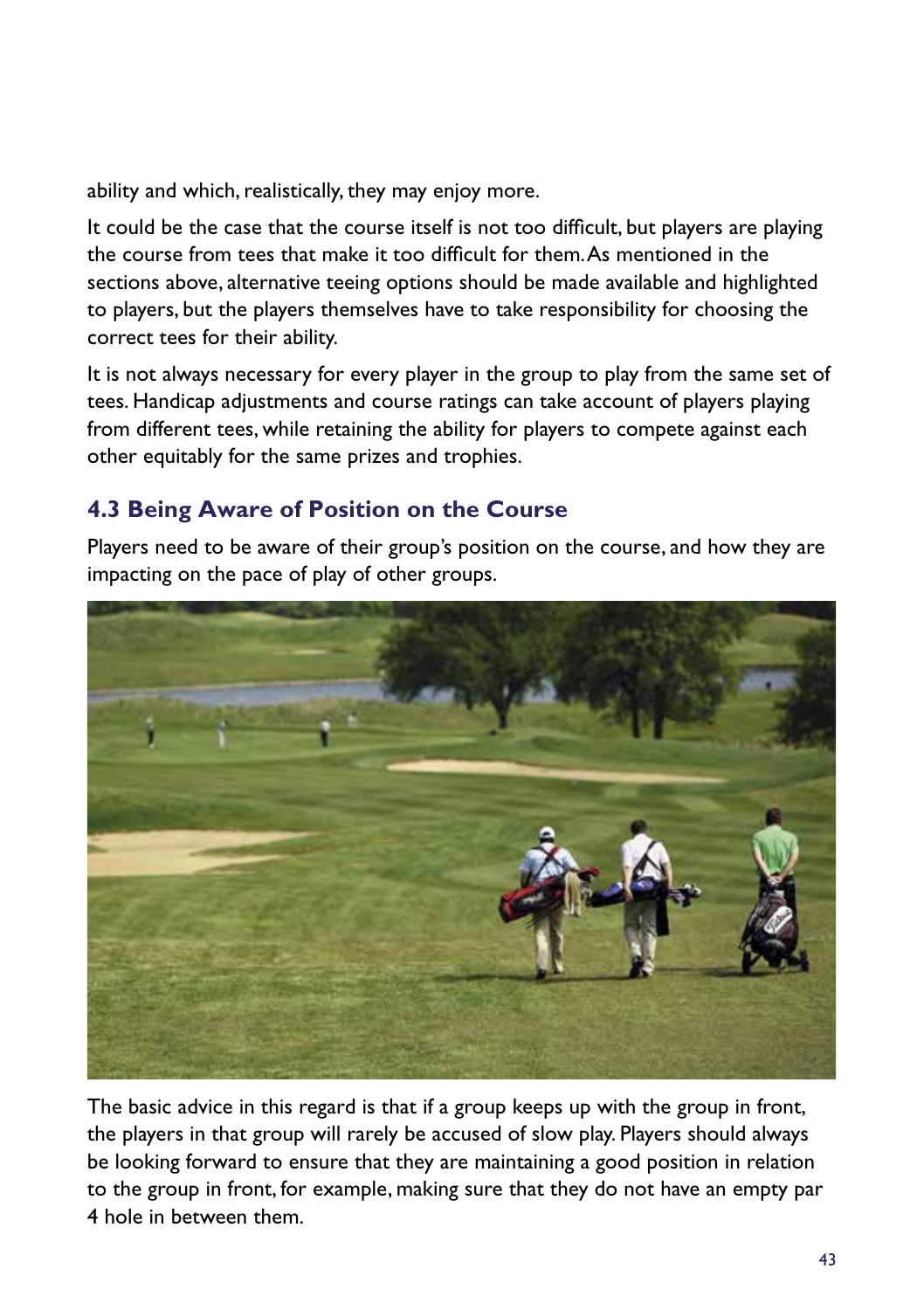ability and which, realistically, they may enjoy more.

It could be the case that the course itself is not too difficult, but players are playing the course from tees that make it too difficult for them. As mentioned in the sections above, alternative teeing options should be made available and highlighted to players, but the players themselves have to take responsibility for choosing the correct tees for their ability.

It is not always necessary for every player in the group to play from the same set of tees. Handicap adjustments and course ratings can take account of players playing from different tees, while retaining the ability for players to compete against each other equitably for the same prizes and trophies.

### 4.3 Being Aware of Position on the Course

Players need to be aware of their group's position on the course, and how they are impacting on the pace of play of other groups.

The basic advice in this regard is that if a group keeps up with the group in front, the players in that group will rarely be accused of slow play. Players should always be looking forward to ensure that they are maintaining a good position in relation to the group in front, for example, making sure that they do not have an empty par 4 hole in between them.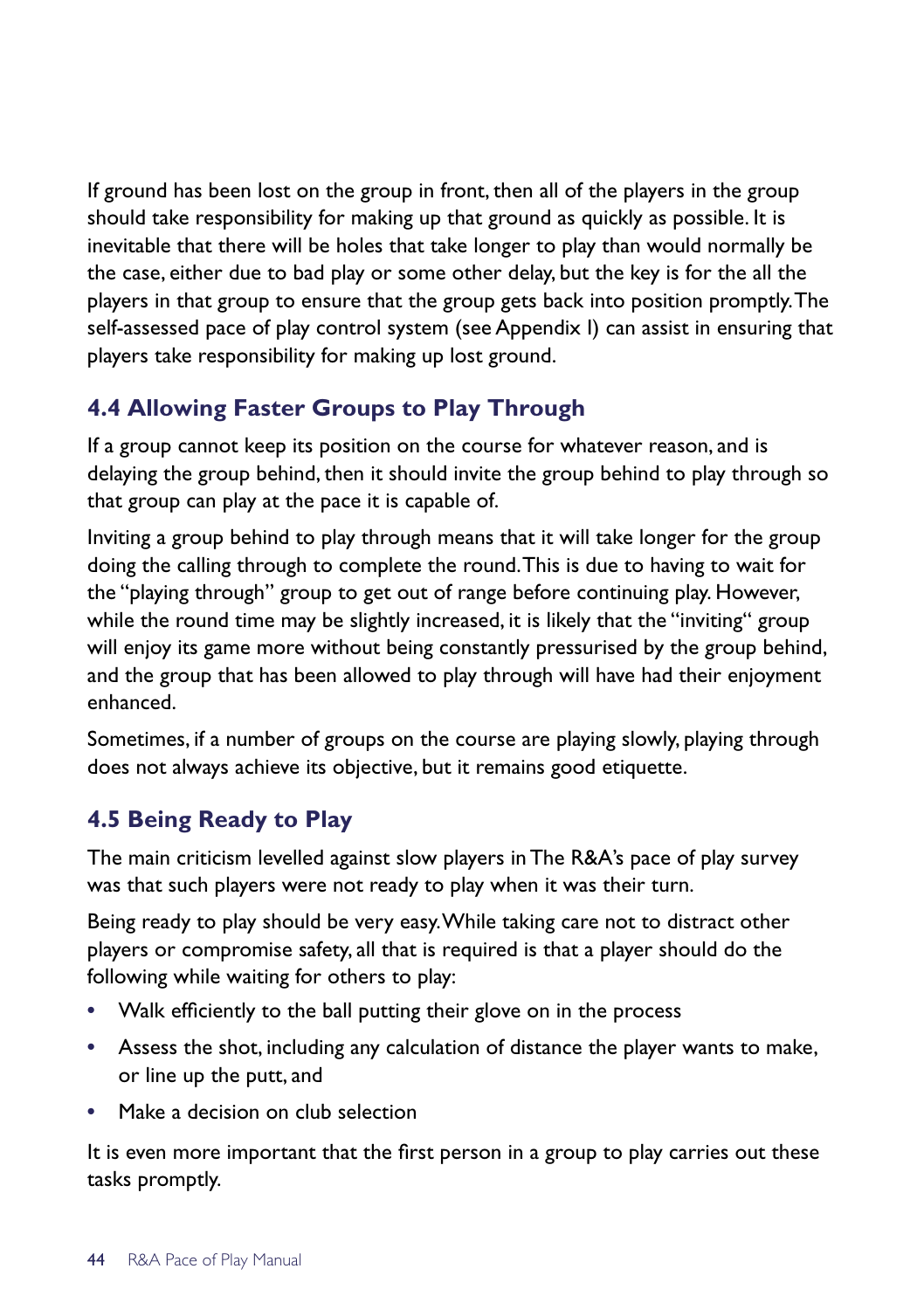If ground has been lost on the group in front, then all of the players in the group should take responsibility for making up that ground as quickly as possible. It is inevitable that there will be holes that take longer to play than would normally be the case, either due to bad play or some other delay, but the key is for the all the players in that group to ensure that the group gets back into position promptly. The self-assessed pace of play control system (see Appendix I) can assist in ensuring that players take responsibility for making up lost ground.

## 4.4 Allowing Faster Groups to Play Through

If a group cannot keep its position on the course for whatever reason, and is delaying the group behind, then it should invite the group behind to play through so that group can play at the pace it is capable of.

Inviting a group behind to play through means that it will take longer for the group doing the calling through to complete the round. This is due to having to wait for the "playing through" group to get out of range before continuing play. However, while the round time may be slightly increased, it is likely that the "inviting" group will enjoy its game more without being constantly pressurised by the group behind, and the group that has been allowed to play through will have had their enjoyment enhanced.

Sometimes, if a number of groups on the course are playing slowly, playing through does not always achieve its objective, but it remains good etiquette.

## 4.5 Being Ready to Play

The main criticism levelled against slow players in The R&A's pace of play survey was that such players were not ready to play when it was their turn.

Being ready to play should be very easy. While taking care not to distract other players or compromise safety, all that is required is that a player should do the following while waiting for others to play:

- Walk efficiently to the ball putting their glove on in the process
- Assess the shot, including any calculation of distance the player wants to make, or line up the putt, and
- Make a decision on club selection

It is even more important that the first person in a group to play carries out these tasks promptly.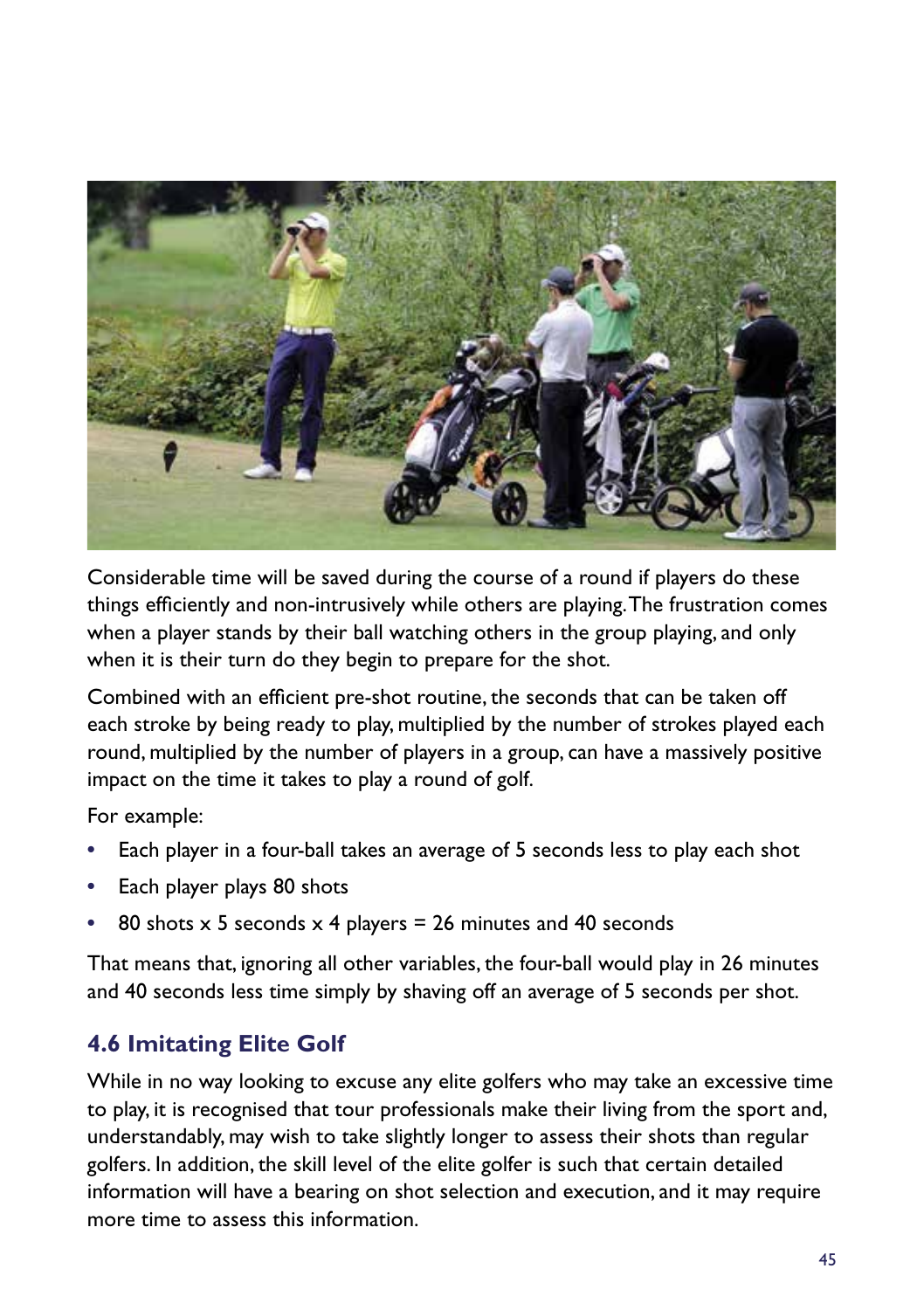Considerable time will be saved during the course of a round if players do these things efficiently and non-intrusively while others are playing. The frustration comes when a player stands by their ball watching others in the group playing, and only when it is their turn do they begin to prepare for the shot.

Combined with an efficient pre-shot routine, the seconds that can be taken off each stroke by being ready to play, multiplied by the number of strokes played each round, multiplied by the number of players in a group, can have a massively positive impact on the time it takes to play a round of golf.

For example:

- Each player in a four-ball takes an average of 5 seconds less to play each shot
- Each player plays 80 shots
- 80 shots x 5 seconds x 4 players = 26 minutes and 40 seconds

That means that, ignoring all other variables, the four-ball would play in 26 minutes and 40 seconds less time simply by shaving off an average of 5 seconds per shot.

## 4.6 Imitating Elite Golf

While in no way looking to excuse any elite golfers who may take an excessive time to play, it is recognised that tour professionals make their living from the sport and, understandably, may wish to take slightly longer to assess their shots than regular golfers. In addition, the skill level of the elite golfer is such that certain detailed information will have a bearing on shot selection and execution, and it may require more time to assess this information.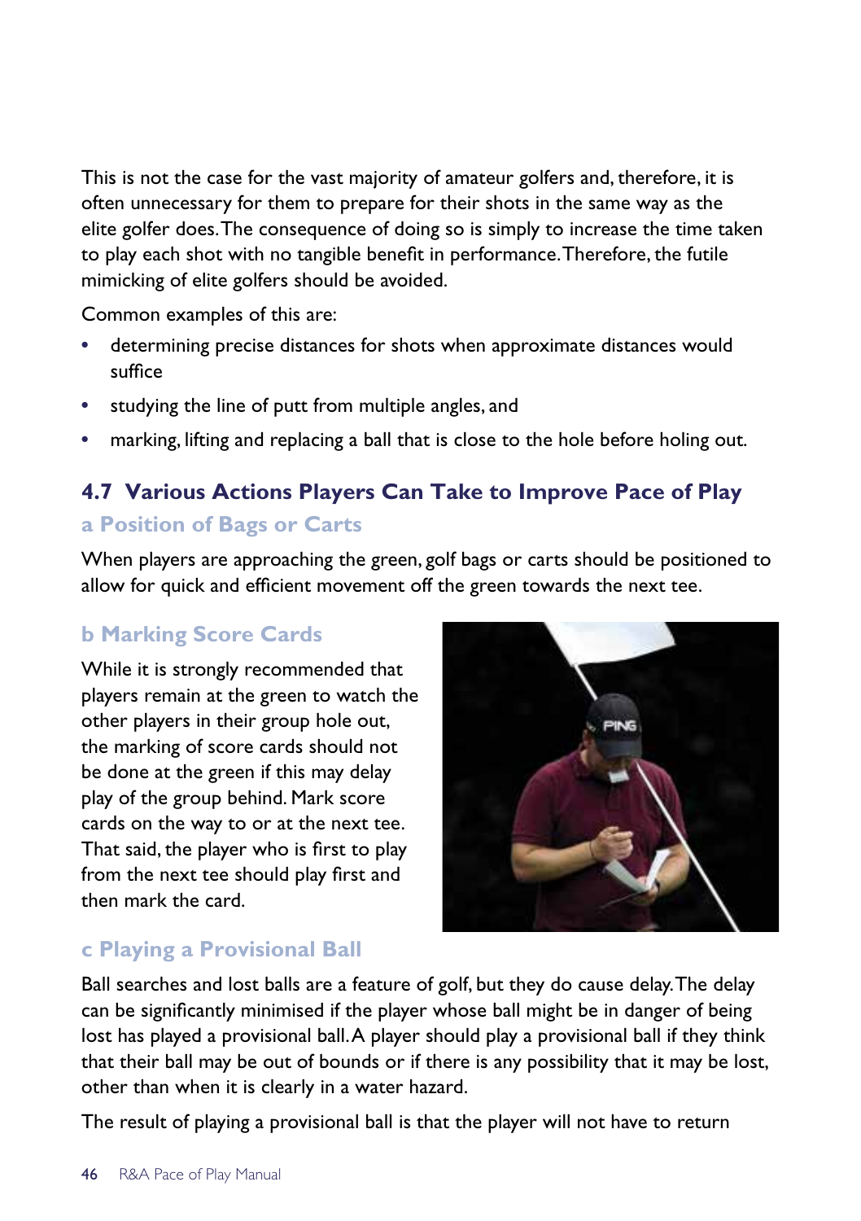This is not the case for the vast majority of amateur golfers and, therefore, it is often unnecessary for them to prepare for their shots in the same way as the elite golfer does. The consequence of doing so is simply to increase the time taken to play each shot with no tangible benefit in performance. Therefore, the futile mimicking of elite golfers should be avoided.

Common examples of this are:

- determining precise distances for shots when approximate distances would suffice
- studying the line of putt from multiple angles, and
- marking, lifting and replacing a ball that is close to the hole before holing out.

## 4.7 Various Actions Players Can Take to Improve Pace of Play

### a Position of Bags or Carts

When players are approaching the green, golf bags or carts should be positioned to allow for quick and efficient movement off the green towards the next tee.

### b Marking Score Cards

While it is strongly recommended that players remain at the green to watch the other players in their group hole out, the marking of score cards should not be done at the green if this may delay play of the group behind. Mark score cards on the way to or at the next tee. That said, the player who is first to play from the next tee should play first and then mark the card.

### c Playing a Provisional Ball

Ball searches and lost balls are a feature of golf, but they do cause delay. The delay can be significantly minimised if the player whose ball might be in danger of being lost has played a provisional ball. A player should play a provisional ball if they think that their ball may be out of bounds or if there is any possibility that it may be lost, other than when it is clearly in a water hazard.

The result of playing a provisional ball is that the player will not have to return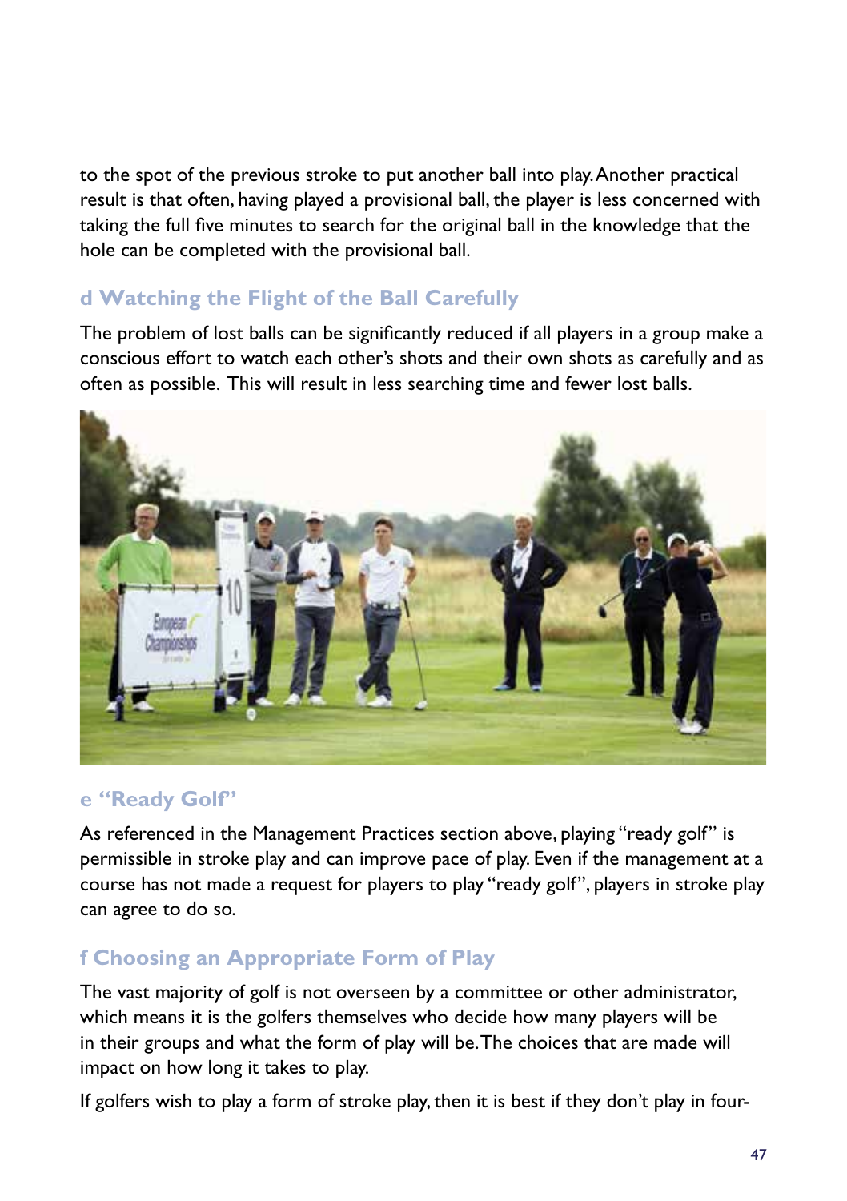to the spot of the previous stroke to put another ball into play. Another practical result is that often, having played a provisional ball, the player is less concerned with taking the full five minutes to search for the original ball in the knowledge that the hole can be completed with the provisional ball.

### d Watching the Flight of the Ball Carefully

The problem of lost balls can be significantly reduced if all players in a group make a conscious effort to watch each other's shots and their own shots as carefully and as often as possible. This will result in less searching time and fewer lost balls.

### e "Ready Golf"

As referenced in the Management Practices section above, playing "ready golf" is permissible in stroke play and can improve pace of play. Even if the management at a course has not made a request for players to play "ready golf", players in stroke play can agree to do so.

### f Choosing an Appropriate Form of Play

The vast majority of golf is not overseen by a committee or other administrator, which means it is the golfers themselves who decide how many players will be in their groups and what the form of play will be. The choices that are made will impact on how long it takes to play.

If golfers wish to play a form of stroke play, then it is best if they don't play in four-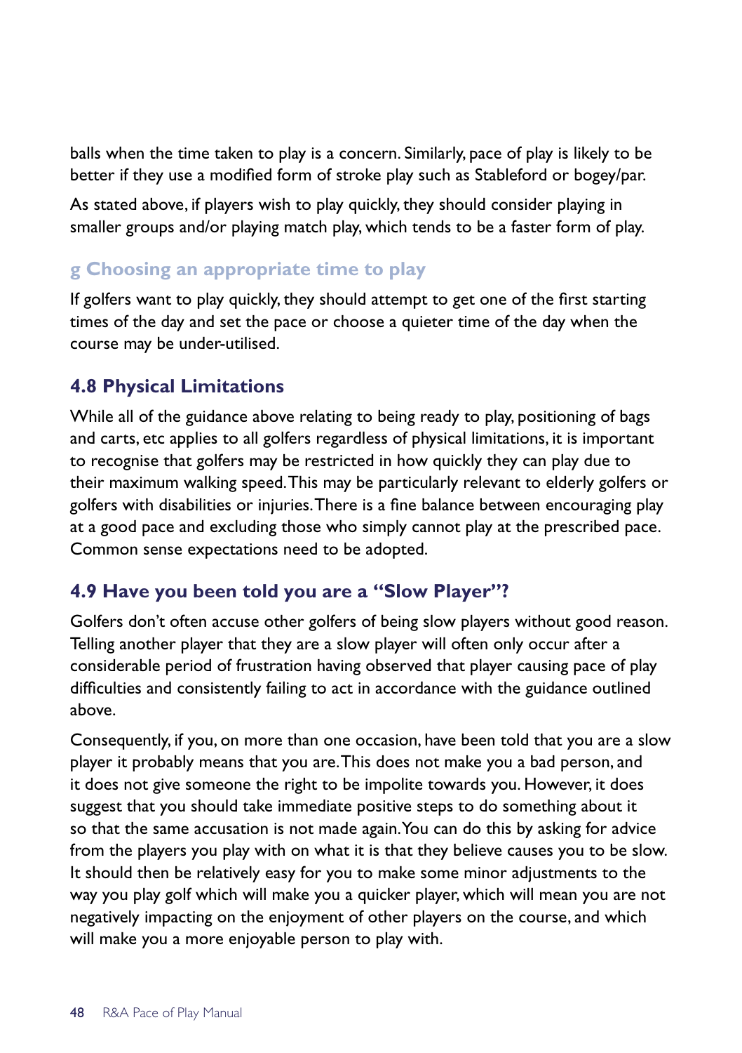balls when the time taken to play is a concern. Similarly, pace of play is likely to be better if they use a modified form of stroke play such as Stableford or bogey/par.

As stated above, if players wish to play quickly, they should consider playing in smaller groups and/or playing match play, which tends to be a faster form of play.

#### g Choosing an appropriate time to play

If golfers want to play quickly, they should attempt to get one of the first starting times of the day and set the pace or choose a quieter time of the day when the course may be under-utilised.

### 4.8 Physical Limitations

While all of the guidance above relating to being ready to play, positioning of bags and carts, etc applies to all golfers regardless of physical limitations, it is important to recognise that golfers may be restricted in how quickly they can play due to their maximum walking speed. This may be particularly relevant to elderly golfers or golfers with disabilities or injuries. There is a fine balance between encouraging play at a good pace and excluding those who simply cannot play at the prescribed pace. Common sense expectations need to be adopted.

### 4.9 Have you been told you are a "Slow Player"?

Golfers don't often accuse other golfers of being slow players without good reason. Telling another player that they are a slow player will often only occur after a considerable period of frustration having observed that player causing pace of play difficulties and consistently failing to act in accordance with the guidance outlined above.

Consequently, if you, on more than one occasion, have been told that you are a slow player it probably means that you are. This does not make you a bad person, and it does not give someone the right to be impolite towards you. However, it does suggest that you should take immediate positive steps to do something about it so that the same accusation is not made again. You can do this by asking for advice from the players you play with on what it is that they believe causes you to be slow. It should then be relatively easy for you to make some minor adjustments to the way you play golf which will make you a quicker player, which will mean you are not negatively impacting on the enjoyment of other players on the course, and which will make you a more enjoyable person to play with.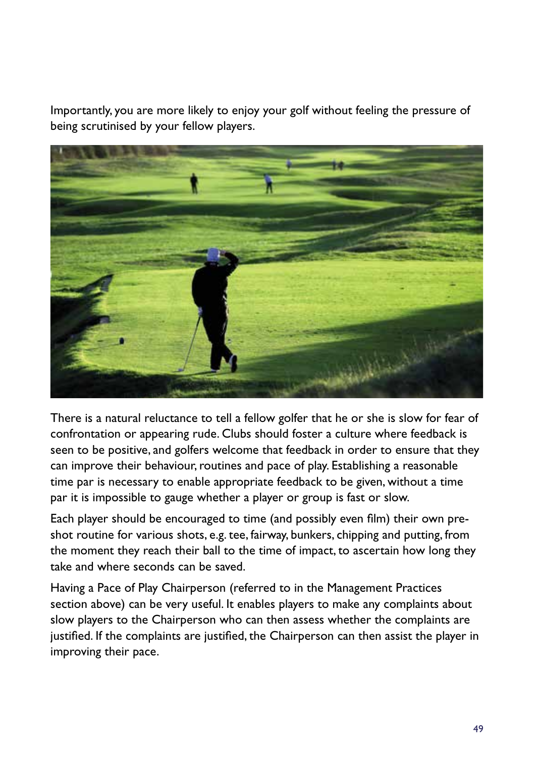Importantly, you are more likely to enjoy your golf without feeling the pressure of being scrutinised by your fellow players.

There is a natural reluctance to tell a fellow golfer that he or she is slow for fear of confrontation or appearing rude. Clubs should foster a culture where feedback is seen to be positive, and golfers welcome that feedback in order to ensure that they can improve their behaviour, routines and pace of play. Establishing a reasonable time par is necessary to enable appropriate feedback to be given, without a time par it is impossible to gauge whether a player or group is fast or slow.

Each player should be encouraged to time (and possibly even film) their own pre-shot routine for various shots, e.g. tee, fairway, bunkers, chipping and putting, from the moment they reach their ball to the time of impact, to ascertain how long they take and where seconds can be saved.

Having a Pace of Play Chairperson (referred to in the Management Practices section above) can be very useful. It enables players to make any complaints about slow players to the Chairperson who can then assess whether the complaints are justified. If the complaints are justified, the Chairperson can then assist the player in improving their pace.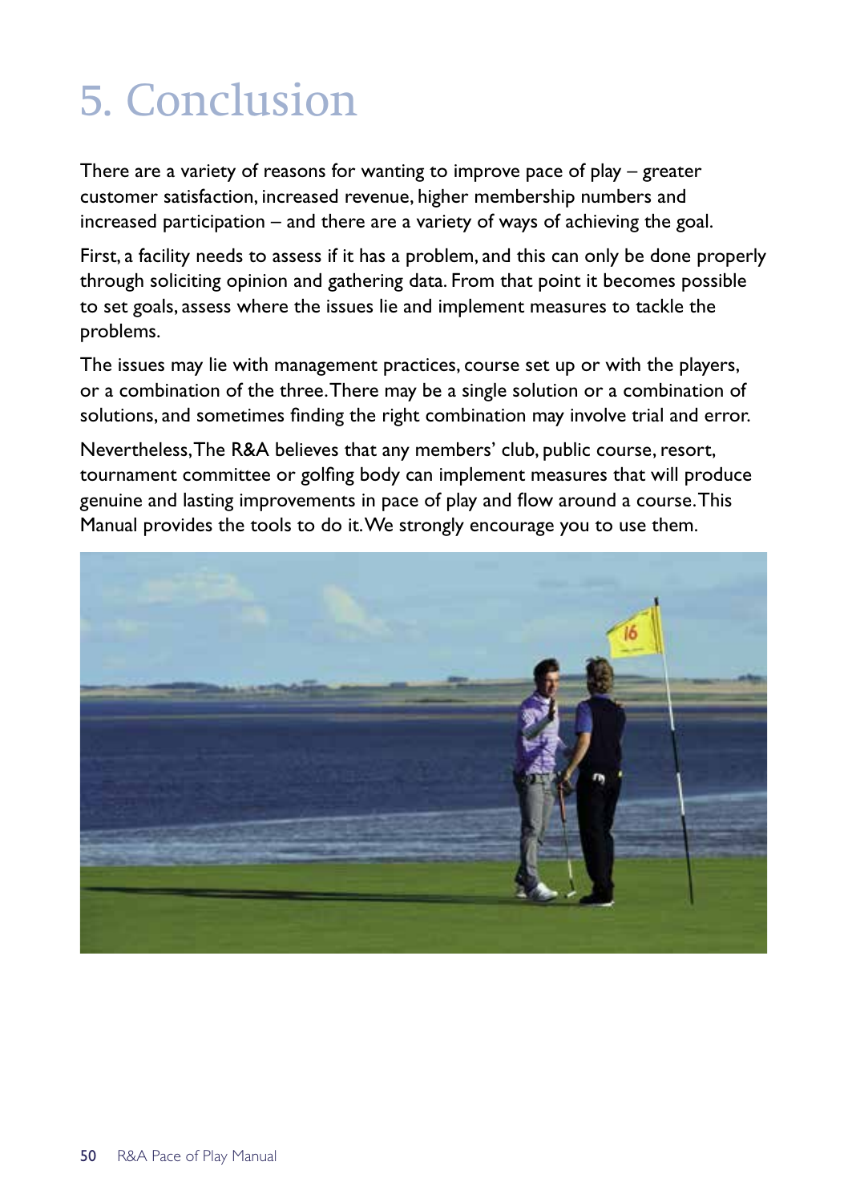# 5. Conclusion

There are a variety of reasons for wanting to improve pace of play – greater customer satisfaction, increased revenue, higher membership numbers and increased participation – and there are a variety of ways of achieving the goal.

First, a facility needs to assess if it has a problem, and this can only be done properly through soliciting opinion and gathering data. From that point it becomes possible to set goals, assess where the issues lie and implement measures to tackle the problems.

The issues may lie with management practices, course set up or with the players, or a combination of the three. There may be a single solution or a combination of solutions, and sometimes finding the right combination may involve trial and error.

Nevertheless, The R&A believes that any members' club, public course, resort, tournament committee or golfing body can implement measures that will produce genuine and lasting improvements in pace of play and flow around a course. This Manual provides the tools to do it. We strongly encourage you to use them.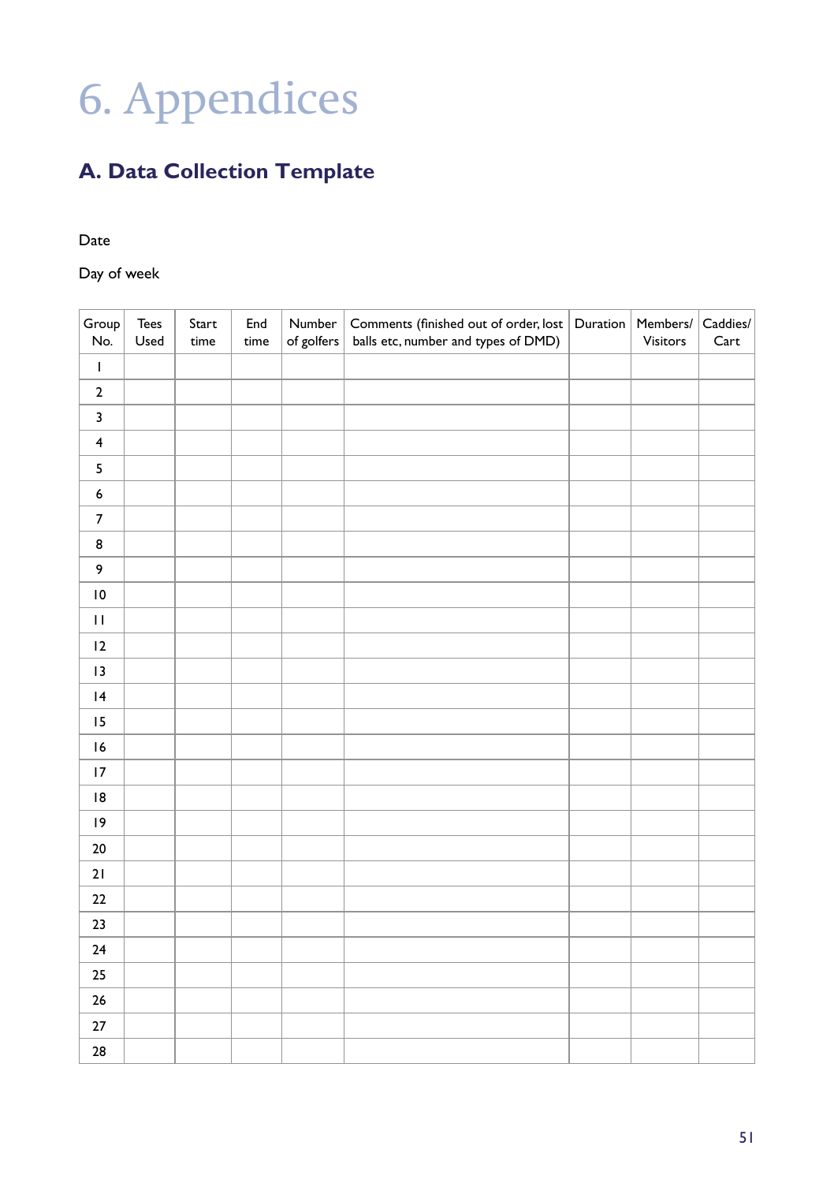# 6. Appendices

## A. Data Collection Template

Date

Day of week

| Group No. | Tees Used | Start time | End time | Number of golfers | Comments (finished out of order, lost balls etc, number and types of DMD) | Duration | Members/ Visitors | Caddies/ Cart |
|---|---|---|---|---|---|---|---|---|
| 1 | | | | | | | | |
| 2 | | | | | | | | |
| 3 | | | | | | | | |
| 4 | | | | | | | | |
| 5 | | | | | | | | |
| 6 | | | | | | | | |
| 7 | | | | | | | | |
| 8 | | | | | | | | |
| 9 | | | | | | | | |
| 10 | | | | | | | | |
| 11 | | | | | | | | |
| 12 | | | | | | | | |
| 13 | | | | | | | | |
| 14 | | | | | | | | |
| 15 | | | | | | | | |
| 16 | | | | | | | | |
| 17 | | | | | | | | |
| 18 | | | | | | | | |
| 19 | | | | | | | | |
| 20 | | | | | | | | |
| 21 | | | | | | | | |
| 22 | | | | | | | | |
| 23 | | | | | | | | |
| 24 | | | | | | | | |
| 25 | | | | | | | | |
| 26 | | | | | | | | |
| 27 | | | | | | | | |
| 28 | | | | | | | | |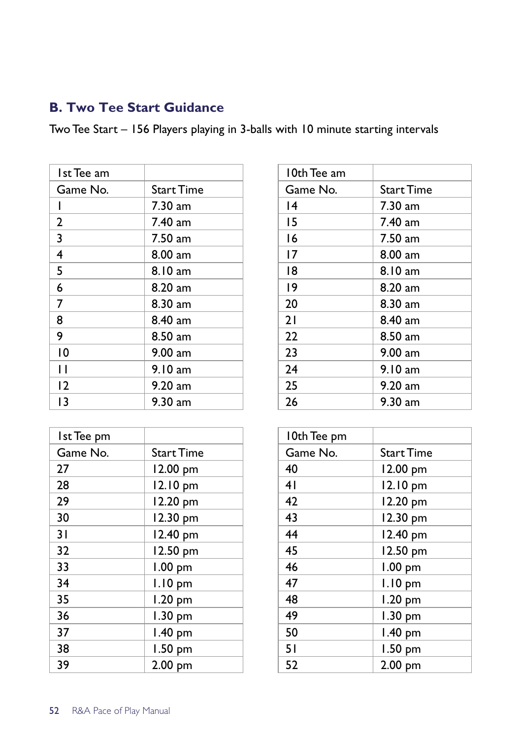## B. Two Tee Start Guidance

Two Tee Start – 156 Players playing in 3-balls with 10 minute starting intervals

| 1st Tee am | |
|---|---|
| Game No. | Start Time |
| 1 | 7.30 am |
| 2 | 7.40 am |
| 3 | 7.50 am |
| 4 | 8.00 am |
| 5 | 8.10 am |
| 6 | 8.20 am |
| 7 | 8.30 am |
| 8 | 8.40 am |
| 9 | 8.50 am |
| 10 | 9.00 am |
| 11 | 9.10 am |
| 12 | 9.20 am |
| 13 | 9.30 am |

| 10th Tee am | |
|---|---|
| Game No. | Start Time |
| 14 | 7.30 am |
| 15 | 7.40 am |
| 16 | 7.50 am |
| 17 | 8.00 am |
| 18 | 8.10 am |
| 19 | 8.20 am |
| 20 | 8.30 am |
| 21 | 8.40 am |
| 22 | 8.50 am |
| 23 | 9.00 am |
| 24 | 9.10 am |
| 25 | 9.20 am |
| 26 | 9.30 am |

| 1st Tee pm | |
|---|---|
| Game No. | Start Time |
| 27 | 12.00 pm |
| 28 | 12.10 pm |
| 29 | 12.20 pm |
| 30 | 12.30 pm |
| 31 | 12.40 pm |
| 32 | 12.50 pm |
| 33 | 1.00 pm |
| 34 | 1.10 pm |
| 35 | 1.20 pm |
| 36 | 1.30 pm |
| 37 | 1.40 pm |
| 38 | 1.50 pm |
| 39 | 2.00 pm |

| 10th Tee pm | |
|---|---|
| Game No. | Start Time |
| 40 | 12.00 pm |
| 41 | 12.10 pm |
| 42 | 12.20 pm |
| 43 | 12.30 pm |
| 44 | 12.40 pm |
| 45 | 12.50 pm |
| 46 | 1.00 pm |
| 47 | 1.10 pm |
| 48 | 1.20 pm |
| 49 | 1.30 pm |
| 50 | 1.40 pm |
| 51 | 1.50 pm |
| 52 | 2.00 pm |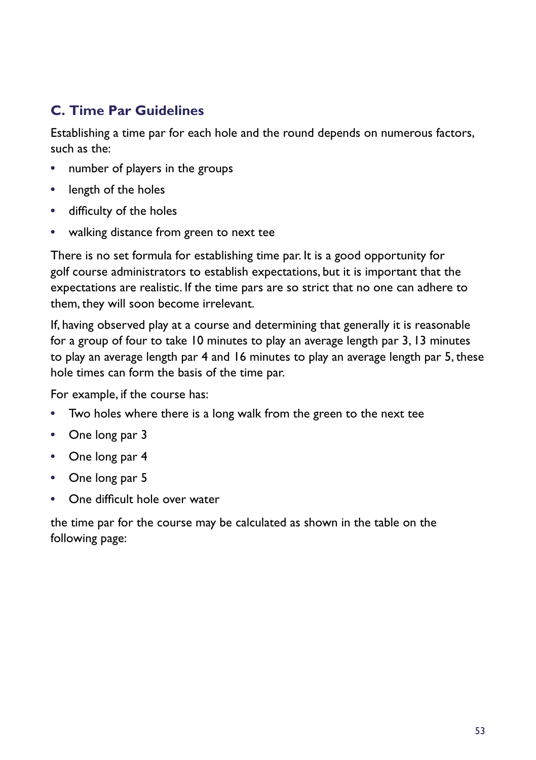## C. Time Par Guidelines

Establishing a time par for each hole and the round depends on numerous factors, such as the:

- number of players in the groups
- length of the holes
- difficulty of the holes
- walking distance from green to next tee

There is no set formula for establishing time par. It is a good opportunity for golf course administrators to establish expectations, but it is important that the expectations are realistic. If the time pars are so strict that no one can adhere to them, they will soon become irrelevant.

If, having observed play at a course and determining that generally it is reasonable for a group of four to take 10 minutes to play an average length par 3, 13 minutes to play an average length par 4 and 16 minutes to play an average length par 5, these hole times can form the basis of the time par.

For example, if the course has:

- Two holes where there is a long walk from the green to the next tee
- One long par 3
- One long par 4
- One long par 5
- One difficult hole over water

the time par for the course may be calculated as shown in the table on the following page: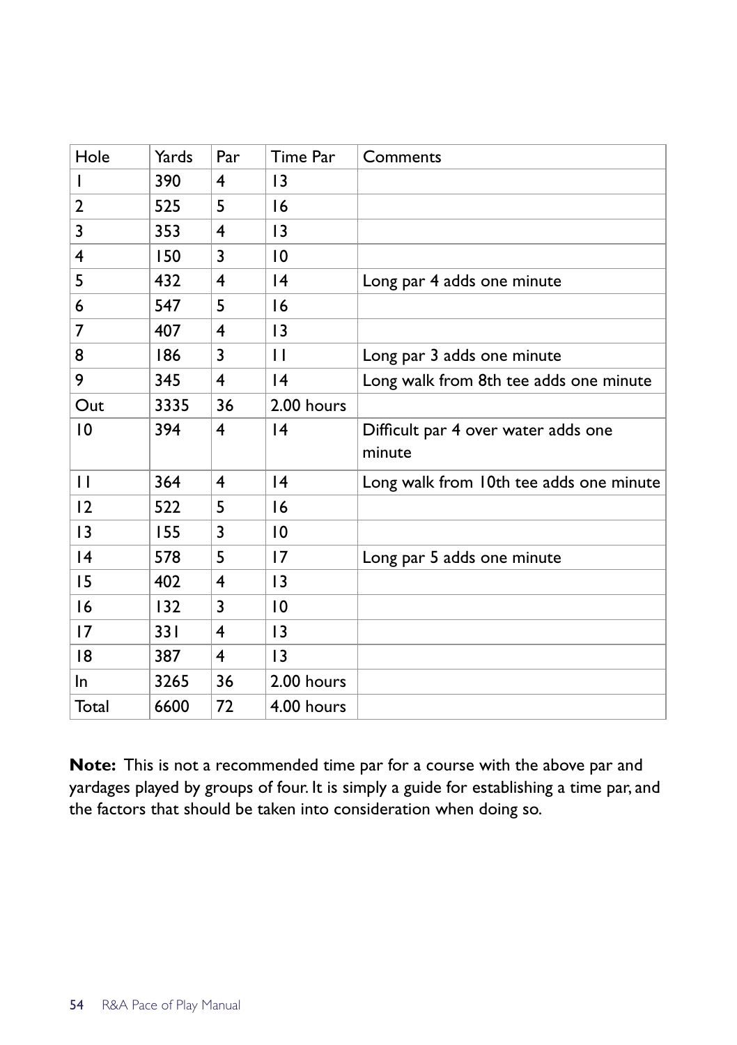| Hole | Yards | Par | Time Par | Comments |
| --- | --- | --- | --- | --- |
| 1 | 390 | 4 | 13 | |
| 2 | 525 | 5 | 16 | |
| 3 | 353 | 4 | 13 | |
| 4 | 150 | 3 | 10 | |
| 5 | 432 | 4 | 14 | Long par 4 adds one minute |
| 6 | 547 | 5 | 16 | |
| 7 | 407 | 4 | 13 | |
| 8 | 186 | 3 | 11 | Long par 3 adds one minute |
| 9 | 345 | 4 | 14 | Long walk from 8th tee adds one minute |
| Out | 3335 | 36 | 2.00 hours | |
| 10 | 394 | 4 | 14 | Difficult par 4 over water adds one minute |
| 11 | 364 | 4 | 14 | Long walk from 10th tee adds one minute |
| 12 | 522 | 5 | 16 | |
| 13 | 155 | 3 | 10 | |
| 14 | 578 | 5 | 17 | Long par 5 adds one minute |
| 15 | 402 | 4 | 13 | |
| 16 | 132 | 3 | 10 | |
| 17 | 331 | 4 | 13 | |
| 18 | 387 | 4 | 13 | |
| In | 3265 | 36 | 2.00 hours | |
| Total | 6600 | 72 | 4.00 hours | |

**Note:** This is not a recommended time par for a course with the above par and yardages played by groups of four. It is simply a guide for establishing a time par, and the factors that should be taken into consideration when doing so.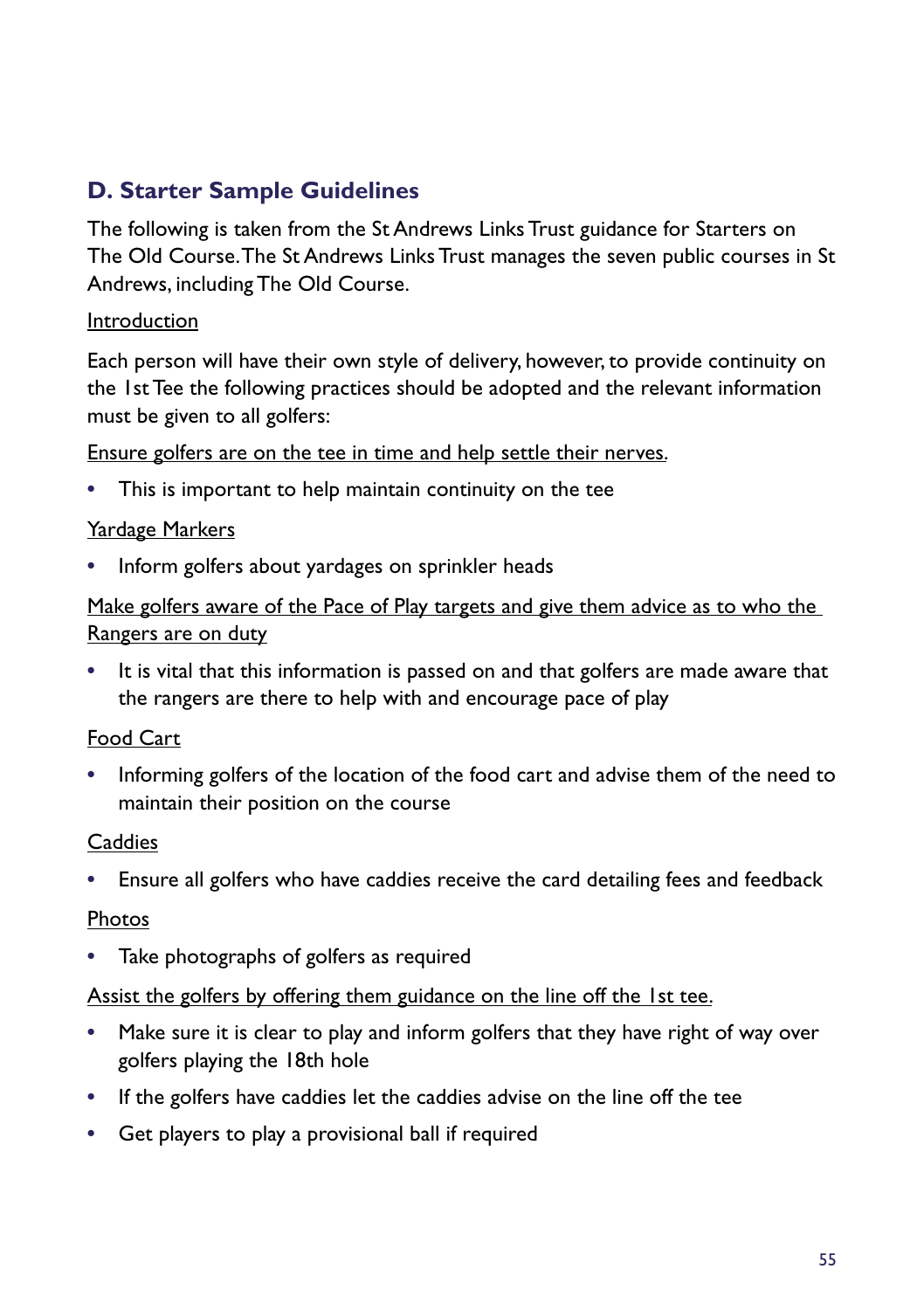## D. Starter Sample Guidelines

The following is taken from the St Andrews Links Trust guidance for Starters on The Old Course. The St Andrews Links Trust manages the seven public courses in St Andrews, including The Old Course.

<u>Introduction</u>

Each person will have their own style of delivery, however, to provide continuity on the 1st Tee the following practices should be adopted and the relevant information must be given to all golfers:

<u>Ensure golfers are on the tee in time and help settle their nerves.</u>

- This is important to help maintain continuity on the tee

<u>Yardage Markers</u>

- Inform golfers about yardages on sprinkler heads

<u>Make golfers aware of the Pace of Play targets and give them advice as to who the Rangers are on duty</u>

- It is vital that this information is passed on and that golfers are made aware that the rangers are there to help with and encourage pace of play

<u>Food Cart</u>

- Informing golfers of the location of the food cart and advise them of the need to maintain their position on the course

<u>Caddies</u>

- Ensure all golfers who have caddies receive the card detailing fees and feedback

<u>Photos</u>

- Take photographs of golfers as required

<u>Assist the golfers by offering them guidance on the line off the 1st tee.</u>

- Make sure it is clear to play and inform golfers that they have right of way over golfers playing the 18th hole
- If the golfers have caddies let the caddies advise on the line off the tee
- Get players to play a provisional ball if required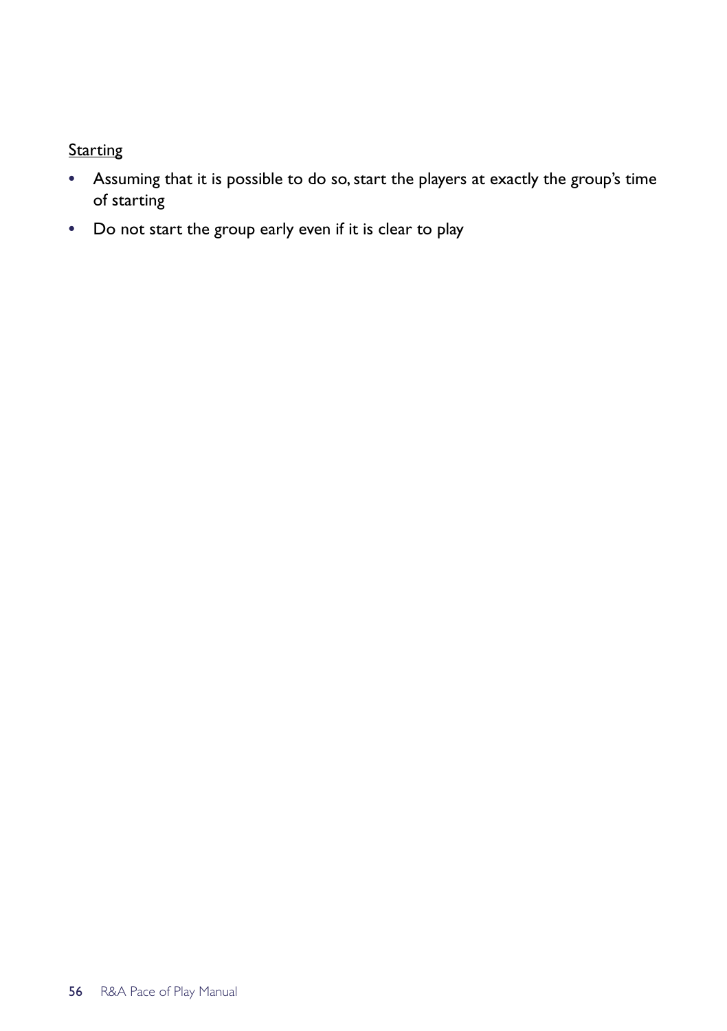<u>Starting</u>

- Assuming that it is possible to do so, start the players at exactly the group's time of starting
- Do not start the group early even if it is clear to play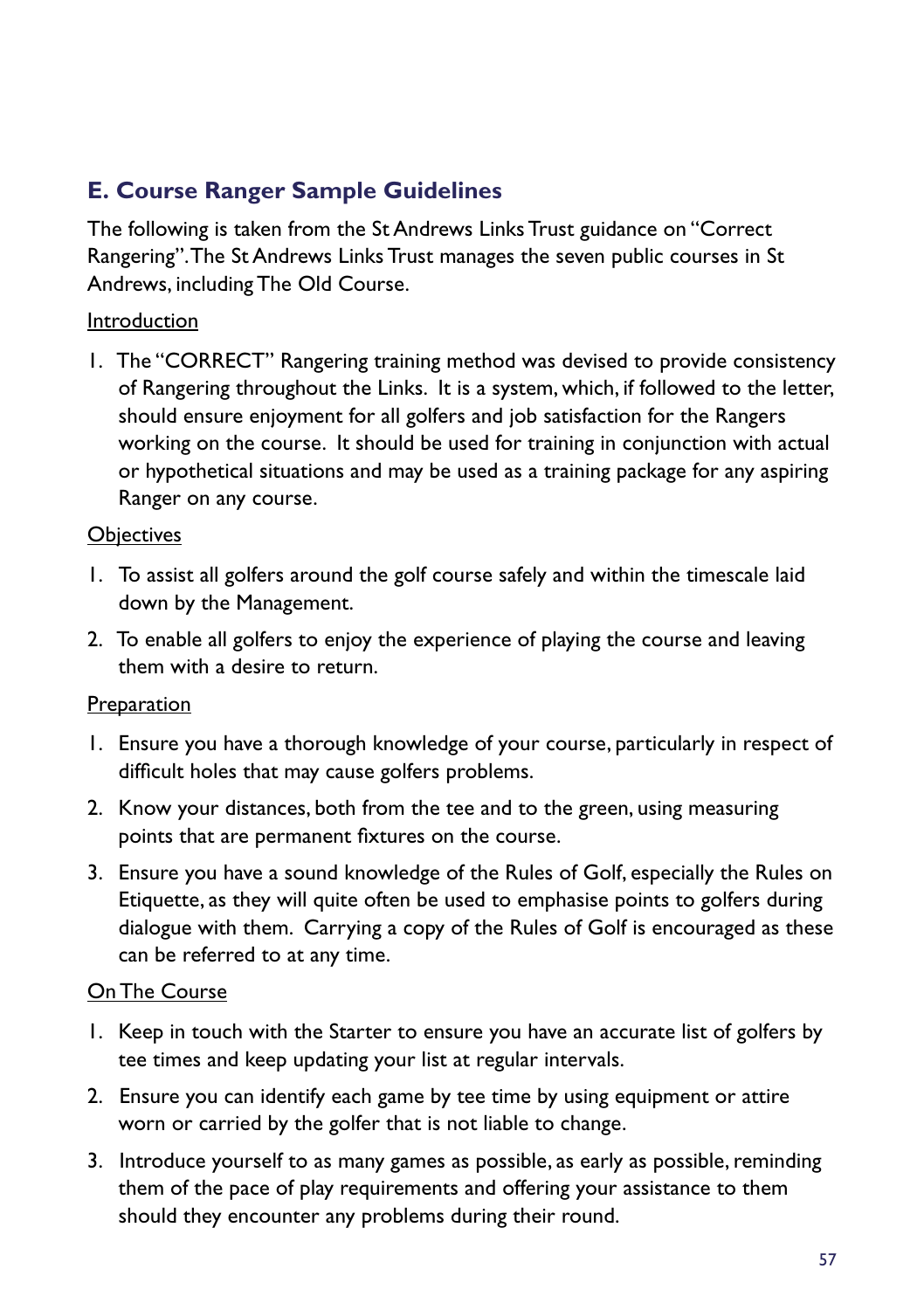## E. Course Ranger Sample Guidelines

The following is taken from the St Andrews Links Trust guidance on "Correct Rangering". The St Andrews Links Trust manages the seven public courses in St Andrews, including The Old Course.

<u>Introduction</u>

1. The "CORRECT" Rangering training method was devised to provide consistency of Rangering throughout the Links. It is a system, which, if followed to the letter, should ensure enjoyment for all golfers and job satisfaction for the Rangers working on the course. It should be used for training in conjunction with actual or hypothetical situations and may be used as a training package for any aspiring Ranger on any course.

<u>Objectives</u>

1. To assist all golfers around the golf course safely and within the timescale laid down by the Management.
2. To enable all golfers to enjoy the experience of playing the course and leaving them with a desire to return.

<u>Preparation</u>

1. Ensure you have a thorough knowledge of your course, particularly in respect of difficult holes that may cause golfers problems.
2. Know your distances, both from the tee and to the green, using measuring points that are permanent fixtures on the course.
3. Ensure you have a sound knowledge of the Rules of Golf, especially the Rules on Etiquette, as they will quite often be used to emphasise points to golfers during dialogue with them. Carrying a copy of the Rules of Golf is encouraged as these can be referred to at any time.

<u>On The Course</u>

1. Keep in touch with the Starter to ensure you have an accurate list of golfers by tee times and keep updating your list at regular intervals.
2. Ensure you can identify each game by tee time by using equipment or attire worn or carried by the golfer that is not liable to change.
3. Introduce yourself to as many games as possible, as early as possible, reminding them of the pace of play requirements and offering your assistance to them should they encounter any problems during their round.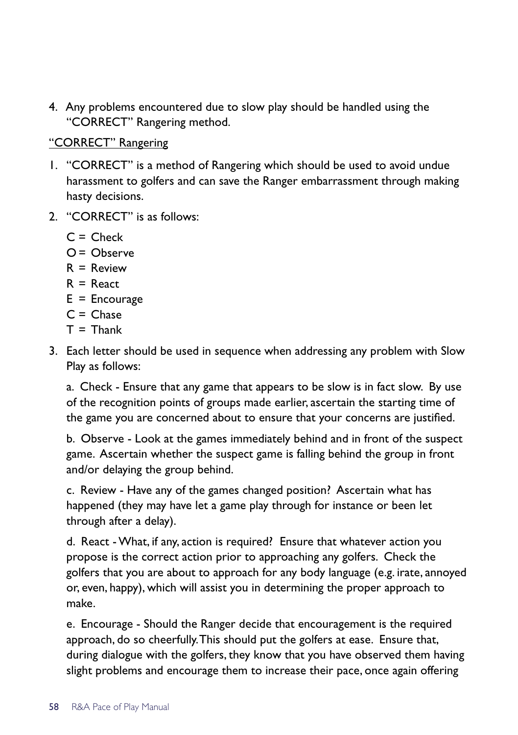4. Any problems encountered due to slow play should be handled using the "CORRECT" Rangering method.

<u>"CORRECT" Rangering</u>

1. "CORRECT" is a method of Rangering which should be used to avoid undue harassment to golfers and can save the Ranger embarrassment through making hasty decisions.

2. "CORRECT" is as follows:

   C = Check
   O = Observe
   R = Review
   R = React
   E = Encourage
   C = Chase
   T = Thank

3. Each letter should be used in sequence when addressing any problem with Slow Play as follows:

   a. Check - Ensure that any game that appears to be slow is in fact slow. By use of the recognition points of groups made earlier, ascertain the starting time of the game you are concerned about to ensure that your concerns are justified.

   b. Observe - Look at the games immediately behind and in front of the suspect game. Ascertain whether the suspect game is falling behind the group in front and/or delaying the group behind.

   c. Review - Have any of the games changed position? Ascertain what has happened (they may have let a game play through for instance or been let through after a delay).

   d. React - What, if any, action is required? Ensure that whatever action you propose is the correct action prior to approaching any golfers. Check the golfers that you are about to approach for any body language (e.g. irate, annoyed or, even, happy), which will assist you in determining the proper approach to make.

   e. Encourage - Should the Ranger decide that encouragement is the required approach, do so cheerfully. This should put the golfers at ease. Ensure that, during dialogue with the golfers, they know that you have observed them having slight problems and encourage them to increase their pace, once again offering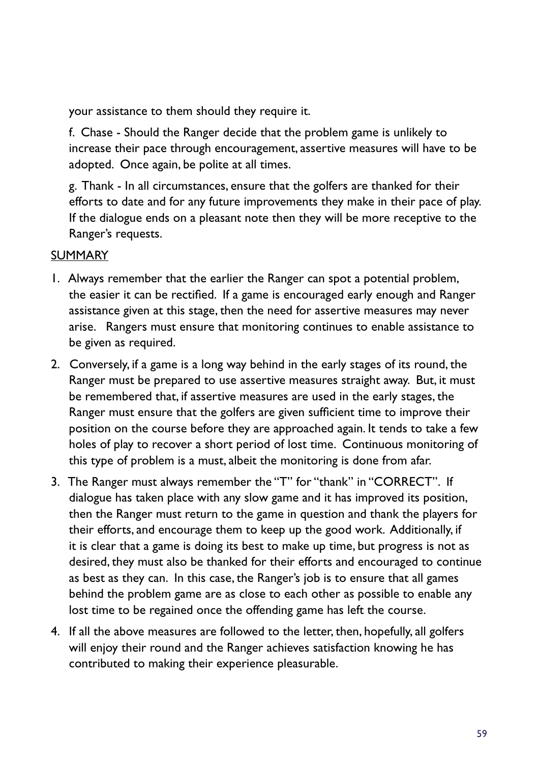your assistance to them should they require it.

f. Chase - Should the Ranger decide that the problem game is unlikely to increase their pace through encouragement, assertive measures will have to be adopted. Once again, be polite at all times.

g. Thank - In all circumstances, ensure that the golfers are thanked for their efforts to date and for any future improvements they make in their pace of play. If the dialogue ends on a pleasant note then they will be more receptive to the Ranger's requests.

<u>SUMMARY</u>

1. Always remember that the earlier the Ranger can spot a potential problem, the easier it can be rectified. If a game is encouraged early enough and Ranger assistance given at this stage, then the need for assertive measures may never arise. Rangers must ensure that monitoring continues to enable assistance to be given as required.

2. Conversely, if a game is a long way behind in the early stages of its round, the Ranger must be prepared to use assertive measures straight away. But, it must be remembered that, if assertive measures are used in the early stages, the Ranger must ensure that the golfers are given sufficient time to improve their position on the course before they are approached again. It tends to take a few holes of play to recover a short period of lost time. Continuous monitoring of this type of problem is a must, albeit the monitoring is done from afar.

3. The Ranger must always remember the "T" for "thank" in "CORRECT". If dialogue has taken place with any slow game and it has improved its position, then the Ranger must return to the game in question and thank the players for their efforts, and encourage them to keep up the good work. Additionally, if it is clear that a game is doing its best to make up time, but progress is not as desired, they must also be thanked for their efforts and encouraged to continue as best as they can. In this case, the Ranger's job is to ensure that all games behind the problem game are as close to each other as possible to enable any lost time to be regained once the offending game has left the course.

4. If all the above measures are followed to the letter, then, hopefully, all golfers will enjoy their round and the Ranger achieves satisfaction knowing he has contributed to making their experience pleasurable.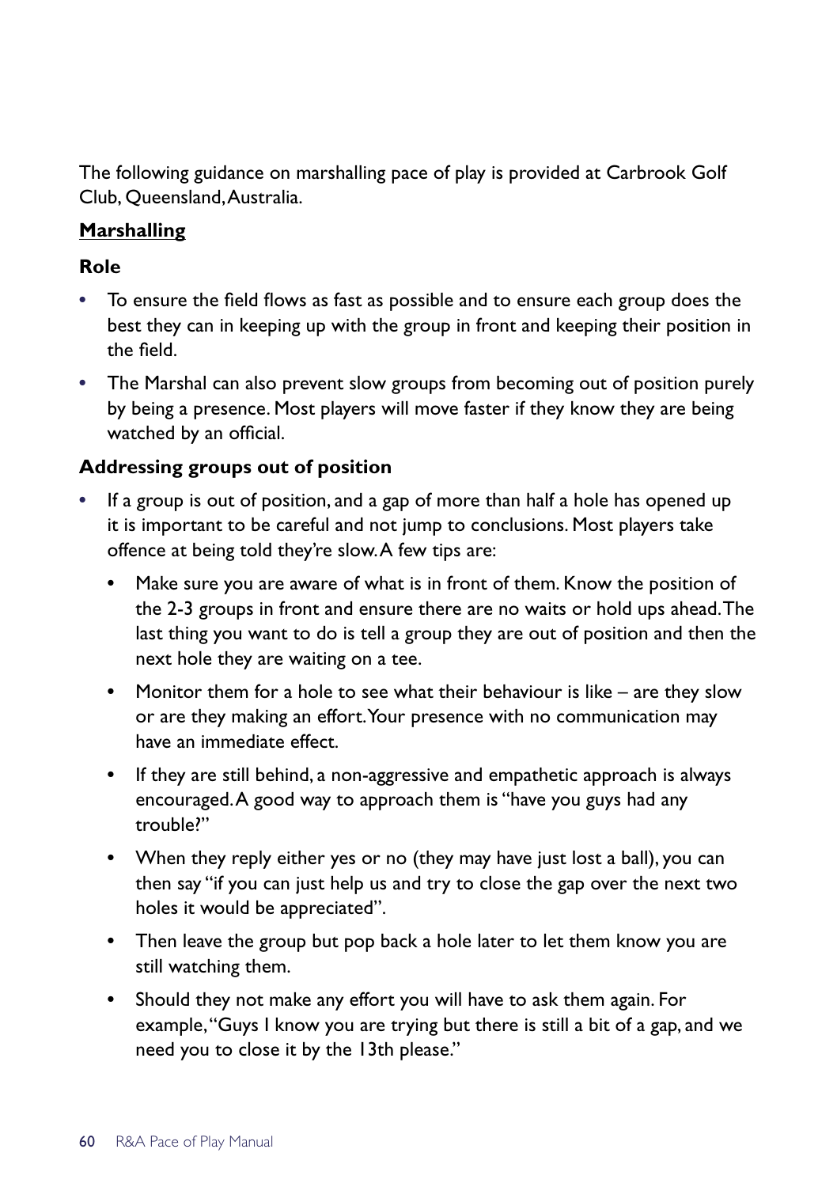The following guidance on marshalling pace of play is provided at Carbrook Golf Club, Queensland, Australia.

**Marshalling**

**Role**

- To ensure the field flows as fast as possible and to ensure each group does the best they can in keeping up with the group in front and keeping their position in the field.
- The Marshal can also prevent slow groups from becoming out of position purely by being a presence. Most players will move faster if they know they are being watched by an official.

**Addressing groups out of position**

- If a group is out of position, and a gap of more than half a hole has opened up it is important to be careful and not jump to conclusions. Most players take offence at being told they're slow. A few tips are:
  - Make sure you are aware of what is in front of them. Know the position of the 2-3 groups in front and ensure there are no waits or hold ups ahead. The last thing you want to do is tell a group they are out of position and then the next hole they are waiting on a tee.
  - Monitor them for a hole to see what their behaviour is like – are they slow or are they making an effort. Your presence with no communication may have an immediate effect.
  - If they are still behind, a non-aggressive and empathetic approach is always encouraged. A good way to approach them is "have you guys had any trouble?"
  - When they reply either yes or no (they may have just lost a ball), you can then say "if you can just help us and try to close the gap over the next two holes it would be appreciated".
  - Then leave the group but pop back a hole later to let them know you are still watching them.
  - Should they not make any effort you will have to ask them again. For example, "Guys I know you are trying but there is still a bit of a gap, and we need you to close it by the 13th please."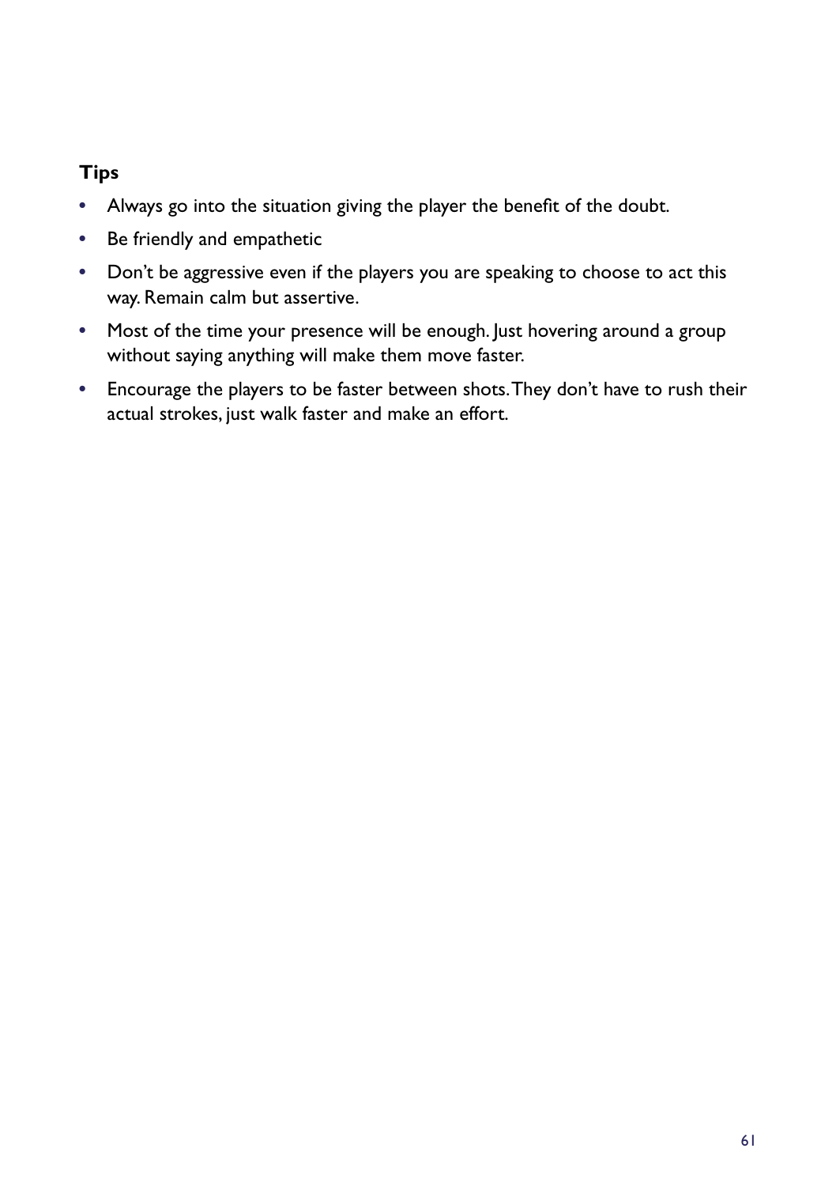**Tips**

- Always go into the situation giving the player the benefit of the doubt.
- Be friendly and empathetic
- Don't be aggressive even if the players you are speaking to choose to act this way. Remain calm but assertive.
- Most of the time your presence will be enough. Just hovering around a group without saying anything will make them move faster.
- Encourage the players to be faster between shots. They don't have to rush their actual strokes, just walk faster and make an effort.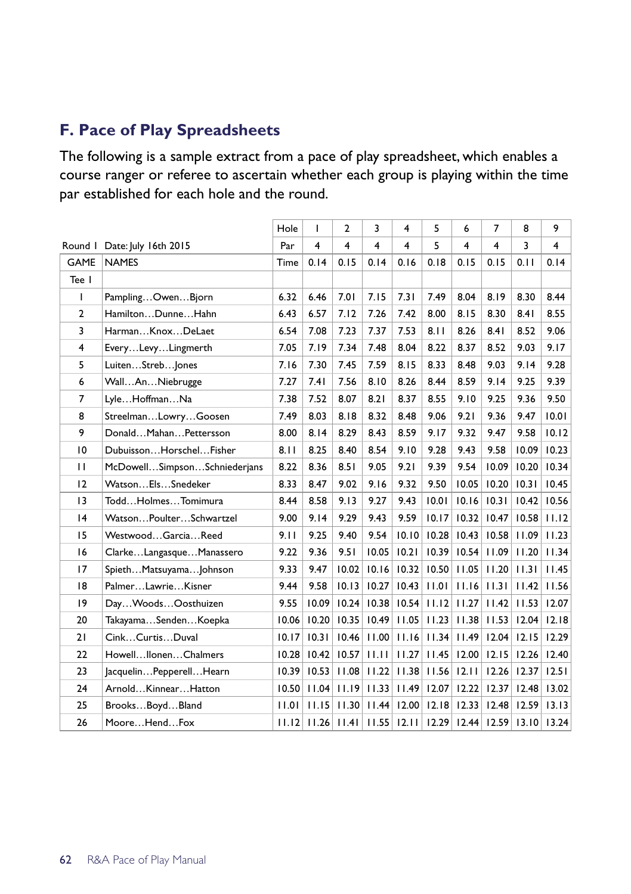## F. Pace of Play Spreadsheets

The following is a sample extract from a pace of play spreadsheet, which enables a course ranger or referee to ascertain whether each group is playing within the time par established for each hole and the round.

| | | Hole | 1 | 2 | 3 | 4 | 5 | 6 | 7 | 8 | 9 |
|---|---|---|---|---|---|---|---|---|---|---|---|
| Round 1 | Date: July 16th 2015 | Par | 4 | 4 | 4 | 4 | 5 | 4 | 4 | 3 | 4 |
| GAME | NAMES | Time | 0.14 | 0.15 | 0.14 | 0.16 | 0.18 | 0.15 | 0.15 | 0.11 | 0.14 |
| Tee 1 | | | | | | | | | | | |
| 1 | Pampling…Owen…Bjorn | 6.32 | 6.46 | 7.01 | 7.15 | 7.31 | 7.49 | 8.04 | 8.19 | 8.30 | 8.44 |
| 2 | Hamilton…Dunne…Hahn | 6.43 | 6.57 | 7.12 | 7.26 | 7.42 | 8.00 | 8.15 | 8.30 | 8.41 | 8.55 |
| 3 | Harman…Knox…DeLaet | 6.54 | 7.08 | 7.23 | 7.37 | 7.53 | 8.11 | 8.26 | 8.41 | 8.52 | 9.06 |
| 4 | Every…Levy…Lingmerth | 7.05 | 7.19 | 7.34 | 7.48 | 8.04 | 8.22 | 8.37 | 8.52 | 9.03 | 9.17 |
| 5 | Luiten…Streb…Jones | 7.16 | 7.30 | 7.45 | 7.59 | 8.15 | 8.33 | 8.48 | 9.03 | 9.14 | 9.28 |
| 6 | Wall…An…Niebrugge | 7.27 | 7.41 | 7.56 | 8.10 | 8.26 | 8.44 | 8.59 | 9.14 | 9.25 | 9.39 |
| 7 | Lyle…Hoffman…Na | 7.38 | 7.52 | 8.07 | 8.21 | 8.37 | 8.55 | 9.10 | 9.25 | 9.36 | 9.50 |
| 8 | Streelman…Lowry…Goosen | 7.49 | 8.03 | 8.18 | 8.32 | 8.48 | 9.06 | 9.21 | 9.36 | 9.47 | 10.01 |
| 9 | Donald…Mahan…Pettersson | 8.00 | 8.14 | 8.29 | 8.43 | 8.59 | 9.17 | 9.32 | 9.47 | 9.58 | 10.12 |
| 10 | Dubuisson…Horschel…Fisher | 8.11 | 8.25 | 8.40 | 8.54 | 9.10 | 9.28 | 9.43 | 9.58 | 10.09 | 10.23 |
| 11 | McDowell…Simpson…Schniederjans | 8.22 | 8.36 | 8.51 | 9.05 | 9.21 | 9.39 | 9.54 | 10.09 | 10.20 | 10.34 |
| 12 | Watson…Els…Snedeker | 8.33 | 8.47 | 9.02 | 9.16 | 9.32 | 9.50 | 10.05 | 10.20 | 10.31 | 10.45 |
| 13 | Todd…Holmes…Tomimura | 8.44 | 8.58 | 9.13 | 9.27 | 9.43 | 10.01 | 10.16 | 10.31 | 10.42 | 10.56 |
| 14 | Watson…Poulter…Schwartzel | 9.00 | 9.14 | 9.29 | 9.43 | 9.59 | 10.17 | 10.32 | 10.47 | 10.58 | 11.12 |
| 15 | Westwood…Garcia…Reed | 9.11 | 9.25 | 9.40 | 9.54 | 10.10 | 10.28 | 10.43 | 10.58 | 11.09 | 11.23 |
| 16 | Clarke…Langasque…Manassero | 9.22 | 9.36 | 9.51 | 10.05 | 10.21 | 10.39 | 10.54 | 11.09 | 11.20 | 11.34 |
| 17 | Spieth…Matsuyama…Johnson | 9.33 | 9.47 | 10.02 | 10.16 | 10.32 | 10.50 | 11.05 | 11.20 | 11.31 | 11.45 |
| 18 | Palmer…Lawrie…Kisner | 9.44 | 9.58 | 10.13 | 10.27 | 10.43 | 11.01 | 11.16 | 11.31 | 11.42 | 11.56 |
| 19 | Day…Woods…Oosthuizen | 9.55 | 10.09 | 10.24 | 10.38 | 10.54 | 11.12 | 11.27 | 11.42 | 11.53 | 12.07 |
| 20 | Takayama…Senden…Koepka | 10.06 | 10.20 | 10.35 | 10.49 | 11.05 | 11.23 | 11.38 | 11.53 | 12.04 | 12.18 |
| 21 | Cink…Curtis…Duval | 10.17 | 10.31 | 10.46 | 11.00 | 11.16 | 11.34 | 11.49 | 12.04 | 12.15 | 12.29 |
| 22 | Howell…Ilonen…Chalmers | 10.28 | 10.42 | 10.57 | 11.11 | 11.27 | 11.45 | 12.00 | 12.15 | 12.26 | 12.40 |
| 23 | Jacquelin…Pepperell…Hearn | 10.39 | 10.53 | 11.08 | 11.22 | 11.38 | 11.56 | 12.11 | 12.26 | 12.37 | 12.51 |
| 24 | Arnold…Kinnear…Hatton | 10.50 | 11.04 | 11.19 | 11.33 | 11.49 | 12.07 | 12.22 | 12.37 | 12.48 | 13.02 |
| 25 | Brooks…Boyd…Bland | 11.01 | 11.15 | 11.30 | 11.44 | 12.00 | 12.18 | 12.33 | 12.48 | 12.59 | 13.13 |
| 26 | Moore…Hend…Fox | 11.12 | 11.26 | 11.41 | 11.55 | 12.11 | 12.29 | 12.44 | 12.59 | 13.10 | 13.24 |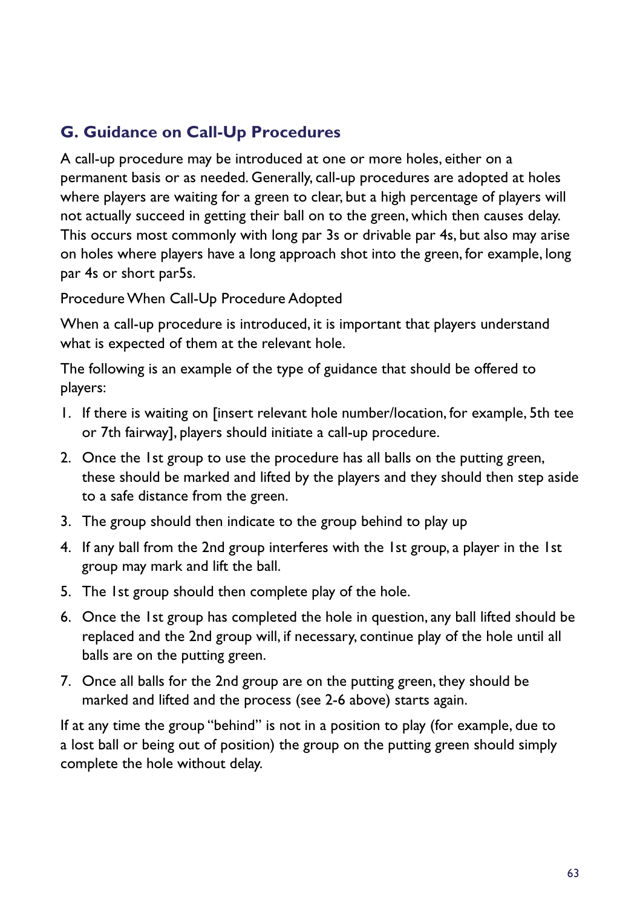## G. Guidance on Call-Up Procedures

A call-up procedure may be introduced at one or more holes, either on a permanent basis or as needed. Generally, call-up procedures are adopted at holes where players are waiting for a green to clear, but a high percentage of players will not actually succeed in getting their ball on to the green, which then causes delay. This occurs most commonly with long par 3s or drivable par 4s, but also may arise on holes where players have a long approach shot into the green, for example, long par 4s or short par5s.

Procedure When Call-Up Procedure Adopted

When a call-up procedure is introduced, it is important that players understand what is expected of them at the relevant hole.

The following is an example of the type of guidance that should be offered to players:

1. If there is waiting on [insert relevant hole number/location, for example, 5th tee or 7th fairway], players should initiate a call-up procedure.
2. Once the 1st group to use the procedure has all balls on the putting green, these should be marked and lifted by the players and they should then step aside to a safe distance from the green.
3. The group should then indicate to the group behind to play up
4. If any ball from the 2nd group interferes with the 1st group, a player in the 1st group may mark and lift the ball.
5. The 1st group should then complete play of the hole.
6. Once the 1st group has completed the hole in question, any ball lifted should be replaced and the 2nd group will, if necessary, continue play of the hole until all balls are on the putting green.
7. Once all balls for the 2nd group are on the putting green, they should be marked and lifted and the process (see 2-6 above) starts again.

If at any time the group "behind" is not in a position to play (for example, due to a lost ball or being out of position) the group on the putting green should simply complete the hole without delay.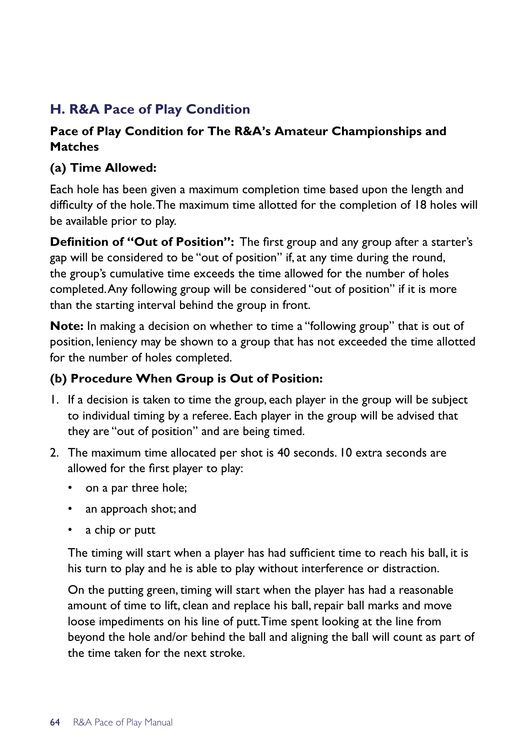## H. R&A Pace of Play Condition

### Pace of Play Condition for The R&A's Amateur Championships and Matches

#### (a) Time Allowed:

Each hole has been given a maximum completion time based upon the length and difficulty of the hole. The maximum time allotted for the completion of 18 holes will be available prior to play.

**Definition of "Out of Position":** The first group and any group after a starter's gap will be considered to be "out of position" if, at any time during the round, the group's cumulative time exceeds the time allowed for the number of holes completed. Any following group will be considered "out of position" if it is more than the starting interval behind the group in front.

**Note:** In making a decision on whether to time a "following group" that is out of position, leniency may be shown to a group that has not exceeded the time allotted for the number of holes completed.

#### (b) Procedure When Group is Out of Position:

1. If a decision is taken to time the group, each player in the group will be subject to individual timing by a referee. Each player in the group will be advised that they are "out of position" and are being timed.
2. The maximum time allocated per shot is 40 seconds. 10 extra seconds are allowed for the first player to play:
   - on a par three hole;
   - an approach shot; and
   - a chip or putt

   The timing will start when a player has had sufficient time to reach his ball, it is his turn to play and he is able to play without interference or distraction.

   On the putting green, timing will start when the player has had a reasonable amount of time to lift, clean and replace his ball, repair ball marks and move loose impediments on his line of putt. Time spent looking at the line from beyond the hole and/or behind the ball and aligning the ball will count as part of the time taken for the next stroke.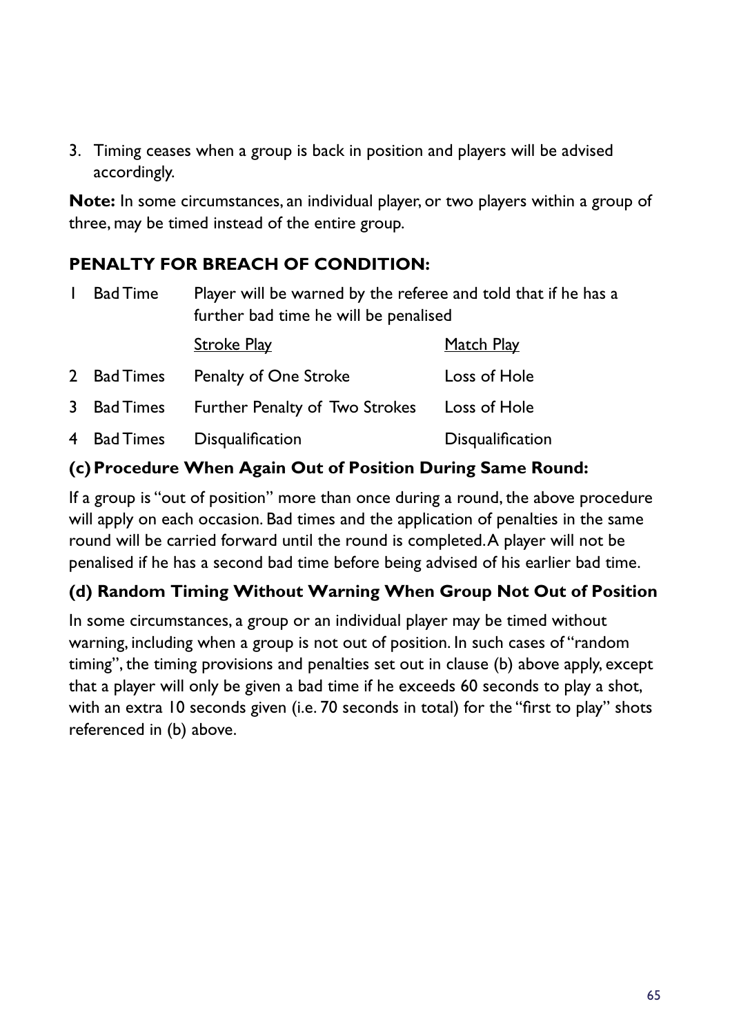3. Timing ceases when a group is back in position and players will be advised accordingly.

**Note:** In some circumstances, an individual player, or two players within a group of three, may be timed instead of the entire group.

**PENALTY FOR BREACH OF CONDITION:**

| | | | |
|---|---|---|---|
| 1 | Bad Time | Player will be warned by the referee and told that if he has a further bad time he will be penalised | |
| | | Stroke Play | Match Play |
| 2 | Bad Times | Penalty of One Stroke | Loss of Hole |
| 3 | Bad Times | Further Penalty of Two Strokes | Loss of Hole |
| 4 | Bad Times | Disqualification | Disqualification |

**(c) Procedure When Again Out of Position During Same Round:**

If a group is "out of position" more than once during a round, the above procedure will apply on each occasion. Bad times and the application of penalties in the same round will be carried forward until the round is completed. A player will not be penalised if he has a second bad time before being advised of his earlier bad time.

**(d) Random Timing Without Warning When Group Not Out of Position**

In some circumstances, a group or an individual player may be timed without warning, including when a group is not out of position. In such cases of "random timing", the timing provisions and penalties set out in clause (b) above apply, except that a player will only be given a bad time if he exceeds 60 seconds to play a shot, with an extra 10 seconds given (i.e. 70 seconds in total) for the "first to play" shots referenced in (b) above.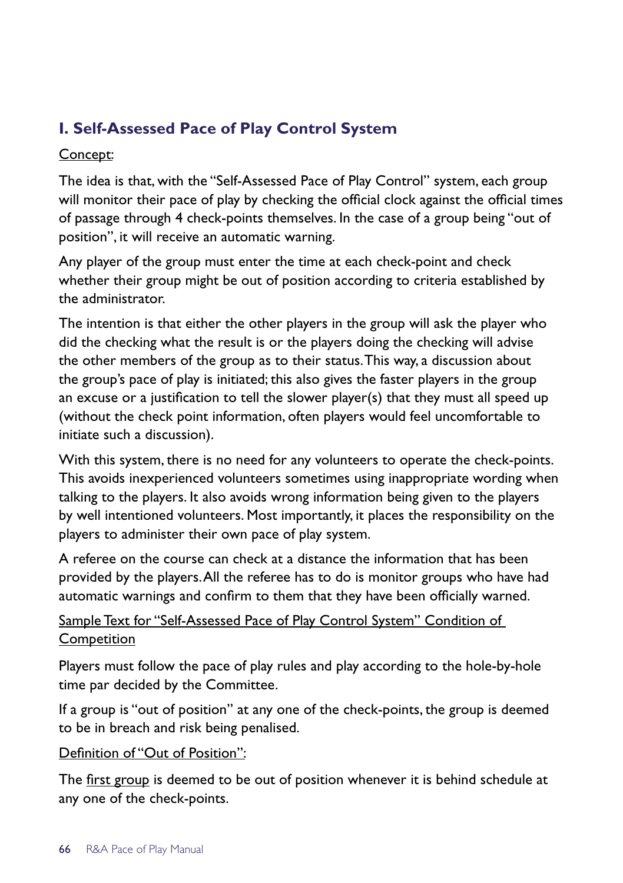## I. Self-Assessed Pace of Play Control System

<u>Concept</u>:

The idea is that, with the "Self-Assessed Pace of Play Control" system, each group will monitor their pace of play by checking the official clock against the official times of passage through 4 check-points themselves. In the case of a group being "out of position", it will receive an automatic warning.

Any player of the group must enter the time at each check-point and check whether their group might be out of position according to criteria established by the administrator.

The intention is that either the other players in the group will ask the player who did the checking what the result is or the players doing the checking will advise the other members of the group as to their status. This way, a discussion about the group's pace of play is initiated; this also gives the faster players in the group an excuse or a justification to tell the slower player(s) that they must all speed up (without the check point information, often players would feel uncomfortable to initiate such a discussion).

With this system, there is no need for any volunteers to operate the check-points. This avoids inexperienced volunteers sometimes using inappropriate wording when talking to the players. It also avoids wrong information being given to the players by well intentioned volunteers. Most importantly, it places the responsibility on the players to administer their own pace of play system.

A referee on the course can check at a distance the information that has been provided by the players. All the referee has to do is monitor groups who have had automatic warnings and confirm to them that they have been officially warned.

<u>Sample Text for "Self-Assessed Pace of Play Control System" Condition of Competition</u>

Players must follow the pace of play rules and play according to the hole-by-hole time par decided by the Committee.

If a group is "out of position" at any one of the check-points, the group is deemed to be in breach and risk being penalised.

<u>Definition of "Out of Position"</u>:

The <u>first group</u> is deemed to be out of position whenever it is behind schedule at any one of the check-points.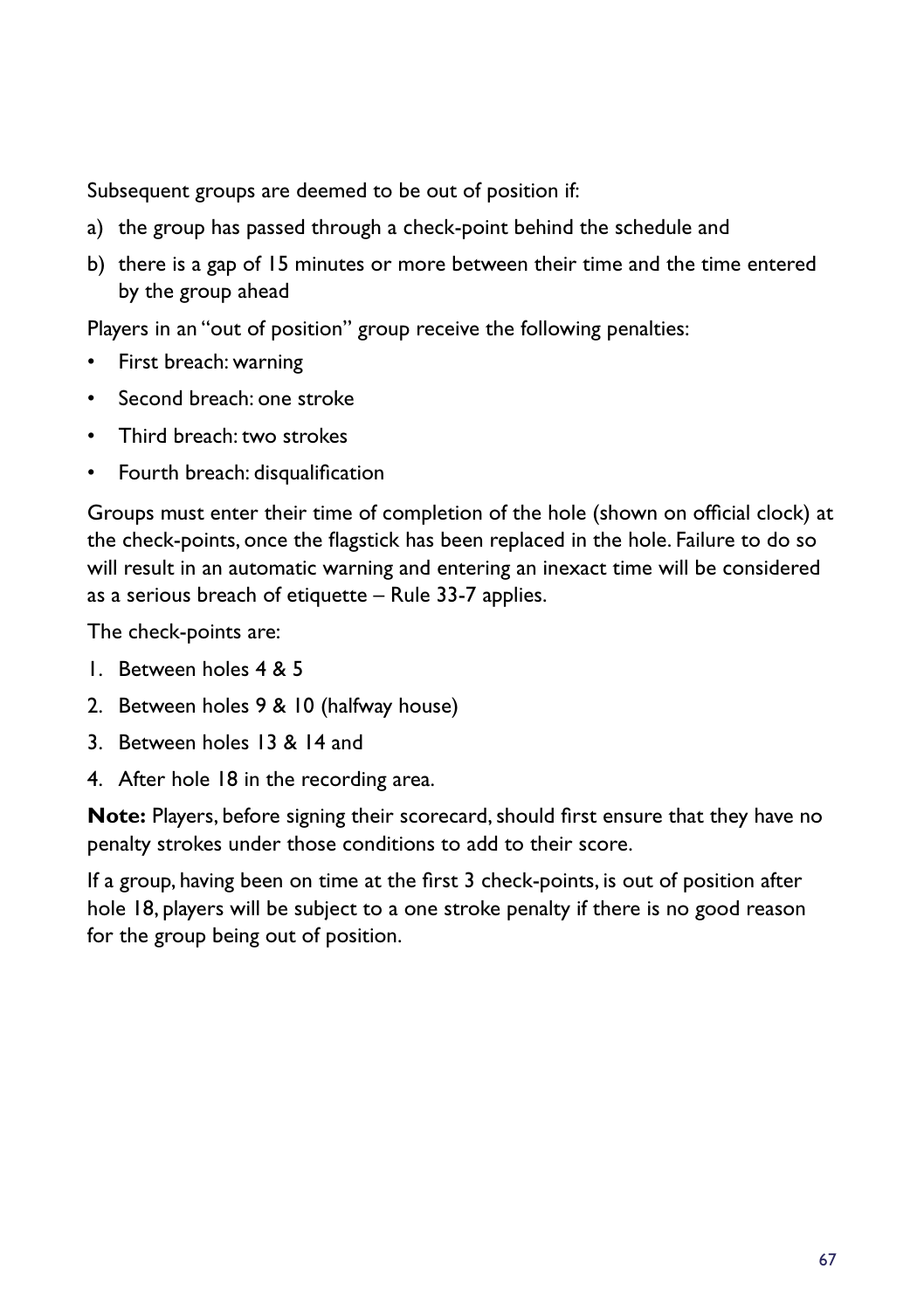Subsequent groups are deemed to be out of position if:

a) the group has passed through a check-point behind the schedule and
b) there is a gap of 15 minutes or more between their time and the time entered by the group ahead

Players in an "out of position" group receive the following penalties:

- First breach: warning
- Second breach: one stroke
- Third breach: two strokes
- Fourth breach: disqualification

Groups must enter their time of completion of the hole (shown on official clock) at the check-points, once the flagstick has been replaced in the hole. Failure to do so will result in an automatic warning and entering an inexact time will be considered as a serious breach of etiquette – Rule 33-7 applies.

The check-points are:

1. Between holes 4 & 5
2. Between holes 9 & 10 (halfway house)
3. Between holes 13 & 14 and
4. After hole 18 in the recording area.

**Note:** Players, before signing their scorecard, should first ensure that they have no penalty strokes under those conditions to add to their score.

If a group, having been on time at the first 3 check-points, is out of position after hole 18, players will be subject to a one stroke penalty if there is no good reason for the group being out of position.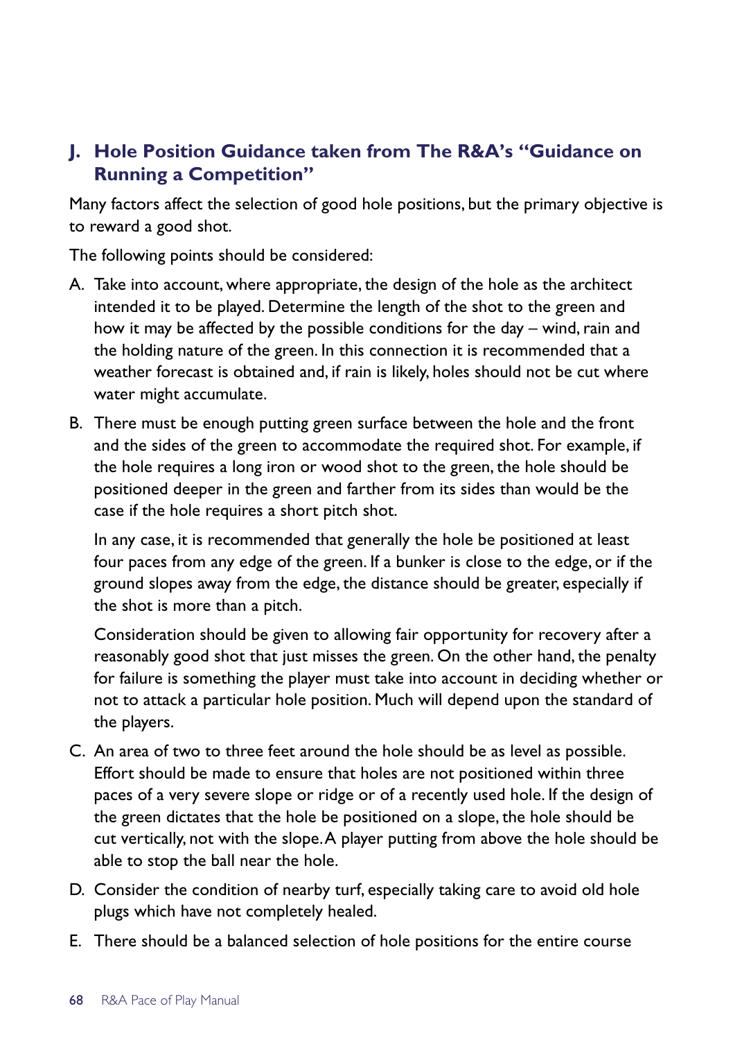## J. Hole Position Guidance taken from The R&A's "Guidance on Running a Competition"

Many factors affect the selection of good hole positions, but the primary objective is to reward a good shot.

The following points should be considered:

A. Take into account, where appropriate, the design of the hole as the architect intended it to be played. Determine the length of the shot to the green and how it may be affected by the possible conditions for the day – wind, rain and the holding nature of the green. In this connection it is recommended that a weather forecast is obtained and, if rain is likely, holes should not be cut where water might accumulate.

B. There must be enough putting green surface between the hole and the front and the sides of the green to accommodate the required shot. For example, if the hole requires a long iron or wood shot to the green, the hole should be positioned deeper in the green and farther from its sides than would be the case if the hole requires a short pitch shot.

   In any case, it is recommended that generally the hole be positioned at least four paces from any edge of the green. If a bunker is close to the edge, or if the ground slopes away from the edge, the distance should be greater, especially if the shot is more than a pitch.

   Consideration should be given to allowing fair opportunity for recovery after a reasonably good shot that just misses the green. On the other hand, the penalty for failure is something the player must take into account in deciding whether or not to attack a particular hole position. Much will depend upon the standard of the players.

C. An area of two to three feet around the hole should be as level as possible. Effort should be made to ensure that holes are not positioned within three paces of a very severe slope or ridge or of a recently used hole. If the design of the green dictates that the hole be positioned on a slope, the hole should be cut vertically, not with the slope. A player putting from above the hole should be able to stop the ball near the hole.

D. Consider the condition of nearby turf, especially taking care to avoid old hole plugs which have not completely healed.

E. There should be a balanced selection of hole positions for the entire course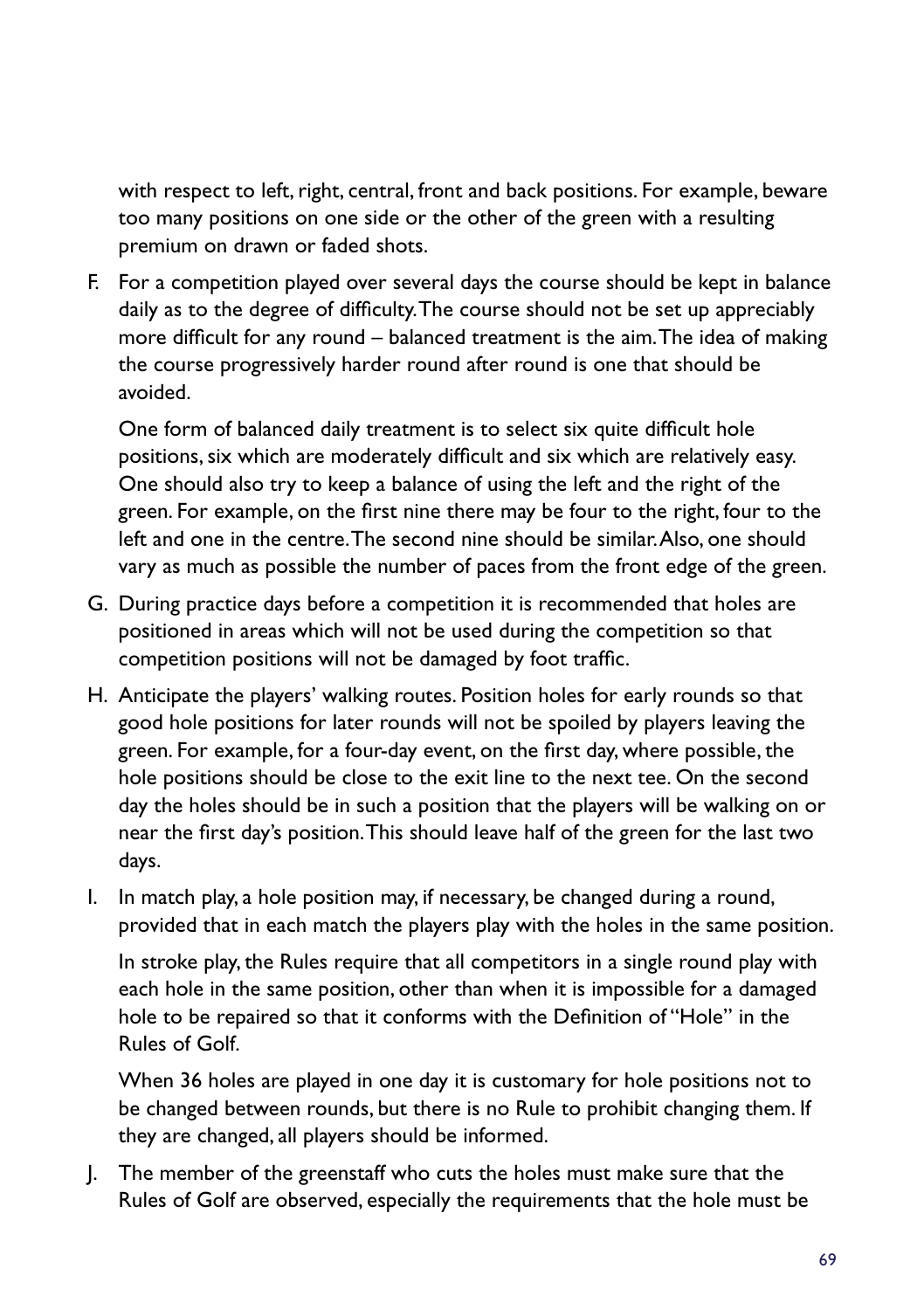with respect to left, right, central, front and back positions. For example, beware too many positions on one side or the other of the green with a resulting premium on drawn or faded shots.

F. For a competition played over several days the course should be kept in balance daily as to the degree of difficulty. The course should not be set up appreciably more difficult for any round – balanced treatment is the aim. The idea of making the course progressively harder round after round is one that should be avoided.

   One form of balanced daily treatment is to select six quite difficult hole positions, six which are moderately difficult and six which are relatively easy. One should also try to keep a balance of using the left and the right of the green. For example, on the first nine there may be four to the right, four to the left and one in the centre. The second nine should be similar. Also, one should vary as much as possible the number of paces from the front edge of the green.

G. During practice days before a competition it is recommended that holes are positioned in areas which will not be used during the competition so that competition positions will not be damaged by foot traffic.

H. Anticipate the players' walking routes. Position holes for early rounds so that good hole positions for later rounds will not be spoiled by players leaving the green. For example, for a four-day event, on the first day, where possible, the hole positions should be close to the exit line to the next tee. On the second day the holes should be in such a position that the players will be walking on or near the first day's position. This should leave half of the green for the last two days.

I. In match play, a hole position may, if necessary, be changed during a round, provided that in each match the players play with the holes in the same position.

   In stroke play, the Rules require that all competitors in a single round play with each hole in the same position, other than when it is impossible for a damaged hole to be repaired so that it conforms with the Definition of "Hole" in the Rules of Golf.

   When 36 holes are played in one day it is customary for hole positions not to be changed between rounds, but there is no Rule to prohibit changing them. If they are changed, all players should be informed.

J. The member of the greenstaff who cuts the holes must make sure that the Rules of Golf are observed, especially the requirements that the hole must be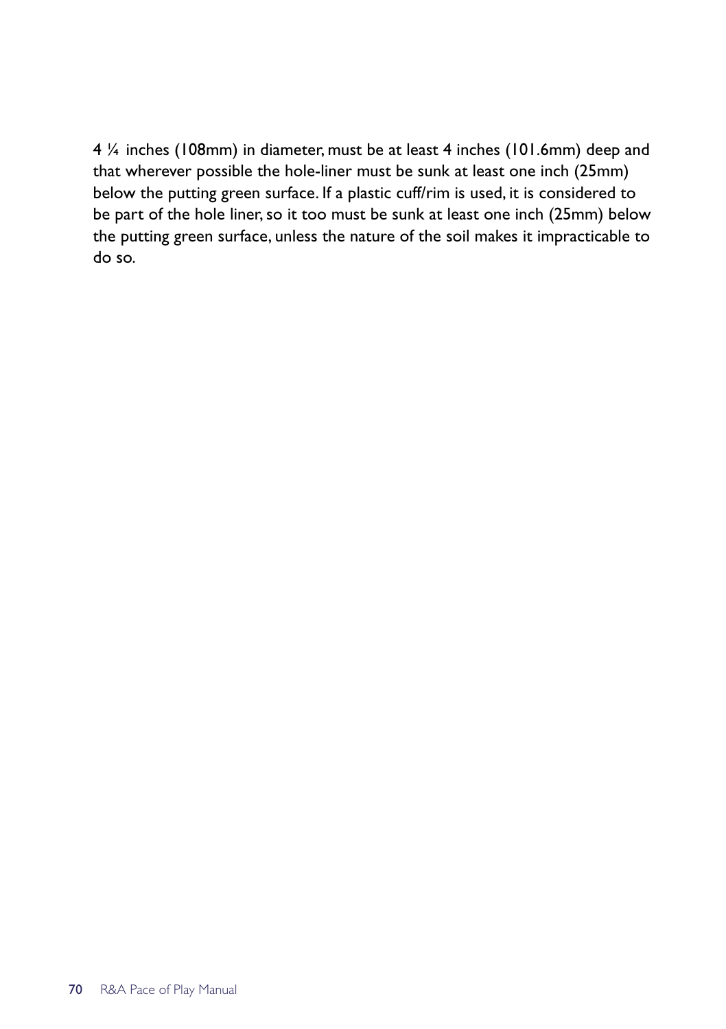4 ¼ inches (108mm) in diameter, must be at least 4 inches (101.6mm) deep and that wherever possible the hole-liner must be sunk at least one inch (25mm) below the putting green surface. If a plastic cuff/rim is used, it is considered to be part of the hole liner, so it too must be sunk at least one inch (25mm) below the putting green surface, unless the nature of the soil makes it impracticable to do so.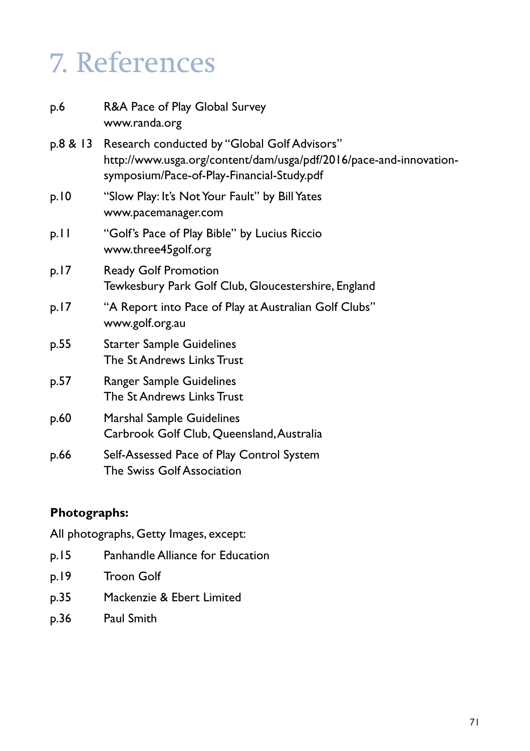# 7. References

| | |
|---|---|
| p.6 | R&A Pace of Play Global Survey<br>www.randa.org |
| p.8 & 13 | Research conducted by "Global Golf Advisors"<br>http://www.usga.org/content/dam/usga/pdf/2016/pace-and-innovation-symposium/Pace-of-Play-Financial-Study.pdf |
| p.10 | "Slow Play: It's Not Your Fault" by Bill Yates<br>www.pacemanager.com |
| p.11 | "Golf's Pace of Play Bible" by Lucius Riccio<br>www.three45golf.org |
| p.17 | Ready Golf Promotion<br>Tewkesbury Park Golf Club, Gloucestershire, England |
| p.17 | "A Report into Pace of Play at Australian Golf Clubs"<br>www.golf.org.au |
| p.55 | Starter Sample Guidelines<br>The St Andrews Links Trust |
| p.57 | Ranger Sample Guidelines<br>The St Andrews Links Trust |
| p.60 | Marshal Sample Guidelines<br>Carbrook Golf Club, Queensland, Australia |
| p.66 | Self-Assessed Pace of Play Control System<br>The Swiss Golf Association |

**Photographs:**

All photographs, Getty Images, except:

| | |
|---|---|
| p.15 | Panhandle Alliance for Education |
| p.19 | Troon Golf |
| p.35 | Mackenzie & Ebert Limited |
| p.36 | Paul Smith |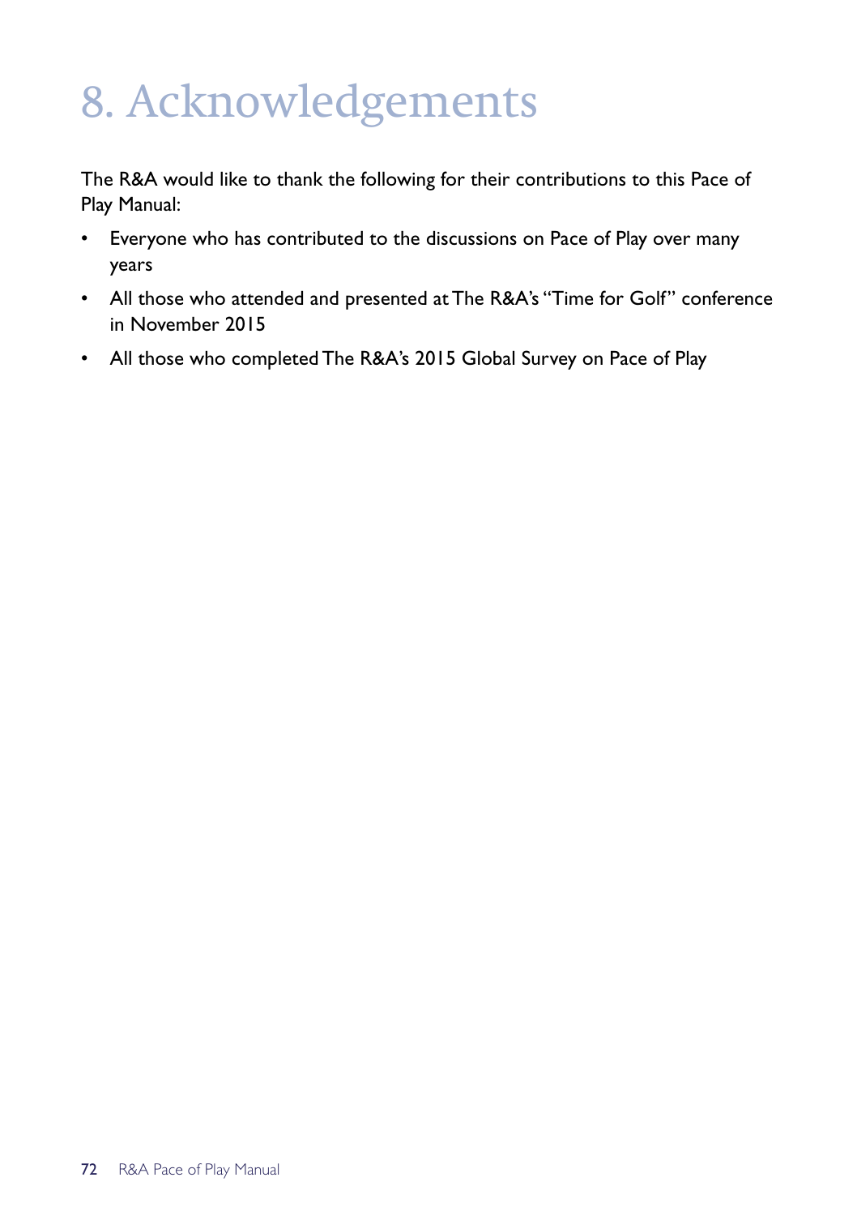# 8. Acknowledgements

The R&A would like to thank the following for their contributions to this Pace of Play Manual:

- Everyone who has contributed to the discussions on Pace of Play over many years
- All those who attended and presented at The R&A's "Time for Golf" conference in November 2015
- All those who completed The R&A's 2015 Global Survey on Pace of Play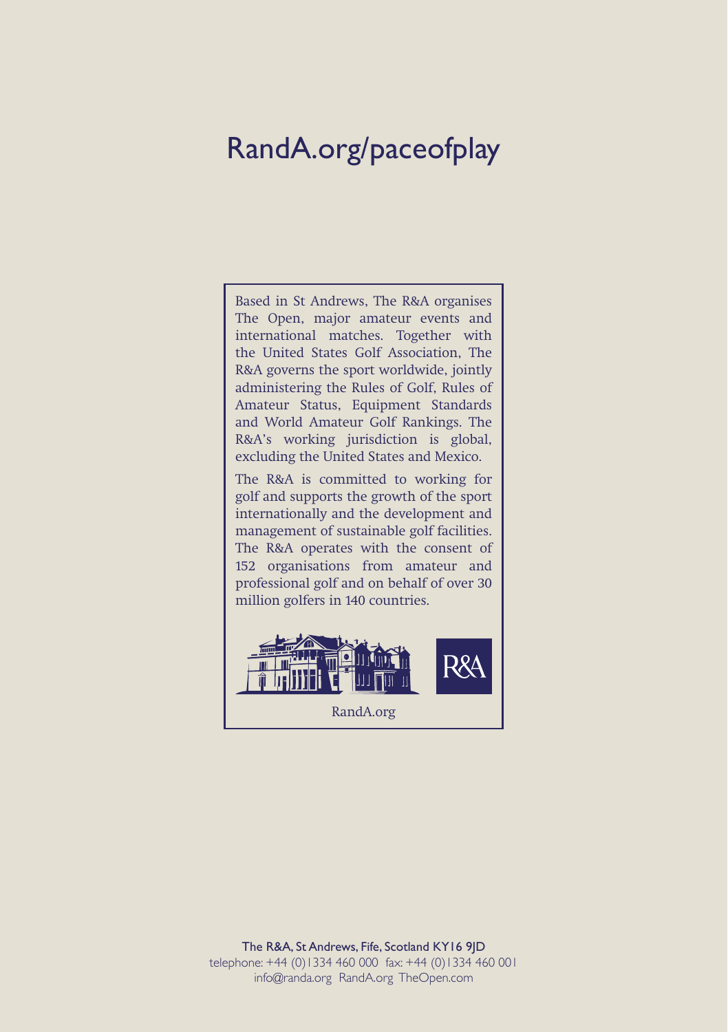# RandA.org/paceofplay

Based in St Andrews, The R&A organises The Open, major amateur events and international matches. Together with the United States Golf Association, The R&A governs the sport worldwide, jointly administering the Rules of Golf, Rules of Amateur Status, Equipment Standards and World Amateur Golf Rankings. The R&A's working jurisdiction is global, excluding the United States and Mexico.

The R&A is committed to working for golf and supports the growth of the sport internationally and the development and management of sustainable golf facilities. The R&A operates with the consent of 152 organisations from amateur and professional golf and on behalf of over 30 million golfers in 140 countries.

R&A

RandA.org

The R&A, St Andrews, Fife, Scotland KY16 9JD
telephone: +44 (0)1334 460 000 fax: +44 (0)1334 460 001
info@randa.org RandA.org TheOpen.com